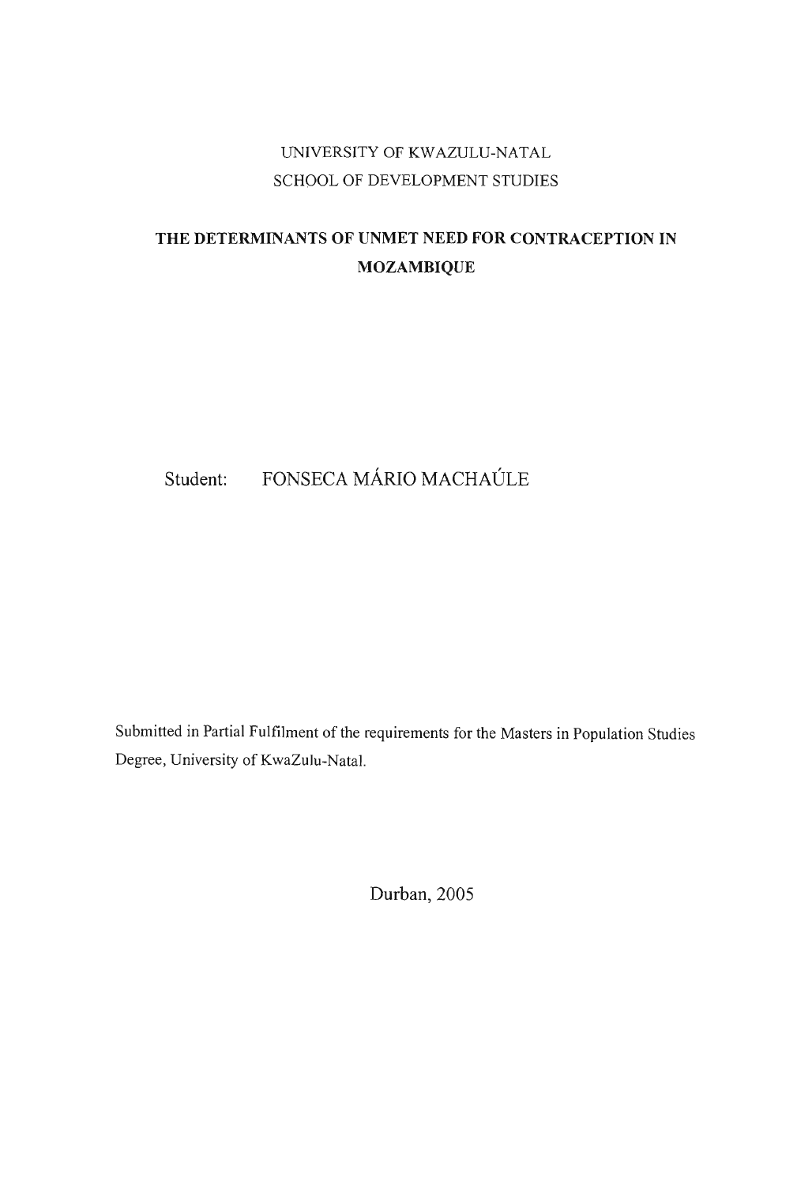UNIVERSITY OF KWAZULU-NATAL

SCHOOL OF DEVELOPMENT STUDIES

# THE DETERMINANTS OF UNMET NEED FOR CONTRACEPTION IN MOZAMBIQUE

Student: FONSECA MÁRIO MACHAÚLE

Submitted in Partial Fulfilment of the requirements for the Masters in Population Studies Degree, University of KwaZulu-Natal.

Durban, 2005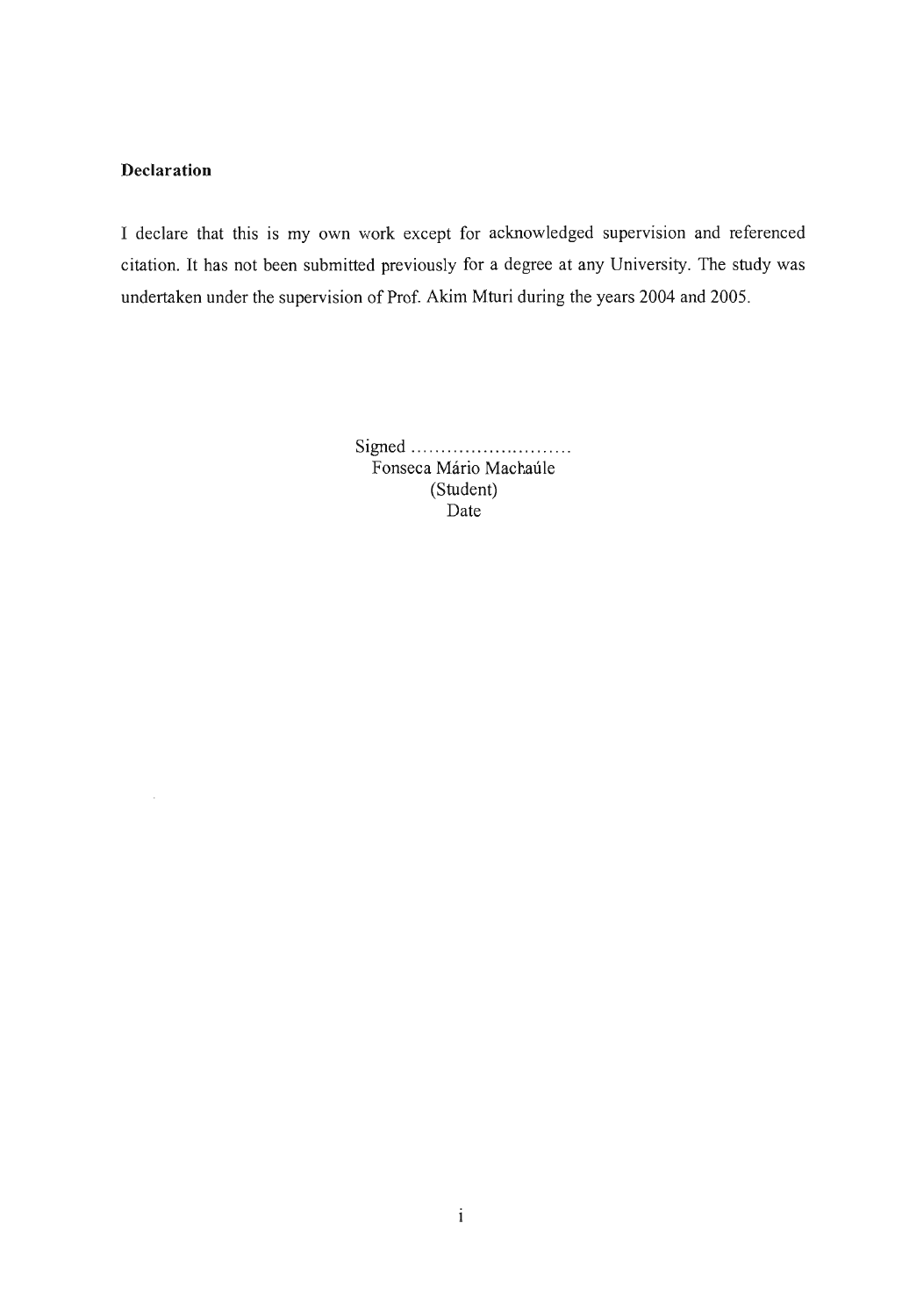**Declaration**

I declare that this is my own work except for acknowledged supervision and referenced citation. It has not been submitted previously for a degree at any University. The study was undertaken under the supervision of Prof. Akim Mturi during the years 2004 and 2005.

Signed ..........................
Fonseca Mário Machaúle
(Student)
Date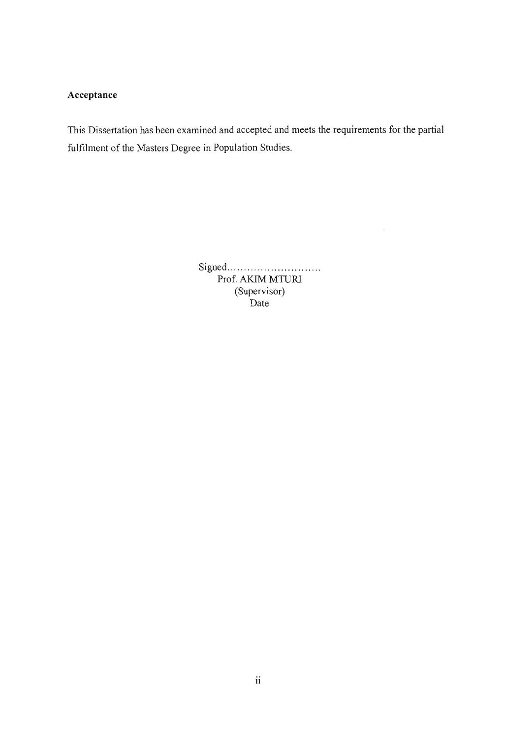## Acceptance

This Dissertation has been examined and accepted and meets the requirements for the partial fulfilment of the Masters Degree in Population Studies.

Signed............................
Prof. AKIM MTURI
(Supervisor)
Date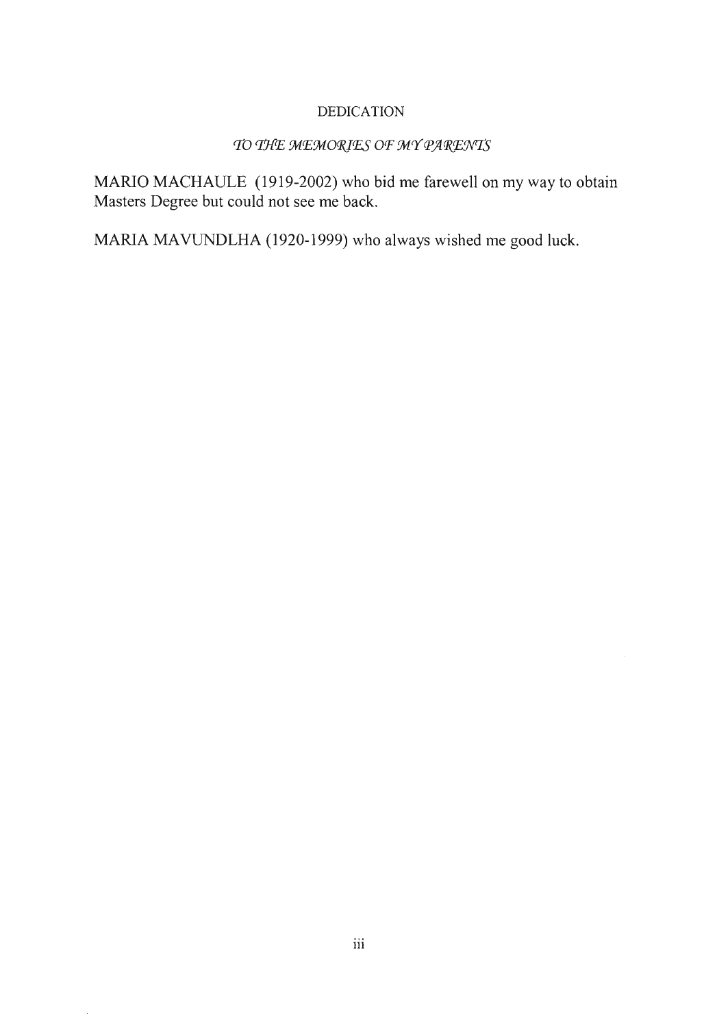# DEDICATION

*TO THE MEMORIES OF MY PARENTS*

MARIO MACHAULE (1919-2002) who bid me farewell on my way to obtain Masters Degree but could not see me back.

MARIA MAVUNDLHA (1920-1999) who always wished me good luck.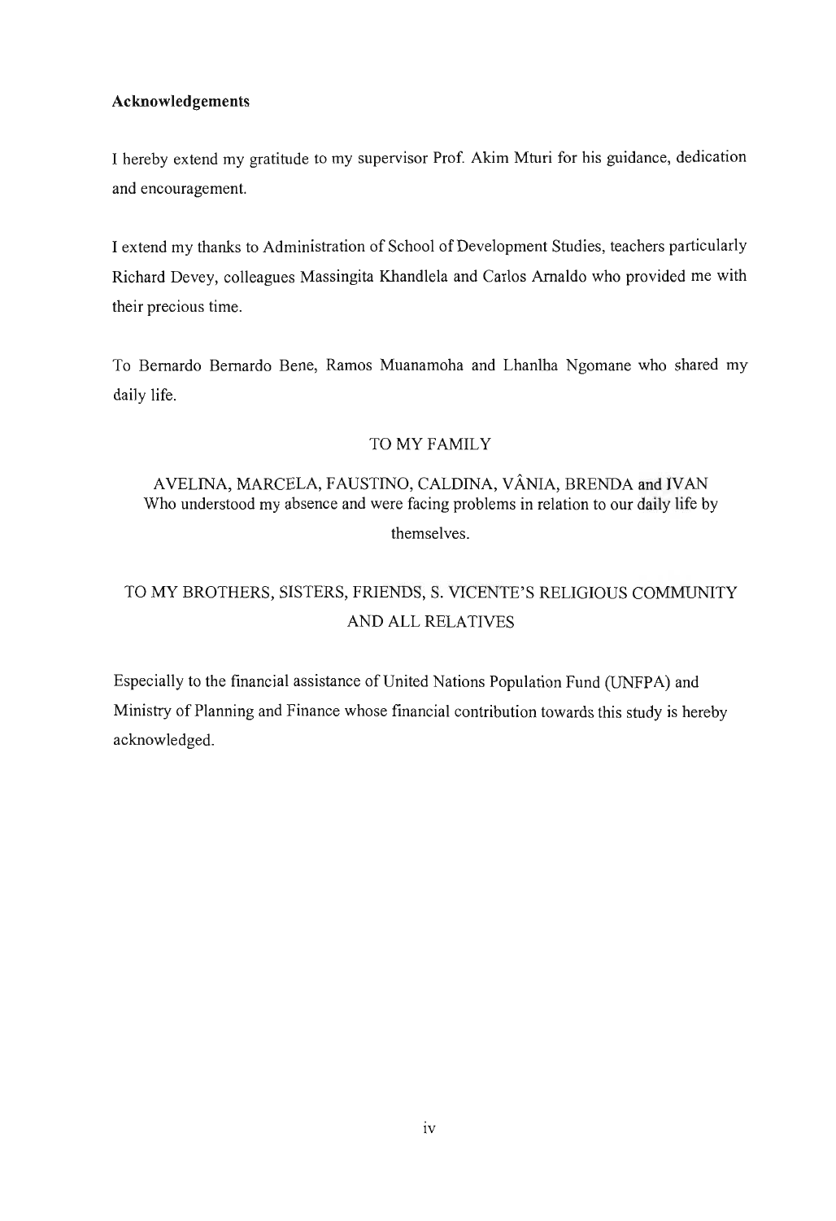**Acknowledgements**

I hereby extend my gratitude to my supervisor Prof. Akim Mturi for his guidance, dedication and encouragement.

I extend my thanks to Administration of School of Development Studies, teachers particularly Richard Devey, colleagues Massingita Khandlela and Carlos Arnaldo who provided me with their precious time.

To Bernardo Bernardo Bene, Ramos Muanamoha and Lhanlha Ngomane who shared my daily life.

TO MY FAMILY

AVELINA, MARCELA, FAUSTINO, CALDINA, VÂNIA, BRENDA and IVAN
Who understood my absence and were facing problems in relation to our daily life by themselves.

TO MY BROTHERS, SISTERS, FRIENDS, S. VICENTE'S RELIGIOUS COMMUNITY AND ALL RELATIVES

Especially to the financial assistance of United Nations Population Fund (UNFPA) and Ministry of Planning and Finance whose financial contribution towards this study is hereby acknowledged.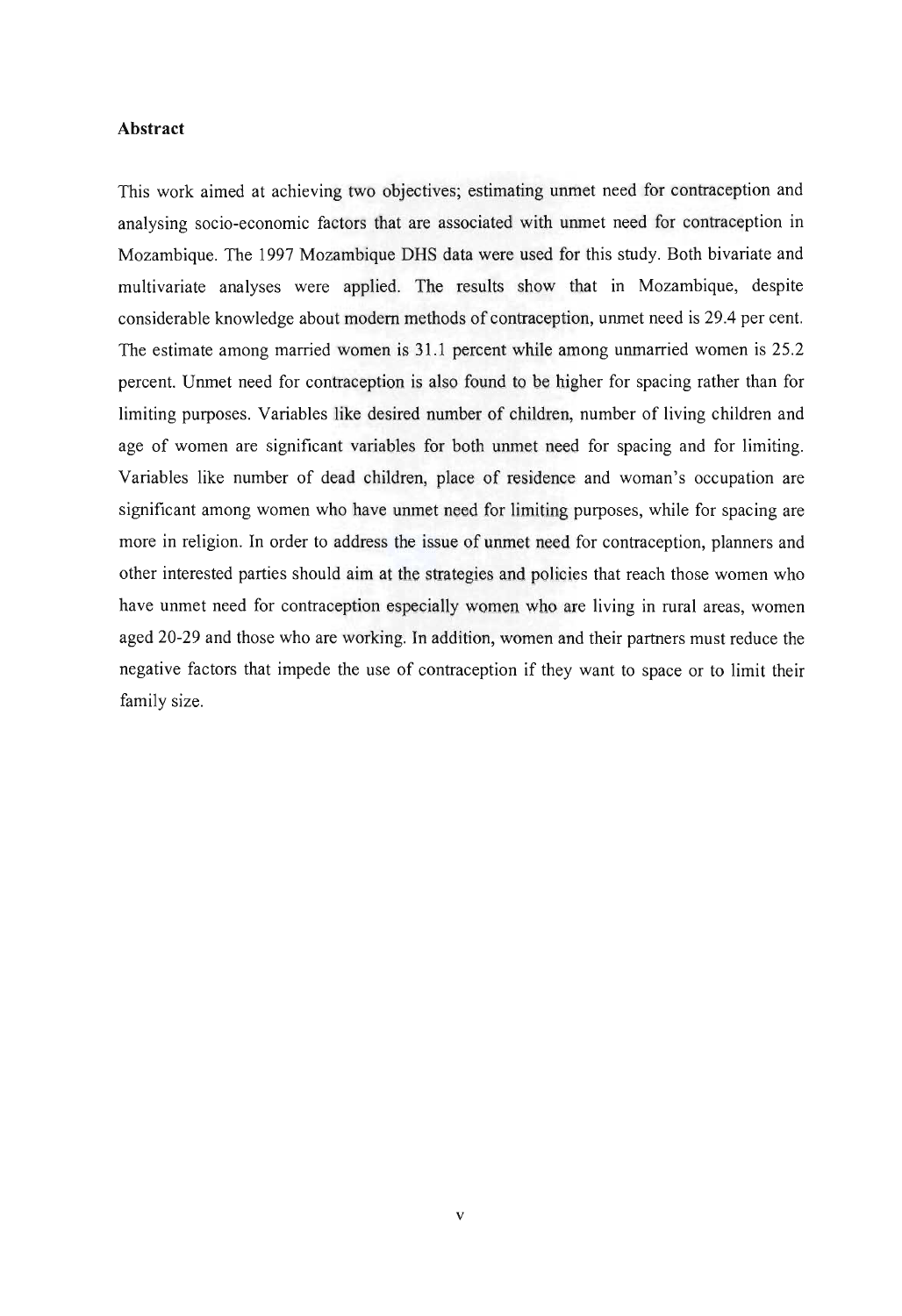## Abstract

This work aimed at achieving two objectives; estimating unmet need for contraception and analysing socio-economic factors that are associated with unmet need for contraception in Mozambique. The 1997 Mozambique DHS data were used for this study. Both bivariate and multivariate analyses were applied. The results show that in Mozambique, despite considerable knowledge about modern methods of contraception, unmet need is 29.4 per cent. The estimate among married women is 31.1 percent while among unmarried women is 25.2 percent. Unmet need for contraception is also found to be higher for spacing rather than for limiting purposes. Variables like desired number of children, number of living children and age of women are significant variables for both unmet need for spacing and for limiting. Variables like number of dead children, place of residence and woman's occupation are significant among women who have unmet need for limiting purposes, while for spacing are more in religion. In order to address the issue of unmet need for contraception, planners and other interested parties should aim at the strategies and policies that reach those women who have unmet need for contraception especially women who are living in rural areas, women aged 20-29 and those who are working. In addition, women and their partners must reduce the negative factors that impede the use of contraception if they want to space or to limit their family size.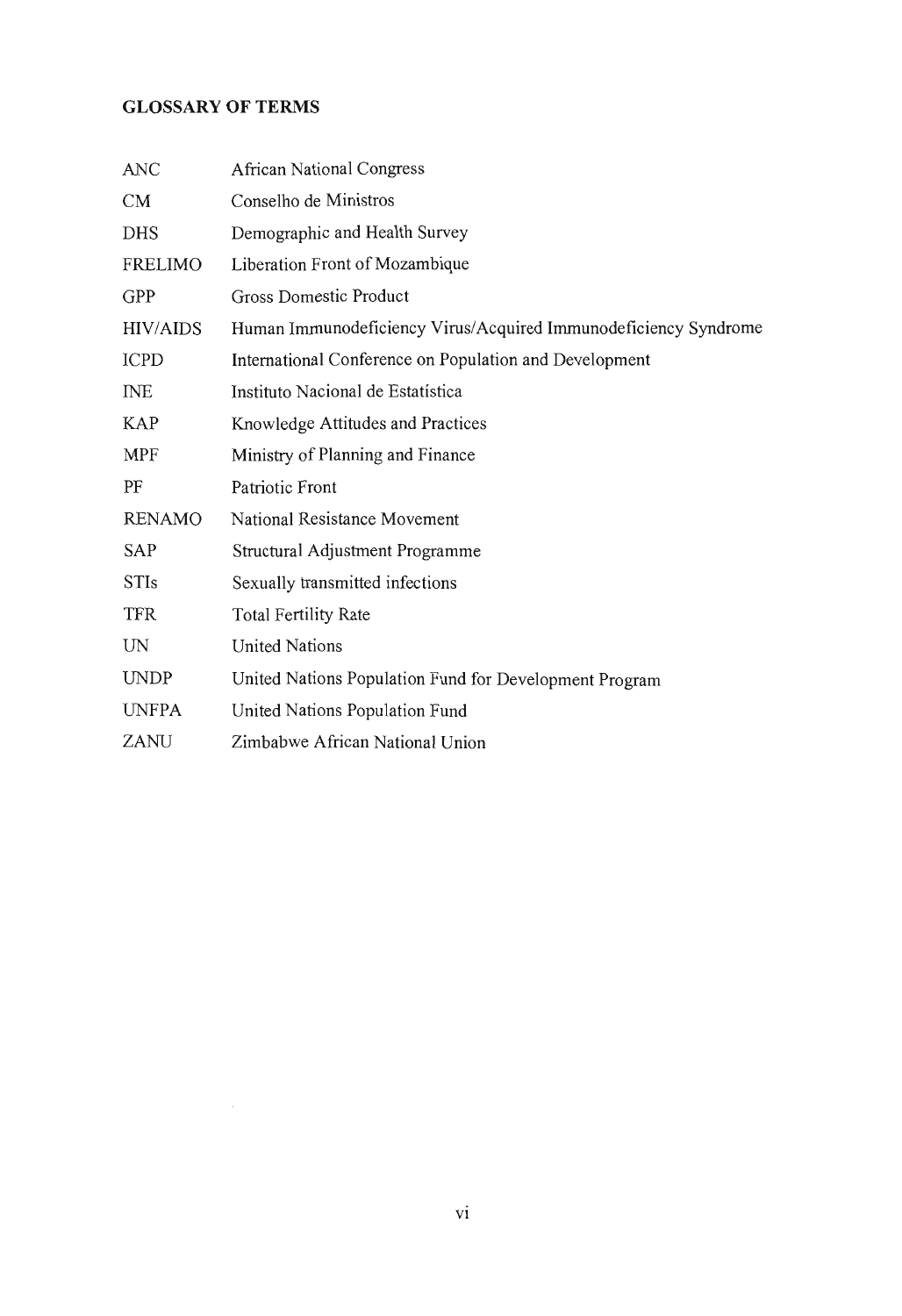## GLOSSARY OF TERMS

| | |
|---|---|
| ANC | African National Congress |
| CM | Conselho de Ministros |
| DHS | Demographic and Health Survey |
| FRELIMO | Liberation Front of Mozambique |
| GPP | Gross Domestic Product |
| HIV/AIDS | Human Immunodeficiency Virus/Acquired Immunodeficiency Syndrome |
| ICPD | International Conference on Population and Development |
| INE | Instituto Nacional de Estatistica |
| KAP | Knowledge Attitudes and Practices |
| MPF | Ministry of Planning and Finance |
| PF | Patriotic Front |
| RENAMO | National Resistance Movement |
| SAP | Structural Adjustment Programme |
| STIs | Sexually transmitted infections |
| TFR | Total Fertility Rate |
| UN | United Nations |
| UNDP | United Nations Population Fund for Development Program |
| UNFPA | United Nations Population Fund |
| ZANU | Zimbabwe African National Union |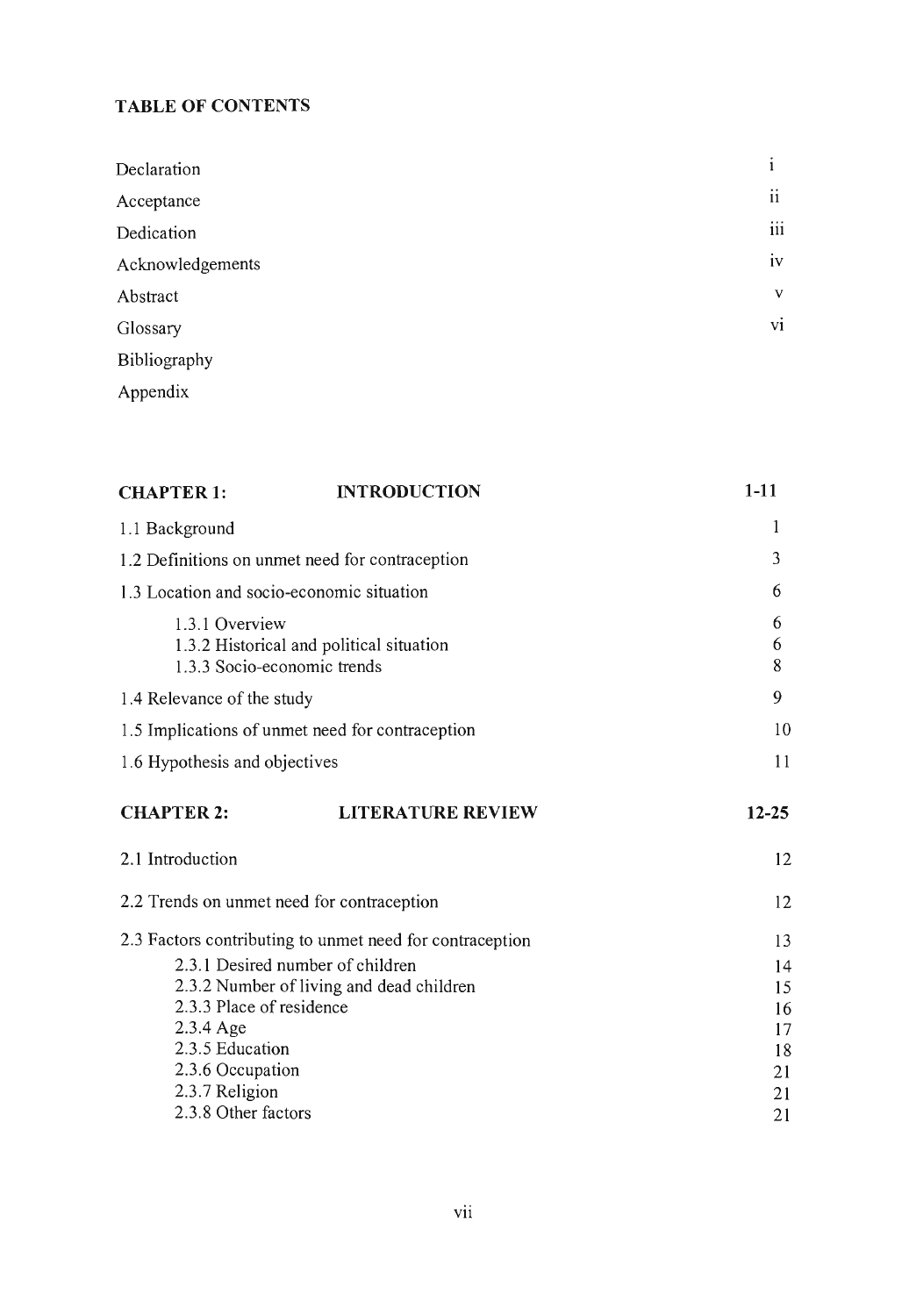**TABLE OF CONTENTS**

| | |
|---|---|
| Declaration | i |
| Acceptance | ii |
| Dedication | iii |
| Acknowledgements | iv |
| Abstract | v |
| Glossary | vi |
| Bibliography | |
| Appendix | |

| | |
|---|---|
| **CHAPTER 1: INTRODUCTION** | **1-11** |
| 1.1 Background | 1 |
| 1.2 Definitions on unmet need for contraception | 3 |
| 1.3 Location and socio-economic situation | 6 |
| 1.3.1 Overview | 6 |
| 1.3.2 Historical and political situation | 6 |
| 1.3.3 Socio-economic trends | 8 |
| 1.4 Relevance of the study | 9 |
| 1.5 Implications of unmet need for contraception | 10 |
| 1.6 Hypothesis and objectives | 11 |
| **CHAPTER 2: LITERATURE REVIEW** | **12-25** |
| 2.1 Introduction | 12 |
| 2.2 Trends on unmet need for contraception | 12 |
| 2.3 Factors contributing to unmet need for contraception | 13 |
| 2.3.1 Desired number of children | 14 |
| 2.3.2 Number of living and dead children | 15 |
| 2.3.3 Place of residence | 16 |
| 2.3.4 Age | 17 |
| 2.3.5 Education | 18 |
| 2.3.6 Occupation | 21 |
| 2.3.7 Religion | 21 |
| 2.3.8 Other factors | 21 |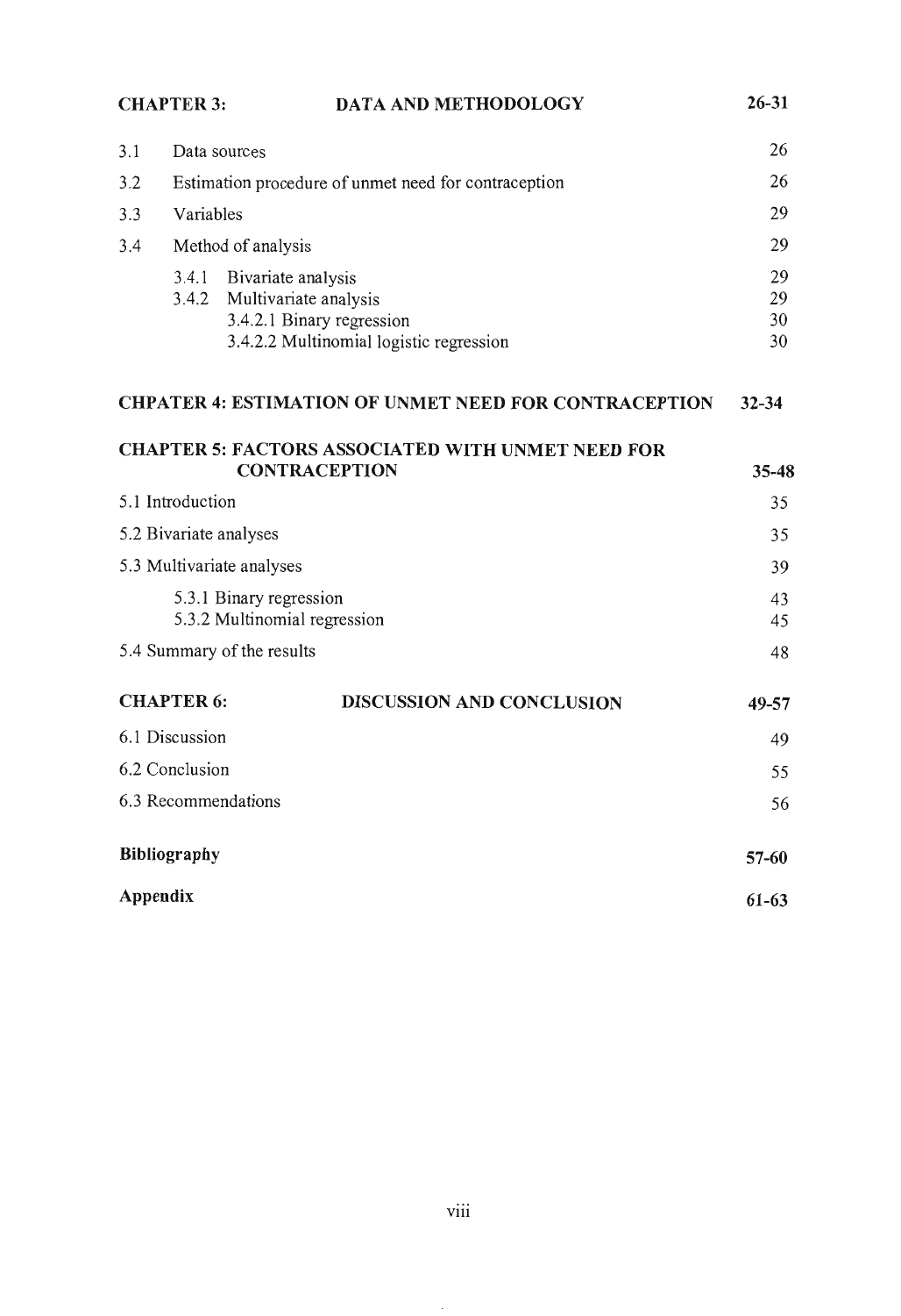| **CHAPTER 3:** | **DATA AND METHODOLOGY** | **26-31** |
|---|---|---|
| 3.1 | Data sources | 26 |
| 3.2 | Estimation procedure of unmet need for contraception | 26 |
| 3.3 | Variables | 29 |
| 3.4 | Method of analysis | 29 |
| | 3.4.1 Bivariate analysis | 29 |
| | 3.4.2 Multivariate analysis | 29 |
| | 3.4.2.1 Binary regression | 30 |
| | 3.4.2.2 Multinomial logistic regression | 30 |

**CHPATER 4: ESTIMATION OF UNMET NEED FOR CONTRACEPTION** **32-34**

| **CHAPTER 5: FACTORS ASSOCIATED WITH UNMET NEED FOR CONTRACEPTION** | **35-48** |
|---|---|
| 5.1 Introduction | 35 |
| 5.2 Bivariate analyses | 35 |
| 5.3 Multivariate analyses | 39 |
| 5.3.1 Binary regression | 43 |
| 5.3.2 Multinomial regression | 45 |
| 5.4 Summary of the results | 48 |

| **CHAPTER 6:** | **DISCUSSION AND CONCLUSION** | **49-57** |
|---|---|---|
| 6.1 Discussion | | 49 |
| 6.2 Conclusion | | 55 |
| 6.3 Recommendations | | 56 |

| | |
|---|---|
| **Bibliography** | **57-60** |
| **Appendix** | **61-63** |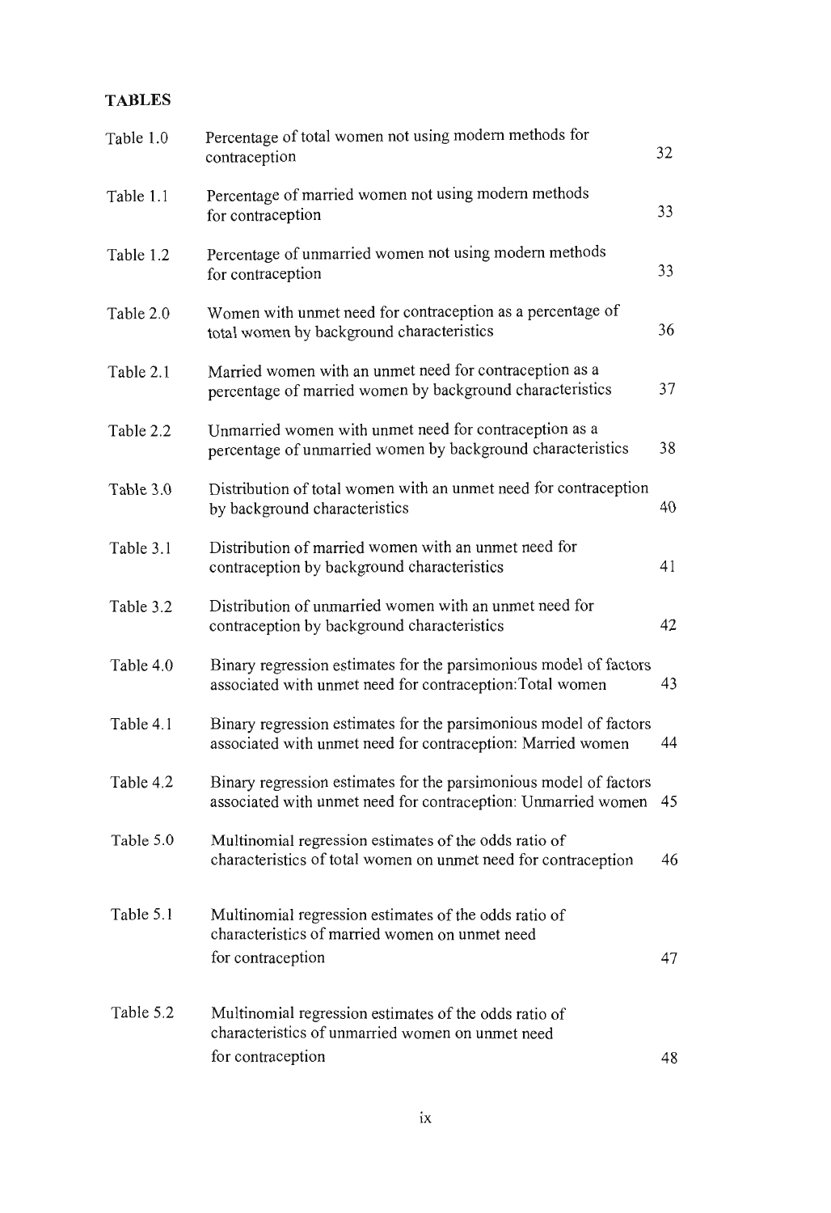**TABLES**

| | | |
|---|---|---|
| Table 1.0 | Percentage of total women not using modern methods for contraception | 32 |
| Table 1.1 | Percentage of married women not using modern methods for contraception | 33 |
| Table 1.2 | Percentage of unmarried women not using modern methods for contraception | 33 |
| Table 2.0 | Women with unmet need for contraception as a percentage of total women by background characteristics | 36 |
| Table 2.1 | Married women with an unmet need for contraception as a percentage of married women by background characteristics | 37 |
| Table 2.2 | Unmarried women with unmet need for contraception as a percentage of unmarried women by background characteristics | 38 |
| Table 3.0 | Distribution of total women with an unmet need for contraception by background characteristics | 40 |
| Table 3.1 | Distribution of married women with an unmet need for contraception by background characteristics | 41 |
| Table 3.2 | Distribution of unmarried women with an unmet need for contraception by background characteristics | 42 |
| Table 4.0 | Binary regression estimates for the parsimonious model of factors associated with unmet need for contraception:Total women | 43 |
| Table 4.1 | Binary regression estimates for the parsimonious model of factors associated with unmet need for contraception: Married women | 44 |
| Table 4.2 | Binary regression estimates for the parsimonious model of factors associated with unmet need for contraception: Unmarried women | 45 |
| Table 5.0 | Multinomial regression estimates of the odds ratio of characteristics of total women on unmet need for contraception | 46 |
| Table 5.1 | Multinomial regression estimates of the odds ratio of characteristics of married women on unmet need for contraception | 47 |
| Table 5.2 | Multinomial regression estimates of the odds ratio of characteristics of unmarried women on unmet need for contraception | 48 |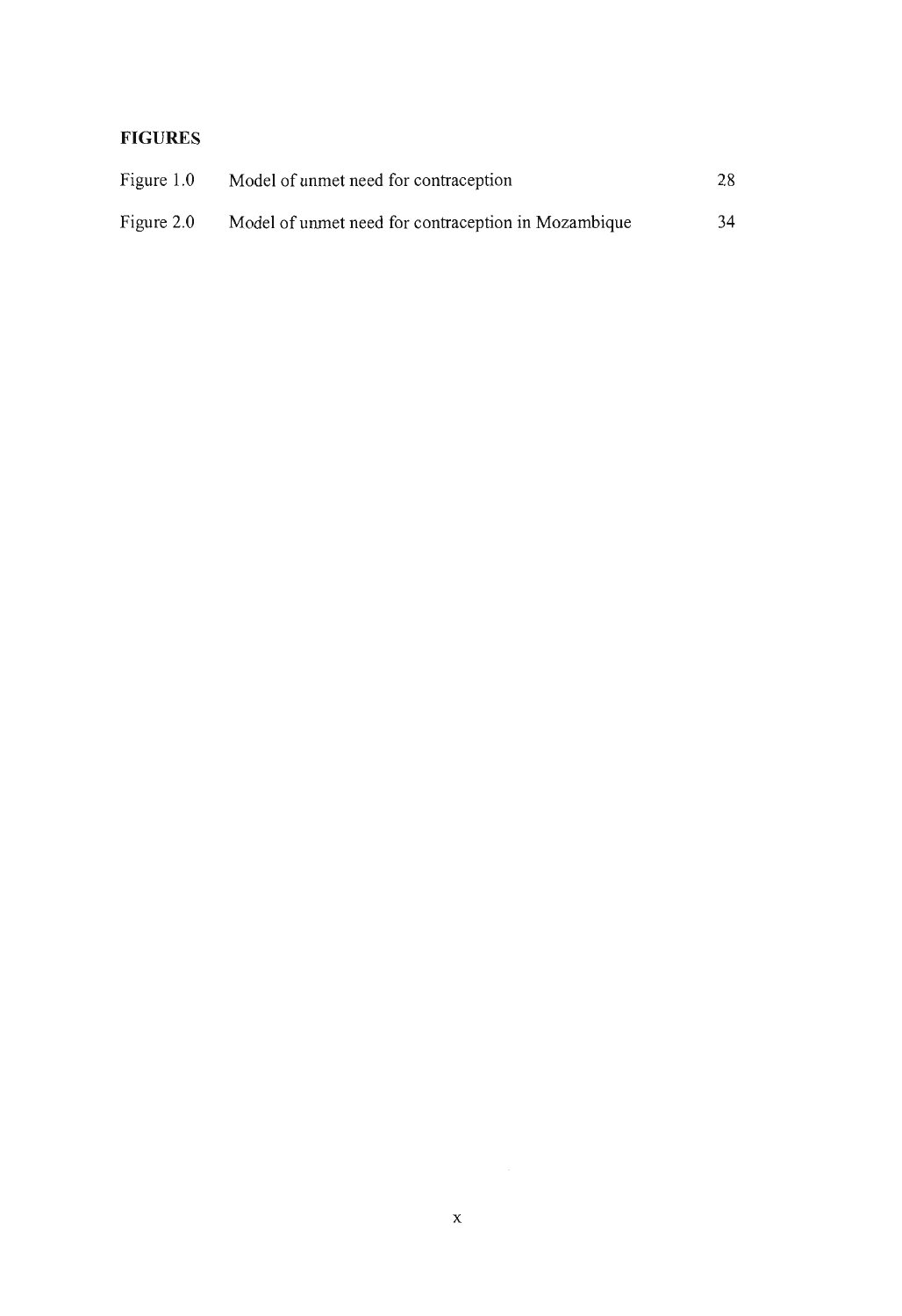**FIGURES**

| | | |
|---|---|---|
| Figure 1.0 | Model of unmet need for contraception | 28 |
| Figure 2.0 | Model of unmet need for contraception in Mozambique | 34 |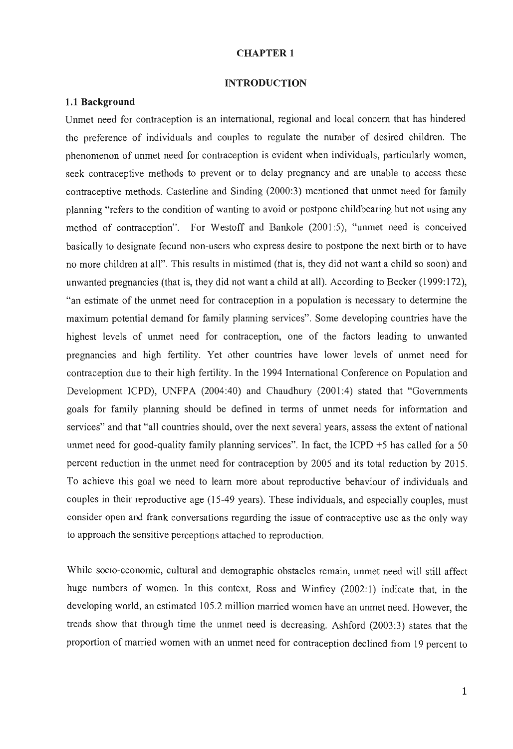# CHAPTER 1

# INTRODUCTION

## 1.1 Background

Unmet need for contraception is an international, regional and local concern that has hindered the preference of individuals and couples to regulate the number of desired children. The phenomenon of unmet need for contraception is evident when individuals, particularly women, seek contraceptive methods to prevent or to delay pregnancy and are unable to access these contraceptive methods. Casterline and Sinding (2000:3) mentioned that unmet need for family planning "refers to the condition of wanting to avoid or postpone childbearing but not using any method of contraception". For Westoff and Bankole (2001:5), "unmet need is conceived basically to designate fecund non-users who express desire to postpone the next birth or to have no more children at all". This results in mistimed (that is, they did not want a child so soon) and unwanted pregnancies (that is, they did not want a child at all). According to Becker (1999:172), "an estimate of the unmet need for contraception in a population is necessary to determine the maximum potential demand for family planning services". Some developing countries have the highest levels of unmet need for contraception, one of the factors leading to unwanted pregnancies and high fertility. Yet other countries have lower levels of unmet need for contraception due to their high fertility. In the 1994 International Conference on Population and Development ICPD), UNFPA (2004:40) and Chaudhury (2001:4) stated that "Governments goals for family planning should be defined in terms of unmet needs for information and services" and that "all countries should, over the next several years, assess the extent of national unmet need for good-quality family planning services". In fact, the ICPD +5 has called for a 50 percent reduction in the unmet need for contraception by 2005 and its total reduction by 2015. To achieve this goal we need to learn more about reproductive behaviour of individuals and couples in their reproductive age (15-49 years). These individuals, and especially couples, must consider open and frank conversations regarding the issue of contraceptive use as the only way to approach the sensitive perceptions attached to reproduction.

While socio-economic, cultural and demographic obstacles remain, unmet need will still affect huge numbers of women. In this context, Ross and Winfrey (2002:1) indicate that, in the developing world, an estimated 105.2 million married women have an unmet need. However, the trends show that through time the unmet need is decreasing. Ashford (2003:3) states that the proportion of married women with an unmet need for contraception declined from 19 percent to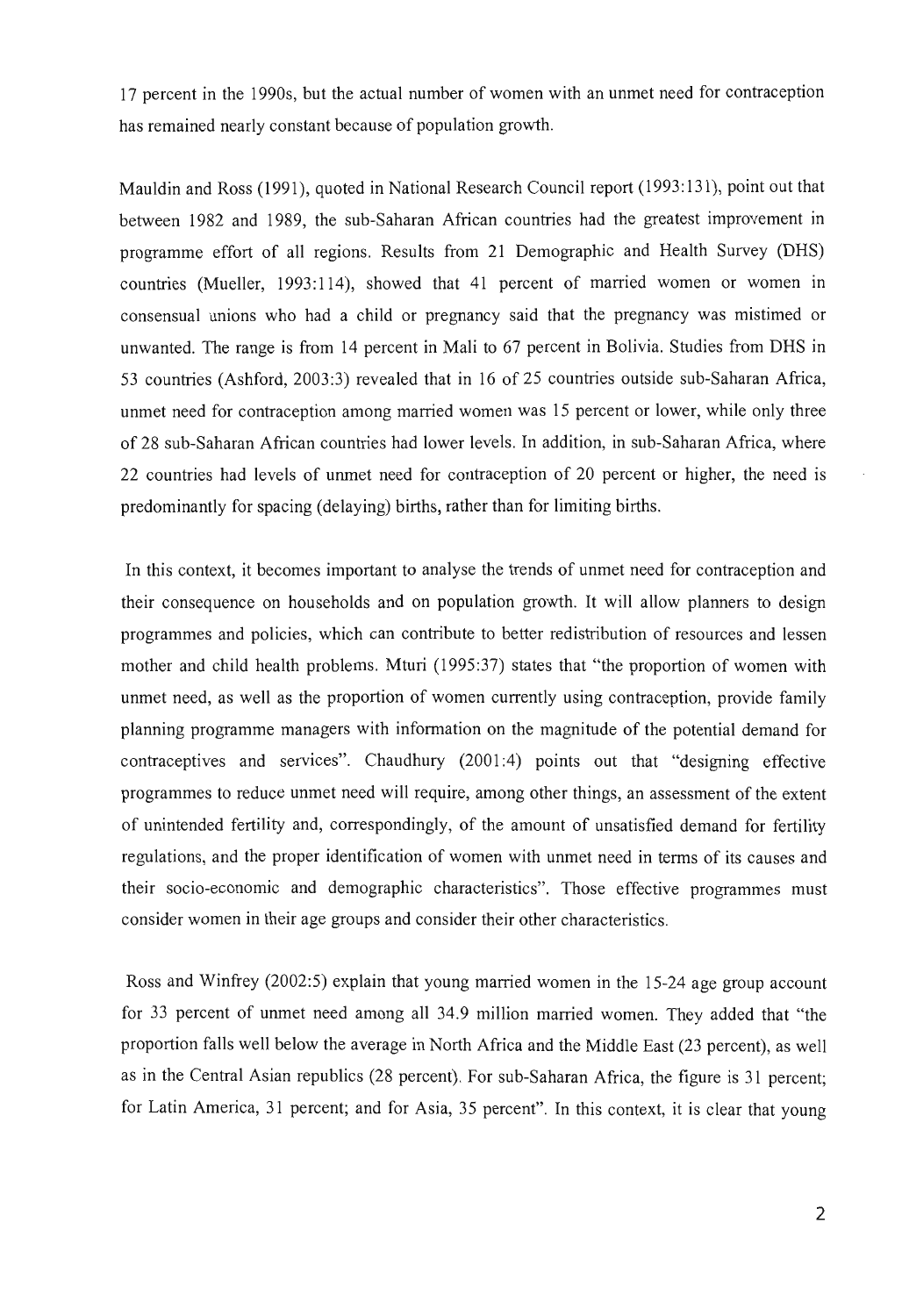17 percent in the 1990s, but the actual number of women with an unmet need for contraception has remained nearly constant because of population growth.

Mauldin and Ross (1991), quoted in National Research Council report (1993:131), point out that between 1982 and 1989, the sub-Saharan African countries had the greatest improvement in programme effort of all regions. Results from 21 Demographic and Health Survey (DHS) countries (Mueller, 1993:114), showed that 41 percent of married women or women in consensual unions who had a child or pregnancy said that the pregnancy was mistimed or unwanted. The range is from 14 percent in Mali to 67 percent in Bolivia. Studies from DHS in 53 countries (Ashford, 2003:3) revealed that in 16 of 25 countries outside sub-Saharan Africa, unmet need for contraception among married women was 15 percent or lower, while only three of 28 sub-Saharan African countries had lower levels. In addition, in sub-Saharan Africa, where 22 countries had levels of unmet need for contraception of 20 percent or higher, the need is predominantly for spacing (delaying) births, rather than for limiting births.

In this context, it becomes important to analyse the trends of unmet need for contraception and their consequence on households and on population growth. It will allow planners to design programmes and policies, which can contribute to better redistribution of resources and lessen mother and child health problems. Mturi (1995:37) states that "the proportion of women with unmet need, as well as the proportion of women currently using contraception, provide family planning programme managers with information on the magnitude of the potential demand for contraceptives and services". Chaudhury (2001:4) points out that "designing effective programmes to reduce unmet need will require, among other things, an assessment of the extent of unintended fertility and, correspondingly, of the amount of unsatisfied demand for fertility regulations, and the proper identification of women with unmet need in terms of its causes and their socio-economic and demographic characteristics". Those effective programmes must consider women in their age groups and consider their other characteristics.

Ross and Winfrey (2002:5) explain that young married women in the 15-24 age group account for 33 percent of unmet need among all 34.9 million married women. They added that "the proportion falls well below the average in North Africa and the Middle East (23 percent), as well as in the Central Asian republics (28 percent). For sub-Saharan Africa, the figure is 31 percent; for Latin America, 31 percent; and for Asia, 35 percent". In this context, it is clear that young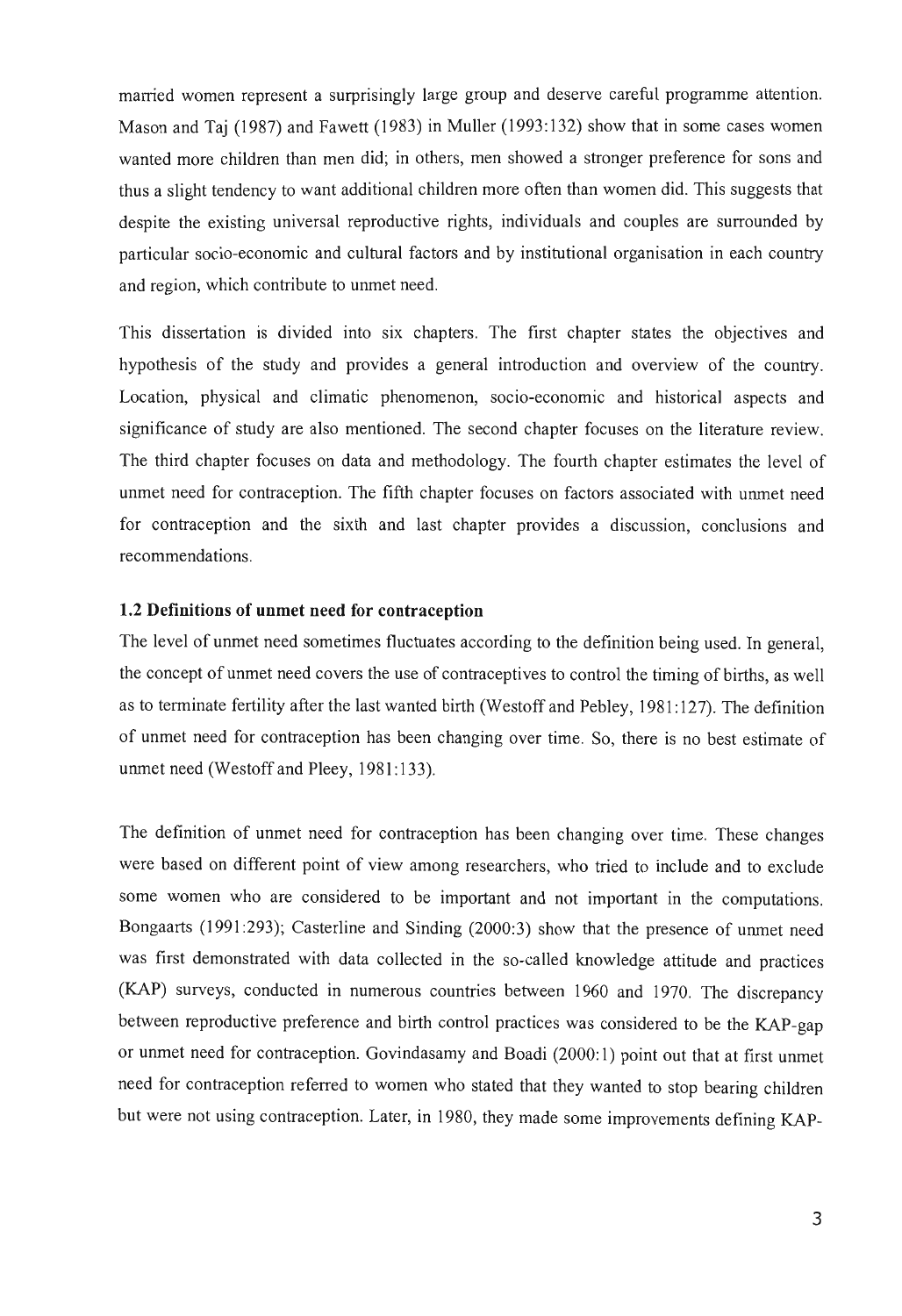married women represent a surprisingly large group and deserve careful programme attention. Mason and Taj (1987) and Fawett (1983) in Muller (1993:132) show that in some cases women wanted more children than men did; in others, men showed a stronger preference for sons and thus a slight tendency to want additional children more often than women did. This suggests that despite the existing universal reproductive rights, individuals and couples are surrounded by particular socio-economic and cultural factors and by institutional organisation in each country and region, which contribute to unmet need.

This dissertation is divided into six chapters. The first chapter states the objectives and hypothesis of the study and provides a general introduction and overview of the country. Location, physical and climatic phenomenon, socio-economic and historical aspects and significance of study are also mentioned. The second chapter focuses on the literature review. The third chapter focuses on data and methodology. The fourth chapter estimates the level of unmet need for contraception. The fifth chapter focuses on factors associated with unmet need for contraception and the sixth and last chapter provides a discussion, conclusions and recommendations.

### 1.2 Definitions of unmet need for contraception

The level of unmet need sometimes fluctuates according to the definition being used. In general, the concept of unmet need covers the use of contraceptives to control the timing of births, as well as to terminate fertility after the last wanted birth (Westoff and Pebley, 1981:127). The definition of unmet need for contraception has been changing over time. So, there is no best estimate of unmet need (Westoff and Pleey, 1981:133).

The definition of unmet need for contraception has been changing over time. These changes were based on different point of view among researchers, who tried to include and to exclude some women who are considered to be important and not important in the computations. Bongaarts (1991:293); Casterline and Sinding (2000:3) show that the presence of unmet need was first demonstrated with data collected in the so-called knowledge attitude and practices (KAP) surveys, conducted in numerous countries between 1960 and 1970. The discrepancy between reproductive preference and birth control practices was considered to be the KAP-gap or unmet need for contraception. Govindasamy and Boadi (2000:1) point out that at first unmet need for contraception referred to women who stated that they wanted to stop bearing children but were not using contraception. Later, in 1980, they made some improvements defining KAP-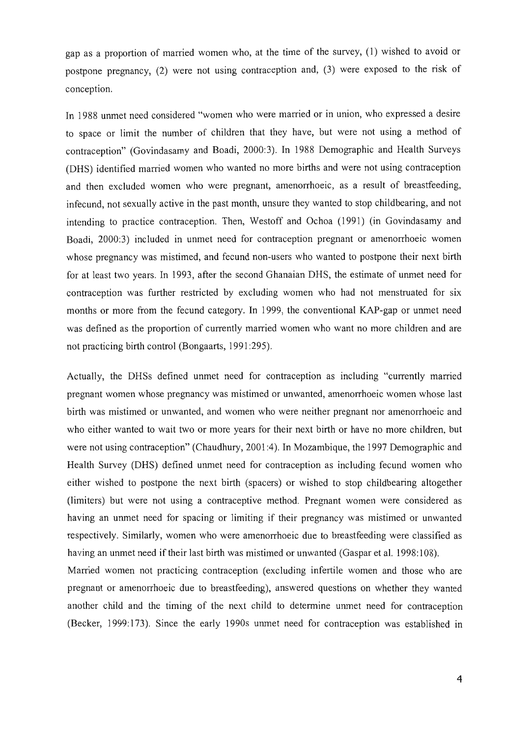gap as a proportion of married women who, at the time of the survey, (1) wished to avoid or postpone pregnancy, (2) were not using contraception and, (3) were exposed to the risk of conception.

In 1988 unmet need considered "women who were married or in union, who expressed a desire to space or limit the number of children that they have, but were not using a method of contraception" (Govindasamy and Boadi, 2000:3). In 1988 Demographic and Health Surveys (DHS) identified married women who wanted no more births and were not using contraception and then excluded women who were pregnant, amenorrhoeic, as a result of breastfeeding, infecund, not sexually active in the past month, unsure they wanted to stop childbearing, and not intending to practice contraception. Then, Westoff and Ochoa (1991) (in Govindasamy and Boadi, 2000:3) included in unmet need for contraception pregnant or amenorrhoeic women whose pregnancy was mistimed, and fecund non-users who wanted to postpone their next birth for at least two years. In 1993, after the second Ghanaian DHS, the estimate of unmet need for contraception was further restricted by excluding women who had not menstruated for six months or more from the fecund category. In 1999, the conventional KAP-gap or unmet need was defined as the proportion of currently married women who want no more children and are not practicing birth control (Bongaarts, 1991:295).

Actually, the DHSs defined unmet need for contraception as including "currently married pregnant women whose pregnancy was mistimed or unwanted, amenorrhoeic women whose last birth was mistimed or unwanted, and women who were neither pregnant nor amenorrhoeic and who either wanted to wait two or more years for their next birth or have no more children, but were not using contraception" (Chaudhury, 2001:4). In Mozambique, the 1997 Demographic and Health Survey (DHS) defined unmet need for contraception as including fecund women who either wished to postpone the next birth (spacers) or wished to stop childbearing altogether (limiters) but were not using a contraceptive method. Pregnant women were considered as having an unmet need for spacing or limiting if their pregnancy was mistimed or unwanted respectively. Similarly, women who were amenorrhoeic due to breastfeeding were classified as having an unmet need if their last birth was mistimed or unwanted (Gaspar et al. 1998:108).

Married women not practicing contraception (excluding infertile women and those who are pregnant or amenorrhoeic due to breastfeeding), answered questions on whether they wanted another child and the timing of the next child to determine unmet need for contraception (Becker, 1999:173). Since the early 1990s unmet need for contraception was established in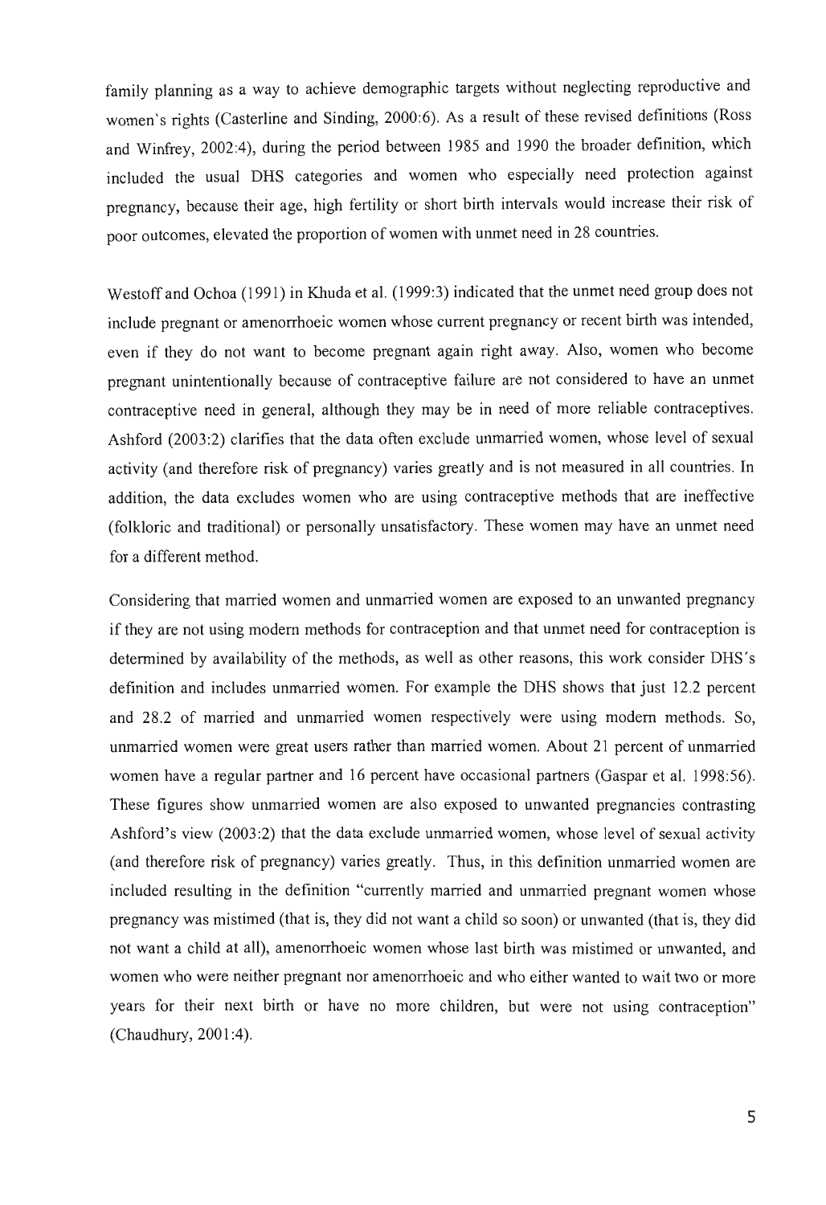family planning as a way to achieve demographic targets without neglecting reproductive and women's rights (Casterline and Sinding, 2000:6). As a result of these revised definitions (Ross and Winfrey, 2002:4), during the period between 1985 and 1990 the broader definition, which included the usual DHS categories and women who especially need protection against pregnancy, because their age, high fertility or short birth intervals would increase their risk of poor outcomes, elevated the proportion of women with unmet need in 28 countries.

Westoff and Ochoa (1991) in Khuda et al. (1999:3) indicated that the unmet need group does not include pregnant or amenorrhoeic women whose current pregnancy or recent birth was intended, even if they do not want to become pregnant again right away. Also, women who become pregnant unintentionally because of contraceptive failure are not considered to have an unmet contraceptive need in general, although they may be in need of more reliable contraceptives. Ashford (2003:2) clarifies that the data often exclude unmarried women, whose level of sexual activity (and therefore risk of pregnancy) varies greatly and is not measured in all countries. In addition, the data excludes women who are using contraceptive methods that are ineffective (folkloric and traditional) or personally unsatisfactory. These women may have an unmet need for a different method.

Considering that married women and unmarried women are exposed to an unwanted pregnancy if they are not using modern methods for contraception and that unmet need for contraception is determined by availability of the methods, as well as other reasons, this work consider DHS's definition and includes unmarried women. For example the DHS shows that just 12.2 percent and 28.2 of married and unmarried women respectively were using modern methods. So, unmarried women were great users rather than married women. About 21 percent of unmarried women have a regular partner and 16 percent have occasional partners (Gaspar et al. 1998:56). These figures show unmarried women are also exposed to unwanted pregnancies contrasting Ashford's view (2003:2) that the data exclude unmarried women, whose level of sexual activity (and therefore risk of pregnancy) varies greatly. Thus, in this definition unmarried women are included resulting in the definition "currently married and unmarried pregnant women whose pregnancy was mistimed (that is, they did not want a child so soon) or unwanted (that is, they did not want a child at all), amenorrhoeic women whose last birth was mistimed or unwanted, and women who were neither pregnant nor amenorrhoeic and who either wanted to wait two or more years for their next birth or have no more children, but were not using contraception" (Chaudhury, 2001:4).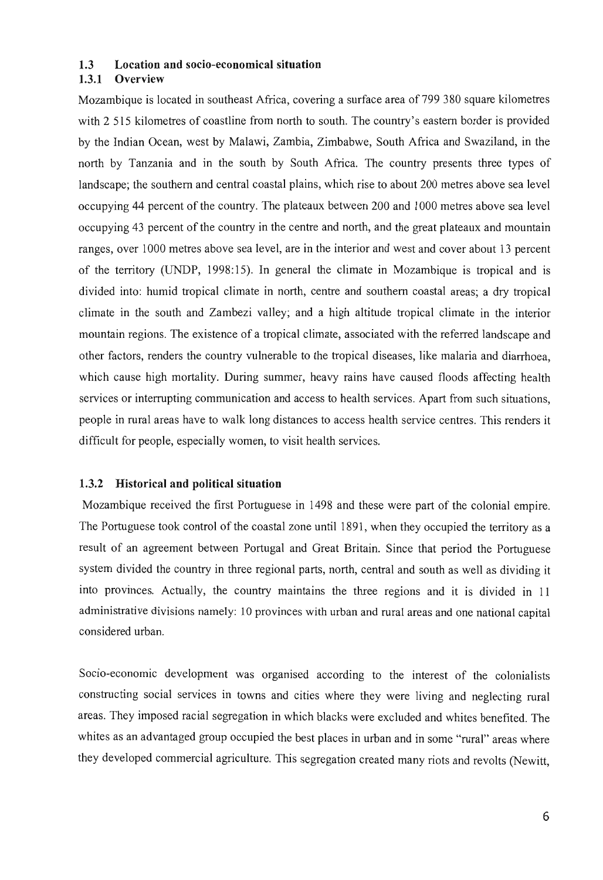### 1.3 Location and socio-economical situation

### 1.3.1 Overview

Mozambique is located in southeast Africa, covering a surface area of 799 380 square kilometres with 2 515 kilometres of coastline from north to south. The country's eastern border is provided by the Indian Ocean, west by Malawi, Zambia, Zimbabwe, South Africa and Swaziland, in the north by Tanzania and in the south by South Africa. The country presents three types of landscape; the southern and central coastal plains, which rise to about 200 metres above sea level occupying 44 percent of the country. The plateaux between 200 and 1000 metres above sea level occupying 43 percent of the country in the centre and north, and the great plateaux and mountain ranges, over 1000 metres above sea level, are in the interior and west and cover about 13 percent of the territory (UNDP, 1998:15). In general the climate in Mozambique is tropical and is divided into: humid tropical climate in north, centre and southern coastal areas; a dry tropical climate in the south and Zambezi valley; and a high altitude tropical climate in the interior mountain regions. The existence of a tropical climate, associated with the referred landscape and other factors, renders the country vulnerable to the tropical diseases, like malaria and diarrhoea, which cause high mortality. During summer, heavy rains have caused floods affecting health services or interrupting communication and access to health services. Apart from such situations, people in rural areas have to walk long distances to access health service centres. This renders it difficult for people, especially women, to visit health services.

### 1.3.2 Historical and political situation

Mozambique received the first Portuguese in 1498 and these were part of the colonial empire. The Portuguese took control of the coastal zone until 1891, when they occupied the territory as a result of an agreement between Portugal and Great Britain. Since that period the Portuguese system divided the country in three regional parts, north, central and south as well as dividing it into provinces. Actually, the country maintains the three regions and it is divided in 11 administrative divisions namely: 10 provinces with urban and rural areas and one national capital considered urban.

Socio-economic development was organised according to the interest of the colonialists constructing social services in towns and cities where they were living and neglecting rural areas. They imposed racial segregation in which blacks were excluded and whites benefited. The whites as an advantaged group occupied the best places in urban and in some "rural" areas where they developed commercial agriculture. This segregation created many riots and revolts (Newitt,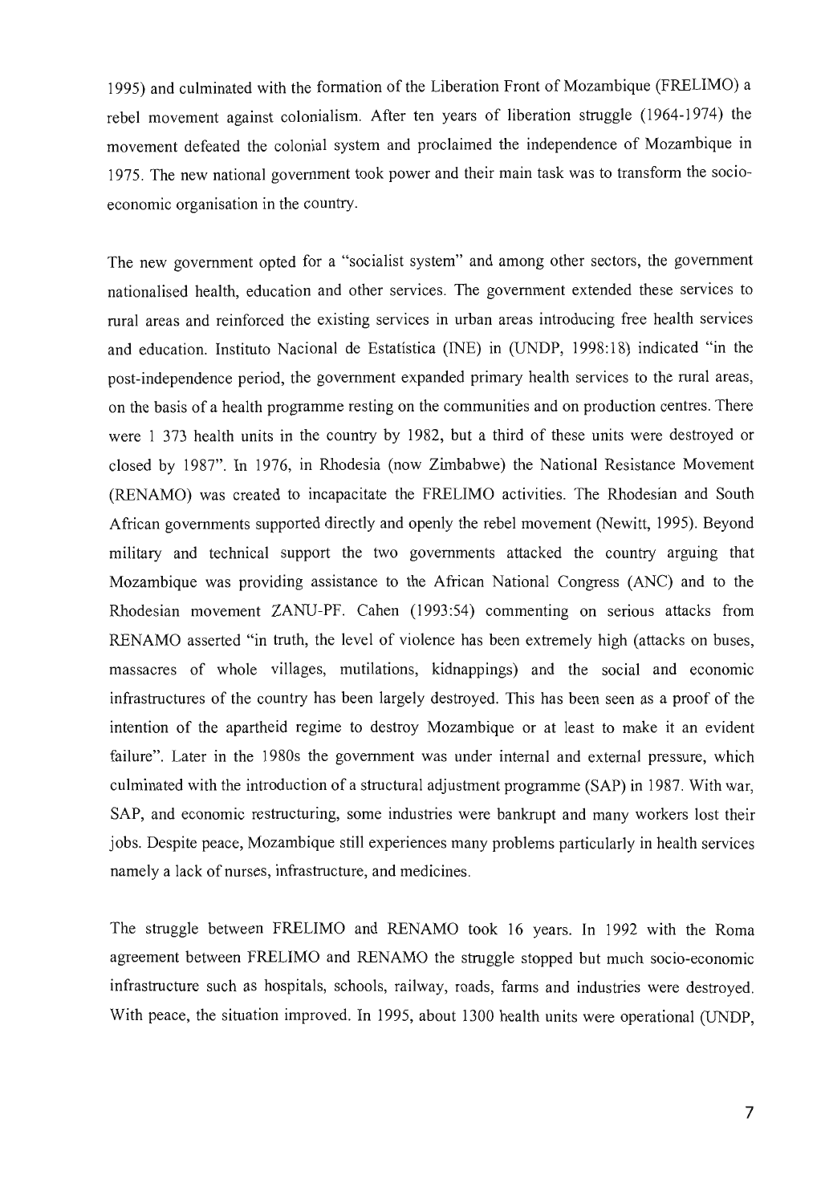1995) and culminated with the formation of the Liberation Front of Mozambique (FRELIMO) a rebel movement against colonialism. After ten years of liberation struggle (1964-1974) the movement defeated the colonial system and proclaimed the independence of Mozambique in 1975. The new national government took power and their main task was to transform the socio-economic organisation in the country.

The new government opted for a "socialist system" and among other sectors, the government nationalised health, education and other services. The government extended these services to rural areas and reinforced the existing services in urban areas introducing free health services and education. Instituto Nacional de Estatística (INE) in (UNDP, 1998:18) indicated "in the post-independence period, the government expanded primary health services to the rural areas, on the basis of a health programme resting on the communities and on production centres. There were 1 373 health units in the country by 1982, but a third of these units were destroyed or closed by 1987". In 1976, in Rhodesia (now Zimbabwe) the National Resistance Movement (RENAMO) was created to incapacitate the FRELIMO activities. The Rhodesian and South African governments supported directly and openly the rebel movement (Newitt, 1995). Beyond military and technical support the two governments attacked the country arguing that Mozambique was providing assistance to the African National Congress (ANC) and to the Rhodesian movement ZANU-PF. Cahen (1993:54) commenting on serious attacks from RENAMO asserted "in truth, the level of violence has been extremely high (attacks on buses, massacres of whole villages, mutilations, kidnappings) and the social and economic infrastructures of the country has been largely destroyed. This has been seen as a proof of the intention of the apartheid regime to destroy Mozambique or at least to make it an evident failure". Later in the 1980s the government was under internal and external pressure, which culminated with the introduction of a structural adjustment programme (SAP) in 1987. With war, SAP, and economic restructuring, some industries were bankrupt and many workers lost their jobs. Despite peace, Mozambique still experiences many problems particularly in health services namely a lack of nurses, infrastructure, and medicines.

The struggle between FRELIMO and RENAMO took 16 years. In 1992 with the Roma agreement between FRELIMO and RENAMO the struggle stopped but much socio-economic infrastructure such as hospitals, schools, railway, roads, farms and industries were destroyed. With peace, the situation improved. In 1995, about 1300 health units were operational (UNDP,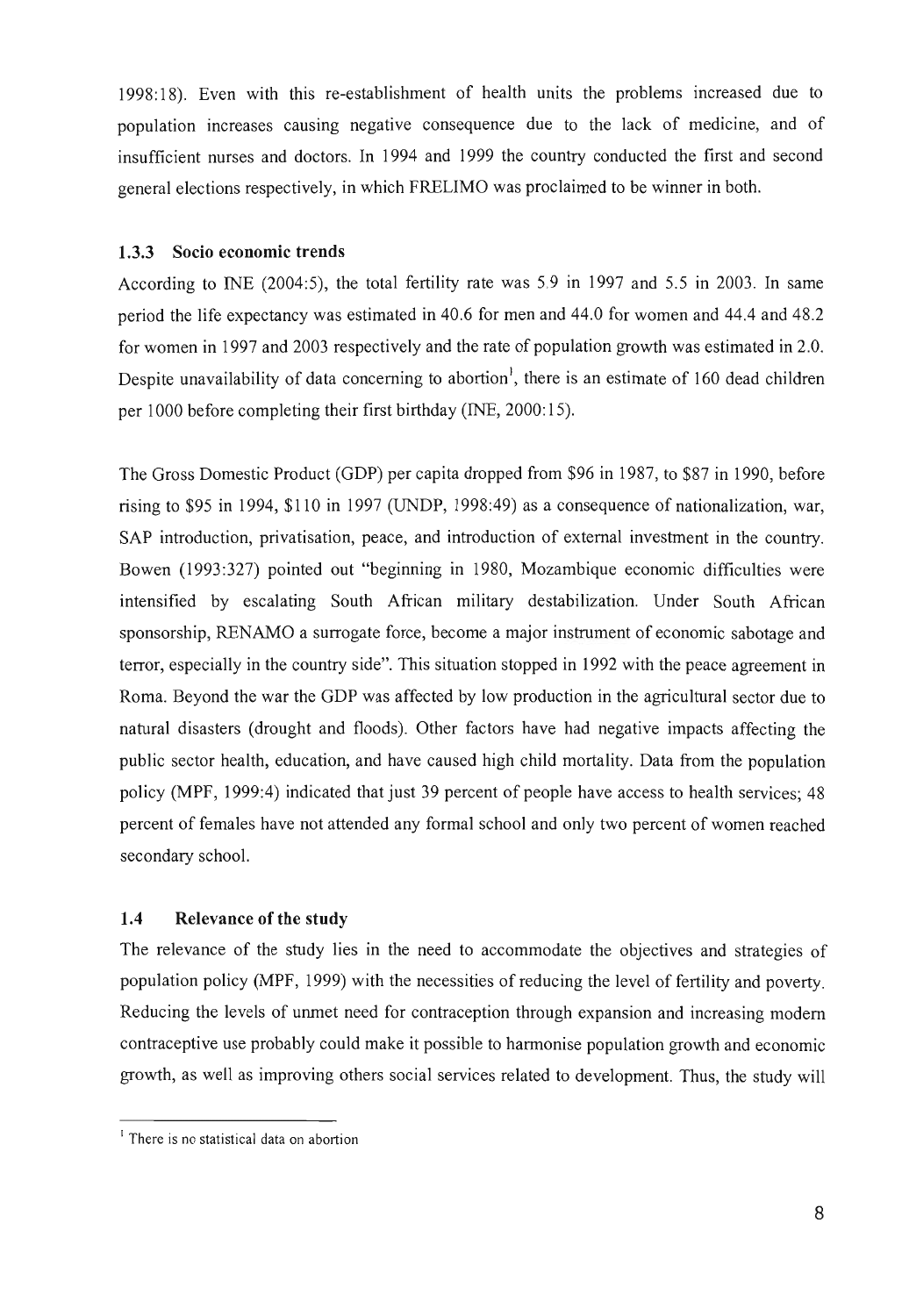1998:18). Even with this re-establishment of health units the problems increased due to population increases causing negative consequence due to the lack of medicine, and of insufficient nurses and doctors. In 1994 and 1999 the country conducted the first and second general elections respectively, in which FRELIMO was proclaimed to be winner in both.

### 1.3.3 Socio economic trends

According to INE (2004:5), the total fertility rate was 5.9 in 1997 and 5.5 in 2003. In same period the life expectancy was estimated in 40.6 for men and 44.0 for women and 44.4 and 48.2 for women in 1997 and 2003 respectively and the rate of population growth was estimated in 2.0. Despite unavailability of data concerning to abortion[1], there is an estimate of 160 dead children per 1000 before completing their first birthday (INE, 2000:15).

The Gross Domestic Product (GDP) per capita dropped from $96 in 1987, to $87 in 1990, before rising to $95 in 1994, $110 in 1997 (UNDP, 1998:49) as a consequence of nationalization, war, SAP introduction, privatisation, peace, and introduction of external investment in the country. Bowen (1993:327) pointed out "beginning in 1980, Mozambique economic difficulties were intensified by escalating South African military destabilization. Under South African sponsorship, RENAMO a surrogate force, become a major instrument of economic sabotage and terror, especially in the country side". This situation stopped in 1992 with the peace agreement in Roma. Beyond the war the GDP was affected by low production in the agricultural sector due to natural disasters (drought and floods). Other factors have had negative impacts affecting the public sector health, education, and have caused high child mortality. Data from the population policy (MPF, 1999:4) indicated that just 39 percent of people have access to health services; 48 percent of females have not attended any formal school and only two percent of women reached secondary school.

## 1.4 Relevance of the study

The relevance of the study lies in the need to accommodate the objectives and strategies of population policy (MPF, 1999) with the necessities of reducing the level of fertility and poverty. Reducing the levels of unmet need for contraception through expansion and increasing modern contraceptive use probably could make it possible to harmonise population growth and economic growth, as well as improving others social services related to development. Thus, the study will

---

[1] There is no statistical data on abortion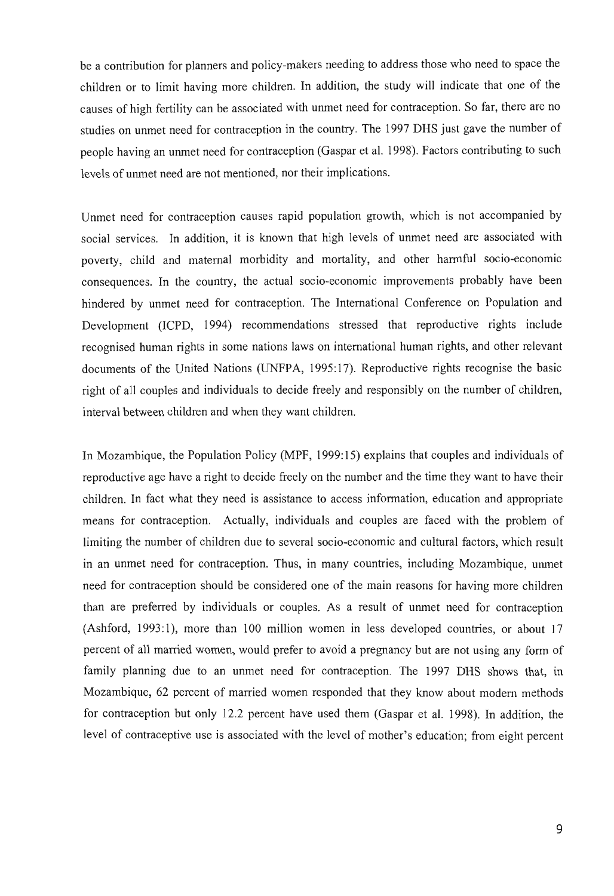be a contribution for planners and policy-makers needing to address those who need to space the children or to limit having more children. In addition, the study will indicate that one of the causes of high fertility can be associated with unmet need for contraception. So far, there are no studies on unmet need for contraception in the country. The 1997 DHS just gave the number of people having an unmet need for contraception (Gaspar et al. 1998). Factors contributing to such levels of unmet need are not mentioned, nor their implications.

Unmet need for contraception causes rapid population growth, which is not accompanied by social services. In addition, it is known that high levels of unmet need are associated with poverty, child and maternal morbidity and mortality, and other harmful socio-economic consequences. In the country, the actual socio-economic improvements probably have been hindered by unmet need for contraception. The International Conference on Population and Development (ICPD, 1994) recommendations stressed that reproductive rights include recognised human rights in some nations laws on international human rights, and other relevant documents of the United Nations (UNFPA, 1995:17). Reproductive rights recognise the basic right of all couples and individuals to decide freely and responsibly on the number of children, interval between children and when they want children.

In Mozambique, the Population Policy (MPF, 1999:15) explains that couples and individuals of reproductive age have a right to decide freely on the number and the time they want to have their children. In fact what they need is assistance to access information, education and appropriate means for contraception. Actually, individuals and couples are faced with the problem of limiting the number of children due to several socio-economic and cultural factors, which result in an unmet need for contraception. Thus, in many countries, including Mozambique, unmet need for contraception should be considered one of the main reasons for having more children than are preferred by individuals or couples. As a result of unmet need for contraception (Ashford, 1993:1), more than 100 million women in less developed countries, or about 17 percent of all married women, would prefer to avoid a pregnancy but are not using any form of family planning due to an unmet need for contraception. The 1997 DHS shows that, in Mozambique, 62 percent of married women responded that they know about modern methods for contraception but only 12.2 percent have used them (Gaspar et al. 1998). In addition, the level of contraceptive use is associated with the level of mother's education; from eight percent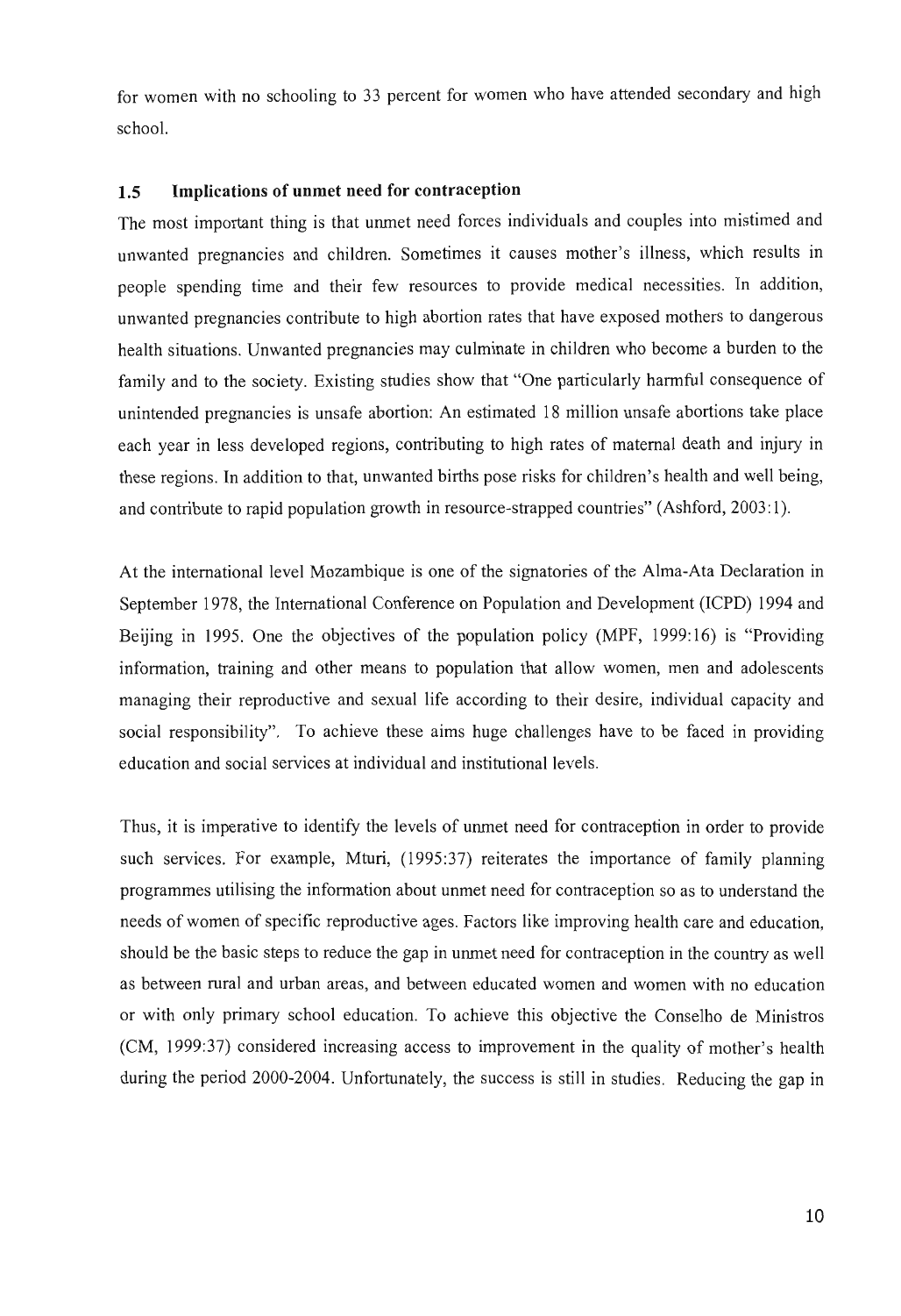for women with no schooling to 33 percent for women who have attended secondary and high school.

### 1.5 Implications of unmet need for contraception

The most important thing is that unmet need forces individuals and couples into mistimed and unwanted pregnancies and children. Sometimes it causes mother's illness, which results in people spending time and their few resources to provide medical necessities. In addition, unwanted pregnancies contribute to high abortion rates that have exposed mothers to dangerous health situations. Unwanted pregnancies may culminate in children who become a burden to the family and to the society. Existing studies show that "One particularly harmful consequence of unintended pregnancies is unsafe abortion: An estimated 18 million unsafe abortions take place each year in less developed regions, contributing to high rates of maternal death and injury in these regions. In addition to that, unwanted births pose risks for children's health and well being, and contribute to rapid population growth in resource-strapped countries" (Ashford, 2003:1).

At the international level Mozambique is one of the signatories of the Alma-Ata Declaration in September 1978, the International Conference on Population and Development (ICPD) 1994 and Beijing in 1995. One the objectives of the population policy (MPF, 1999:16) is "Providing information, training and other means to population that allow women, men and adolescents managing their reproductive and sexual life according to their desire, individual capacity and social responsibility". To achieve these aims huge challenges have to be faced in providing education and social services at individual and institutional levels.

Thus, it is imperative to identify the levels of unmet need for contraception in order to provide such services. For example, Mturi, (1995:37) reiterates the importance of family planning programmes utilising the information about unmet need for contraception so as to understand the needs of women of specific reproductive ages. Factors like improving health care and education, should be the basic steps to reduce the gap in unmet need for contraception in the country as well as between rural and urban areas, and between educated women and women with no education or with only primary school education. To achieve this objective the Conselho de Ministros (CM, 1999:37) considered increasing access to improvement in the quality of mother's health during the period 2000-2004. Unfortunately, the success is still in studies. Reducing the gap in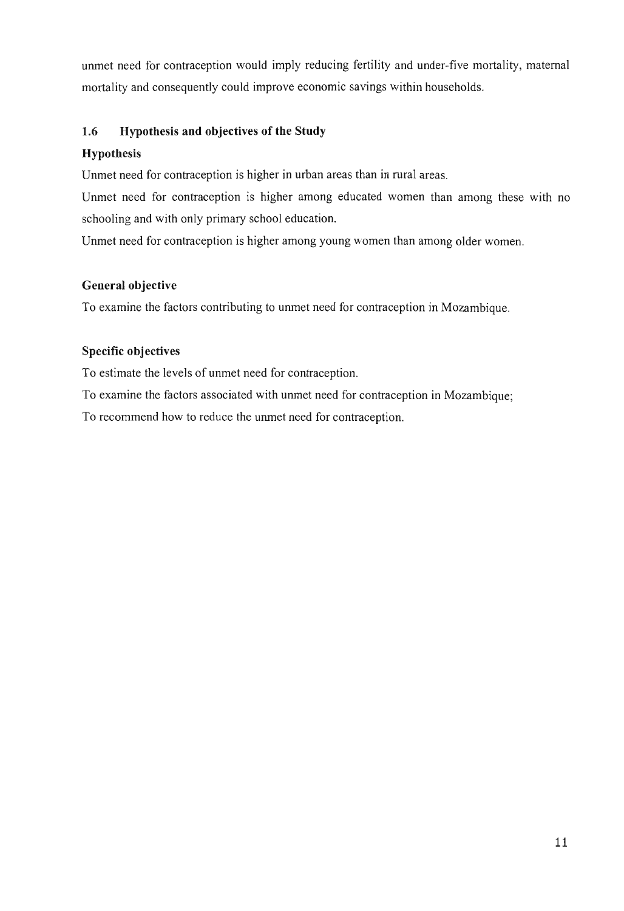unmet need for contraception would imply reducing fertility and under-five mortality, maternal mortality and consequently could improve economic savings within households.

## 1.6 Hypothesis and objectives of the Study

### Hypothesis

Unmet need for contraception is higher in urban areas than in rural areas.

Unmet need for contraception is higher among educated women than among these with no schooling and with only primary school education.

Unmet need for contraception is higher among young women than among older women.

### General objective

To examine the factors contributing to unmet need for contraception in Mozambique.

### Specific objectives

To estimate the levels of unmet need for contraception.

To examine the factors associated with unmet need for contraception in Mozambique;

To recommend how to reduce the unmet need for contraception.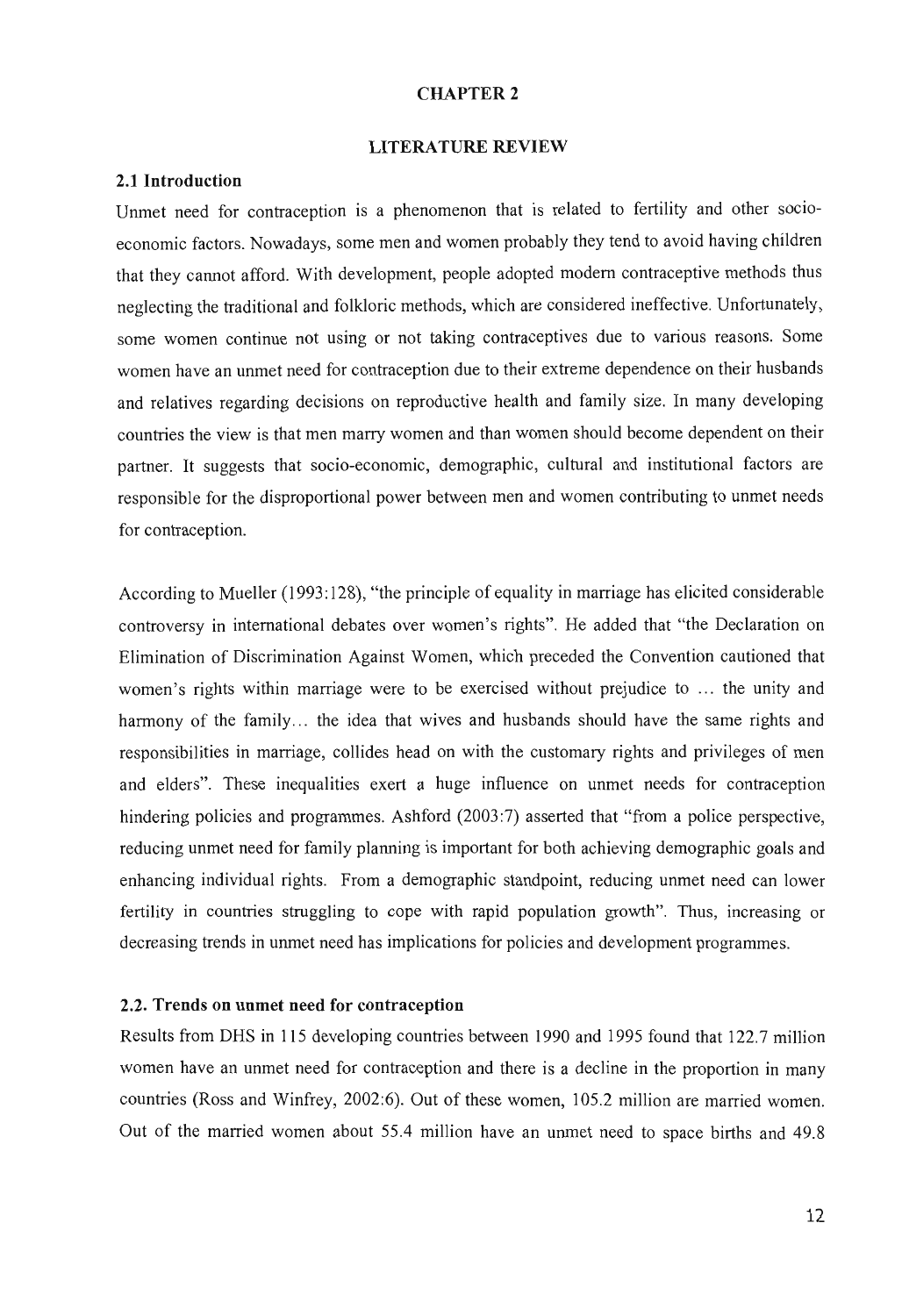# CHAPTER 2

# LITERATURE REVIEW

## 2.1 Introduction

Unmet need for contraception is a phenomenon that is related to fertility and other socio-economic factors. Nowadays, some men and women probably they tend to avoid having children that they cannot afford. With development, people adopted modern contraceptive methods thus neglecting the traditional and folkloric methods, which are considered ineffective. Unfortunately, some women continue not using or not taking contraceptives due to various reasons. Some women have an unmet need for contraception due to their extreme dependence on their husbands and relatives regarding decisions on reproductive health and family size. In many developing countries the view is that men marry women and than women should become dependent on their partner. It suggests that socio-economic, demographic, cultural and institutional factors are responsible for the disproportional power between men and women contributing to unmet needs for contraception.

According to Mueller (1993:128), "the principle of equality in marriage has elicited considerable controversy in international debates over women's rights". He added that "the Declaration on Elimination of Discrimination Against Women, which preceded the Convention cautioned that women's rights within marriage were to be exercised without prejudice to ... the unity and harmony of the family... the idea that wives and husbands should have the same rights and responsibilities in marriage, collides head on with the customary rights and privileges of men and elders". These inequalities exert a huge influence on unmet needs for contraception hindering policies and programmes. Ashford (2003:7) asserted that "from a police perspective, reducing unmet need for family planning is important for both achieving demographic goals and enhancing individual rights. From a demographic standpoint, reducing unmet need can lower fertility in countries struggling to cope with rapid population growth". Thus, increasing or decreasing trends in unmet need has implications for policies and development programmes.

## 2.2. Trends on unmet need for contraception

Results from DHS in 115 developing countries between 1990 and 1995 found that 122.7 million women have an unmet need for contraception and there is a decline in the proportion in many countries (Ross and Winfrey, 2002:6). Out of these women, 105.2 million are married women. Out of the married women about 55.4 million have an unmet need to space births and 49.8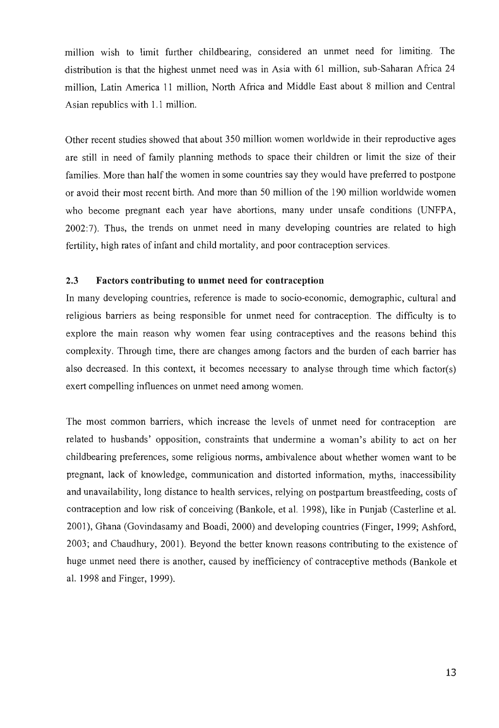million wish to limit further childbearing, considered an unmet need for limiting. The distribution is that the highest unmet need was in Asia with 61 million, sub-Saharan Africa 24 million, Latin America 11 million, North Africa and Middle East about 8 million and Central Asian republics with 1.1 million.

Other recent studies showed that about 350 million women worldwide in their reproductive ages are still in need of family planning methods to space their children or limit the size of their families. More than half the women in some countries say they would have preferred to postpone or avoid their most recent birth. And more than 50 million of the 190 million worldwide women who become pregnant each year have abortions, many under unsafe conditions (UNFPA, 2002:7). Thus, the trends on unmet need in many developing countries are related to high fertility, high rates of infant and child mortality, and poor contraception services.

### 2.3 Factors contributing to unmet need for contraception

In many developing countries, reference is made to socio-economic, demographic, cultural and religious barriers as being responsible for unmet need for contraception. The difficulty is to explore the main reason why women fear using contraceptives and the reasons behind this complexity. Through time, there are changes among factors and the burden of each barrier has also decreased. In this context, it becomes necessary to analyse through time which factor(s) exert compelling influences on unmet need among women.

The most common barriers, which increase the levels of unmet need for contraception are related to husbands' opposition, constraints that undermine a woman's ability to act on her childbearing preferences, some religious norms, ambivalence about whether women want to be pregnant, lack of knowledge, communication and distorted information, myths, inaccessibility and unavailability, long distance to health services, relying on postpartum breastfeeding, costs of contraception and low risk of conceiving (Bankole, et al. 1998), like in Punjab (Casterline et al. 2001), Ghana (Govindasamy and Boadi, 2000) and developing countries (Finger, 1999; Ashford, 2003; and Chaudhury, 2001). Beyond the better known reasons contributing to the existence of huge unmet need there is another, caused by inefficiency of contraceptive methods (Bankole et al. 1998 and Finger, 1999).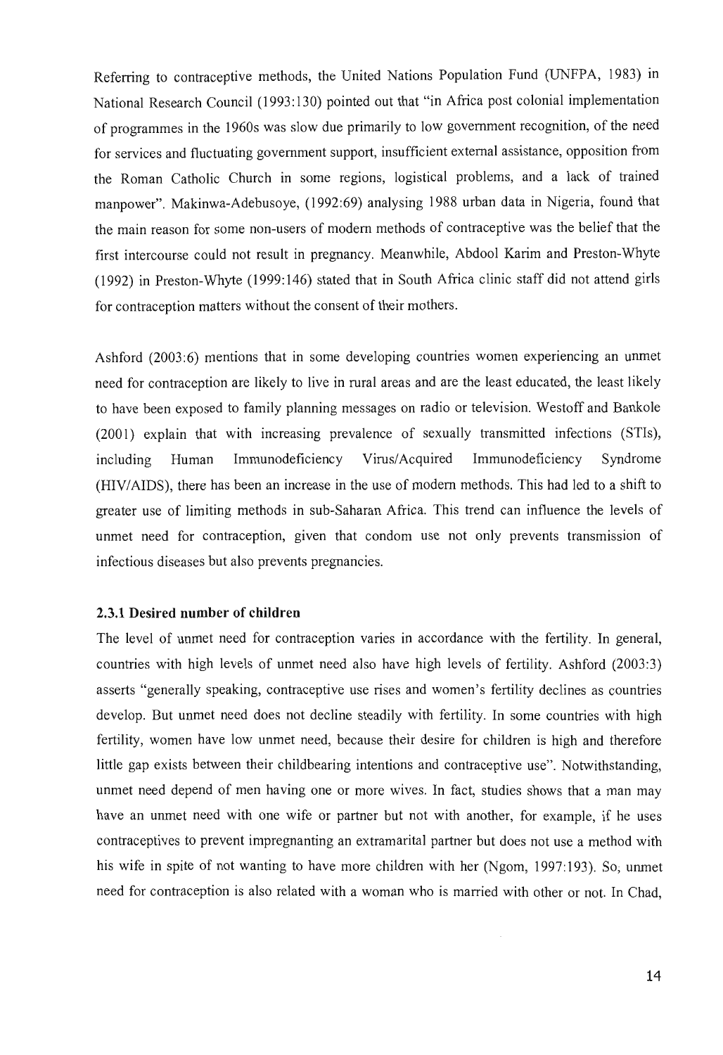Referring to contraceptive methods, the United Nations Population Fund (UNFPA, 1983) in National Research Council (1993:130) pointed out that "in Africa post colonial implementation of programmes in the 1960s was slow due primarily to low government recognition, of the need for services and fluctuating government support, insufficient external assistance, opposition from the Roman Catholic Church in some regions, logistical problems, and a lack of trained manpower". Makinwa-Adebusoye, (1992:69) analysing 1988 urban data in Nigeria, found that the main reason for some non-users of modern methods of contraceptive was the belief that the first intercourse could not result in pregnancy. Meanwhile, Abdool Karim and Preston-Whyte (1992) in Preston-Whyte (1999:146) stated that in South Africa clinic staff did not attend girls for contraception matters without the consent of their mothers.

Ashford (2003:6) mentions that in some developing countries women experiencing an unmet need for contraception are likely to live in rural areas and are the least educated, the least likely to have been exposed to family planning messages on radio or television. Westoff and Bankole (2001) explain that with increasing prevalence of sexually transmitted infections (STIs), including Human Immunodeficiency Virus/Acquired Immunodeficiency Syndrome (HIV/AIDS), there has been an increase in the use of modern methods. This had led to a shift to greater use of limiting methods in sub-Saharan Africa. This trend can influence the levels of unmet need for contraception, given that condom use not only prevents transmission of infectious diseases but also prevents pregnancies.

### 2.3.1 Desired number of children

The level of unmet need for contraception varies in accordance with the fertility. In general, countries with high levels of unmet need also have high levels of fertility. Ashford (2003:3) asserts "generally speaking, contraceptive use rises and women's fertility declines as countries develop. But unmet need does not decline steadily with fertility. In some countries with high fertility, women have low unmet need, because their desire for children is high and therefore little gap exists between their childbearing intentions and contraceptive use". Notwithstanding, unmet need depend of men having one or more wives. In fact, studies shows that a man may have an unmet need with one wife or partner but not with another, for example, if he uses contraceptives to prevent impregnanting an extramarital partner but does not use a method with his wife in spite of not wanting to have more children with her (Ngom, 1997:193). So, unmet need for contraception is also related with a woman who is married with other or not. In Chad,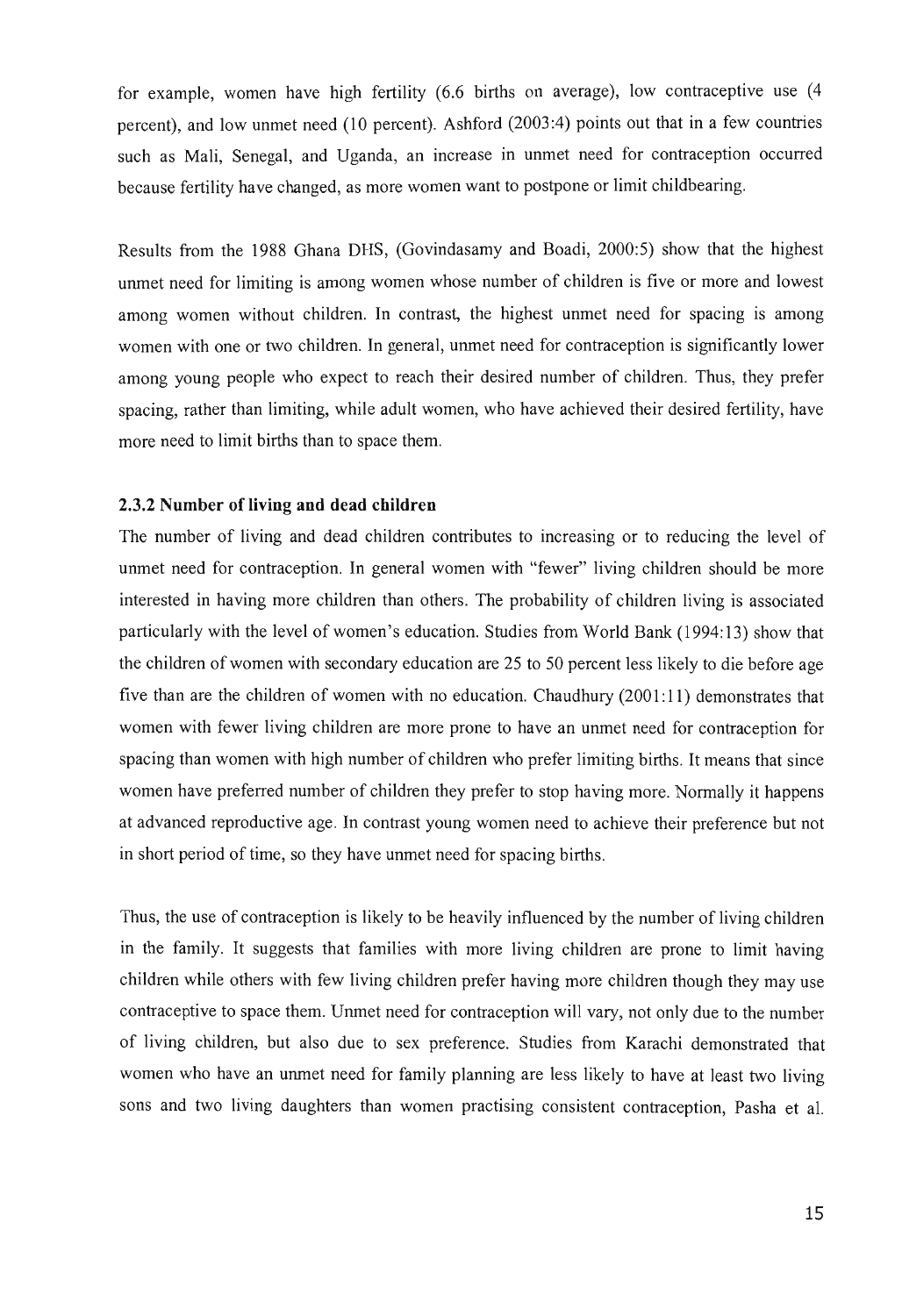for example, women have high fertility (6.6 births on average), low contraceptive use (4 percent), and low unmet need (10 percent). Ashford (2003:4) points out that in a few countries such as Mali, Senegal, and Uganda, an increase in unmet need for contraception occurred because fertility have changed, as more women want to postpone or limit childbearing.

Results from the 1988 Ghana DHS, (Govindasamy and Boadi, 2000:5) show that the highest unmet need for limiting is among women whose number of children is five or more and lowest among women without children. In contrast, the highest unmet need for spacing is among women with one or two children. In general, unmet need for contraception is significantly lower among young people who expect to reach their desired number of children. Thus, they prefer spacing, rather than limiting, while adult women, who have achieved their desired fertility, have more need to limit births than to space them.

### 2.3.2 Number of living and dead children

The number of living and dead children contributes to increasing or to reducing the level of unmet need for contraception. In general women with "fewer" living children should be more interested in having more children than others. The probability of children living is associated particularly with the level of women's education. Studies from World Bank (1994:13) show that the children of women with secondary education are 25 to 50 percent less likely to die before age five than are the children of women with no education. Chaudhury (2001:11) demonstrates that women with fewer living children are more prone to have an unmet need for contraception for spacing than women with high number of children who prefer limiting births. It means that since women have preferred number of children they prefer to stop having more. Normally it happens at advanced reproductive age. In contrast young women need to achieve their preference but not in short period of time, so they have unmet need for spacing births.

Thus, the use of contraception is likely to be heavily influenced by the number of living children in the family. It suggests that families with more living children are prone to limit having children while others with few living children prefer having more children though they may use contraceptive to space them. Unmet need for contraception will vary, not only due to the number of living children, but also due to sex preference. Studies from Karachi demonstrated that women who have an unmet need for family planning are less likely to have at least two living sons and two living daughters than women practising consistent contraception, Pasha et al.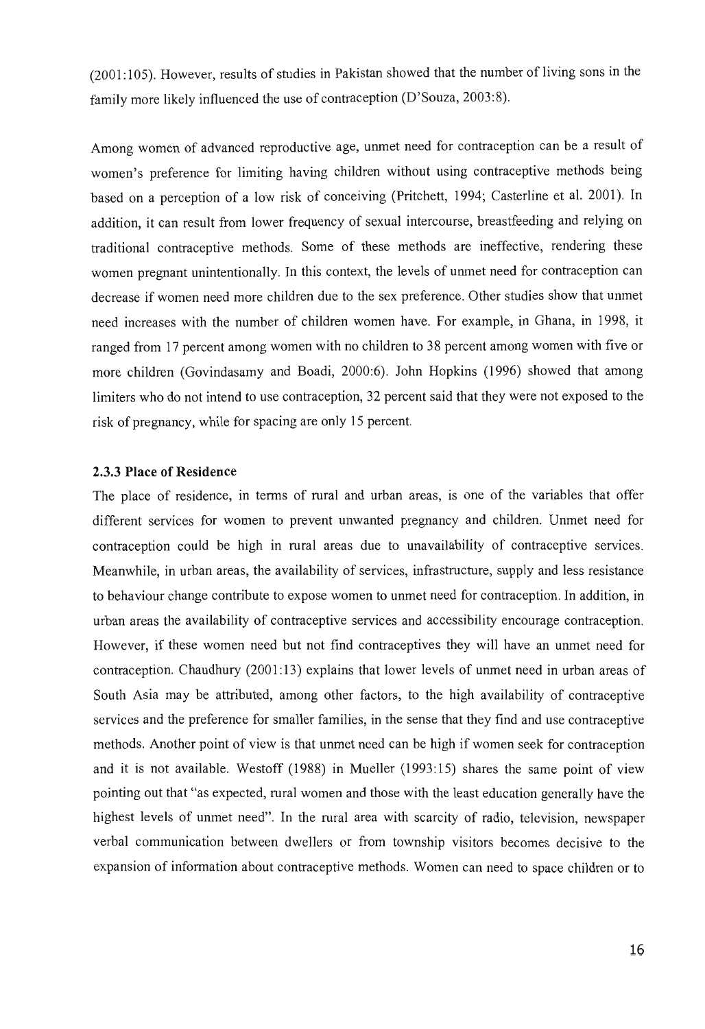(2001:105). However, results of studies in Pakistan showed that the number of living sons in the family more likely influenced the use of contraception (D'Souza, 2003:8).

Among women of advanced reproductive age, unmet need for contraception can be a result of women's preference for limiting having children without using contraceptive methods being based on a perception of a low risk of conceiving (Pritchett, 1994; Casterline et al. 2001). In addition, it can result from lower frequency of sexual intercourse, breastfeeding and relying on traditional contraceptive methods. Some of these methods are ineffective, rendering these women pregnant unintentionally. In this context, the levels of unmet need for contraception can decrease if women need more children due to the sex preference. Other studies show that unmet need increases with the number of children women have. For example, in Ghana, in 1998, it ranged from 17 percent among women with no children to 38 percent among women with five or more children (Govindasamy and Boadi, 2000:6). John Hopkins (1996) showed that among limiters who do not intend to use contraception, 32 percent said that they were not exposed to the risk of pregnancy, while for spacing are only 15 percent.

### 2.3.3 Place of Residence

The place of residence, in terms of rural and urban areas, is one of the variables that offer different services for women to prevent unwanted pregnancy and children. Unmet need for contraception could be high in rural areas due to unavailability of contraceptive services. Meanwhile, in urban areas, the availability of services, infrastructure, supply and less resistance to behaviour change contribute to expose women to unmet need for contraception. In addition, in urban areas the availability of contraceptive services and accessibility encourage contraception. However, if these women need but not find contraceptives they will have an unmet need for contraception. Chaudhury (2001:13) explains that lower levels of unmet need in urban areas of South Asia may be attributed, among other factors, to the high availability of contraceptive services and the preference for smaller families, in the sense that they find and use contraceptive methods. Another point of view is that unmet need can be high if women seek for contraception and it is not available. Westoff (1988) in Mueller (1993:15) shares the same point of view pointing out that "as expected, rural women and those with the least education generally have the highest levels of unmet need". In the rural area with scarcity of radio, television, newspaper verbal communication between dwellers or from township visitors becomes decisive to the expansion of information about contraceptive methods. Women can need to space children or to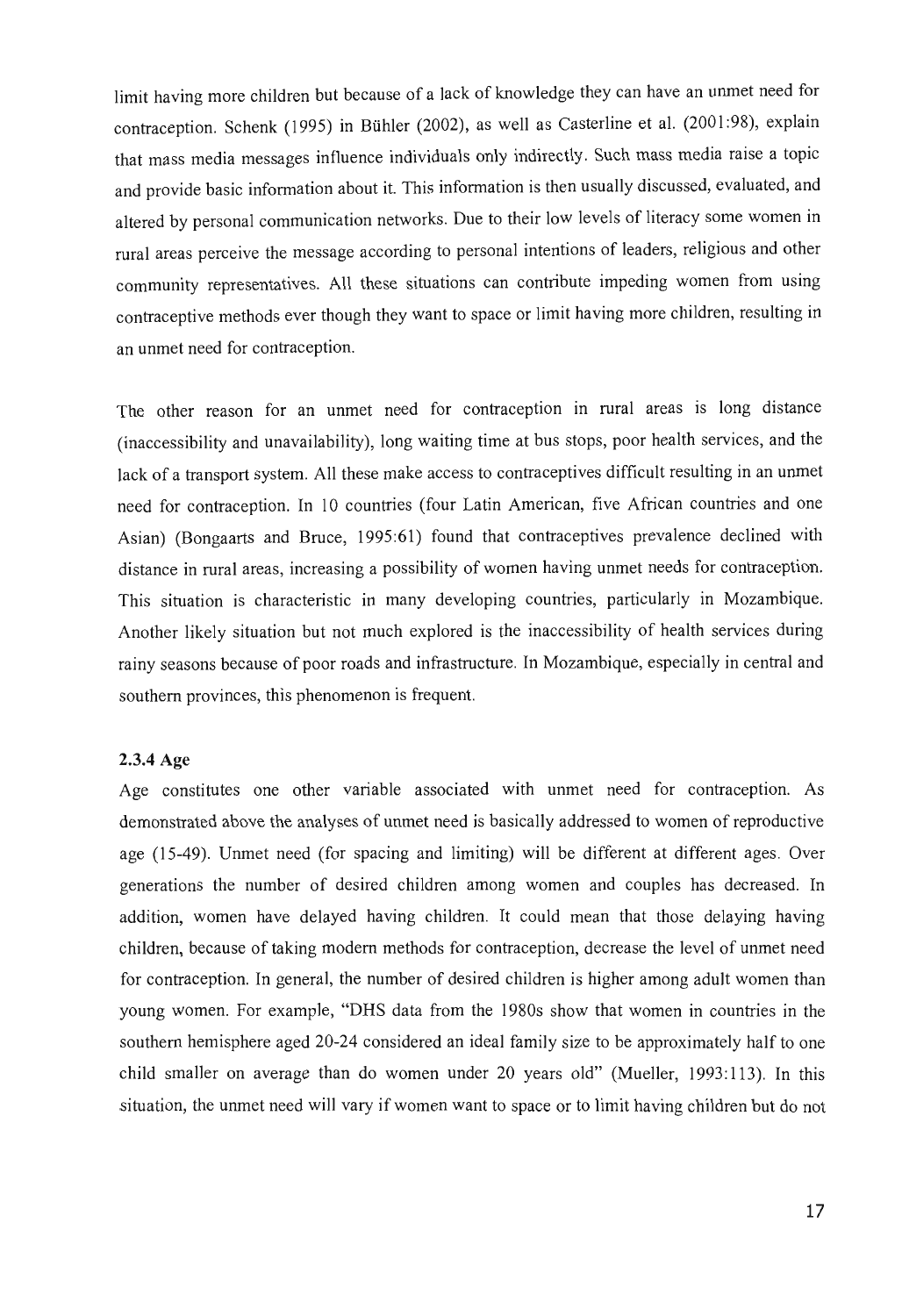limit having more children but because of a lack of knowledge they can have an unmet need for contraception. Schenk (1995) in Bühler (2002), as well as Casterline et al. (2001:98), explain that mass media messages influence individuals only indirectly. Such mass media raise a topic and provide basic information about it. This information is then usually discussed, evaluated, and altered by personal communication networks. Due to their low levels of literacy some women in rural areas perceive the message according to personal intentions of leaders, religious and other community representatives. All these situations can contribute impeding women from using contraceptive methods ever though they want to space or limit having more children, resulting in an unmet need for contraception.

The other reason for an unmet need for contraception in rural areas is long distance (inaccessibility and unavailability), long waiting time at bus stops, poor health services, and the lack of a transport system. All these make access to contraceptives difficult resulting in an unmet need for contraception. In 10 countries (four Latin American, five African countries and one Asian) (Bongaarts and Bruce, 1995:61) found that contraceptives prevalence declined with distance in rural areas, increasing a possibility of women having unmet needs for contraception. This situation is characteristic in many developing countries, particularly in Mozambique. Another likely situation but not much explored is the inaccessibility of health services during rainy seasons because of poor roads and infrastructure. In Mozambique, especially in central and southern provinces, this phenomenon is frequent.

### 2.3.4 Age

Age constitutes one other variable associated with unmet need for contraception. As demonstrated above the analyses of unmet need is basically addressed to women of reproductive age (15-49). Unmet need (for spacing and limiting) will be different at different ages. Over generations the number of desired children among women and couples has decreased. In addition, women have delayed having children. It could mean that those delaying having children, because of taking modern methods for contraception, decrease the level of unmet need for contraception. In general, the number of desired children is higher among adult women than young women. For example, "DHS data from the 1980s show that women in countries in the southern hemisphere aged 20-24 considered an ideal family size to be approximately half to one child smaller on average than do women under 20 years old" (Mueller, 1993:113). In this situation, the unmet need will vary if women want to space or to limit having children but do not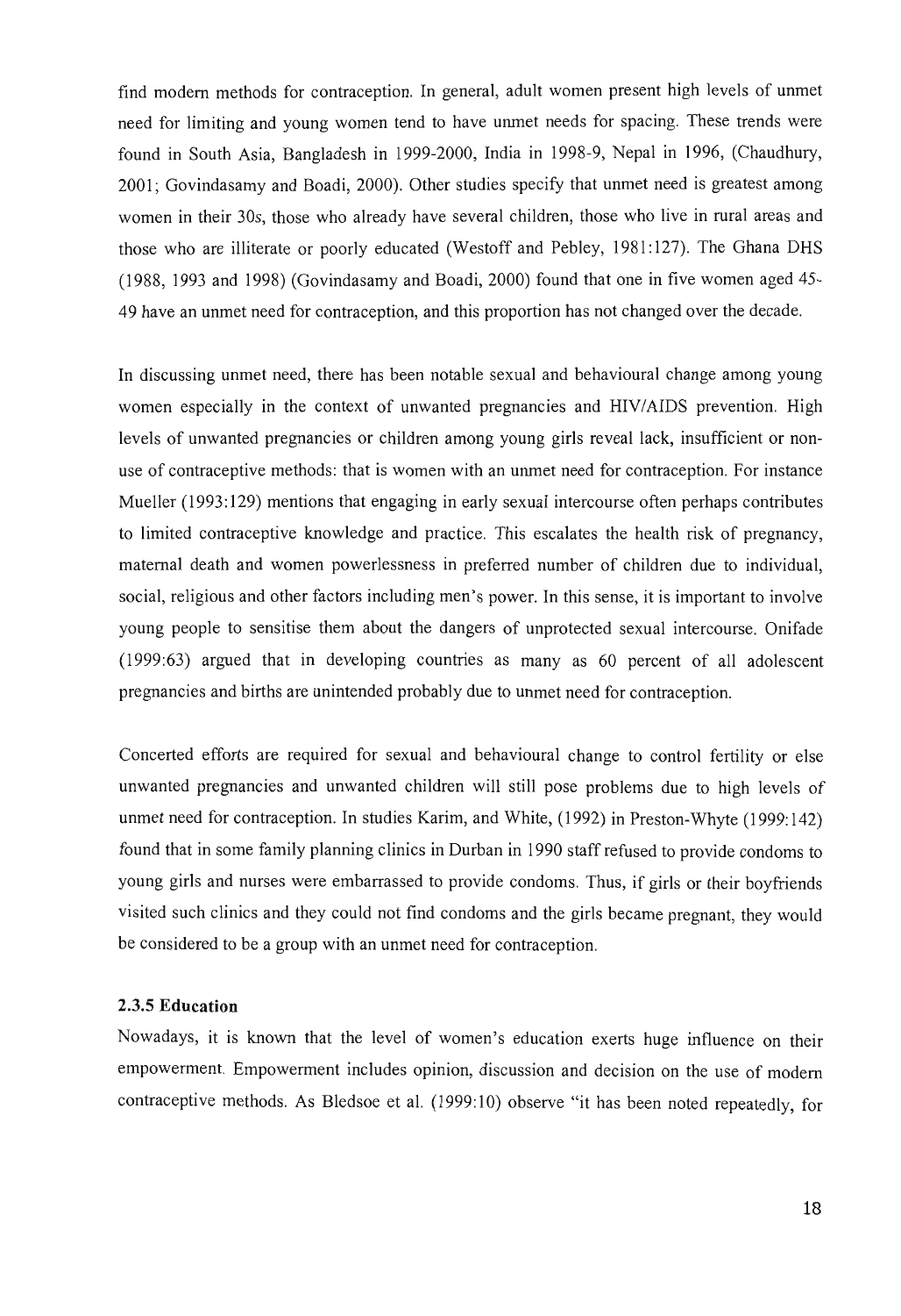find modern methods for contraception. In general, adult women present high levels of unmet need for limiting and young women tend to have unmet needs for spacing. These trends were found in South Asia, Bangladesh in 1999-2000, India in 1998-9, Nepal in 1996, (Chaudhury, 2001; Govindasamy and Boadi, 2000). Other studies specify that unmet need is greatest among women in their 30s, those who already have several children, those who live in rural areas and those who are illiterate or poorly educated (Westoff and Pebley, 1981:127). The Ghana DHS (1988, 1993 and 1998) (Govindasamy and Boadi, 2000) found that one in five women aged 45-49 have an unmet need for contraception, and this proportion has not changed over the decade.

In discussing unmet need, there has been notable sexual and behavioural change among young women especially in the context of unwanted pregnancies and HIV/AIDS prevention. High levels of unwanted pregnancies or children among young girls reveal lack, insufficient or non-use of contraceptive methods: that is women with an unmet need for contraception. For instance Mueller (1993:129) mentions that engaging in early sexual intercourse often perhaps contributes to limited contraceptive knowledge and practice. This escalates the health risk of pregnancy, maternal death and women powerlessness in preferred number of children due to individual, social, religious and other factors including men's power. In this sense, it is important to involve young people to sensitise them about the dangers of unprotected sexual intercourse. Onifade (1999:63) argued that in developing countries as many as 60 percent of all adolescent pregnancies and births are unintended probably due to unmet need for contraception.

Concerted efforts are required for sexual and behavioural change to control fertility or else unwanted pregnancies and unwanted children will still pose problems due to high levels of unmet need for contraception. In studies Karim, and White, (1992) in Preston-Whyte (1999:142) found that in some family planning clinics in Durban in 1990 staff refused to provide condoms to young girls and nurses were embarrassed to provide condoms. Thus, if girls or their boyfriends visited such clinics and they could not find condoms and the girls became pregnant, they would be considered to be a group with an unmet need for contraception.

### 2.3.5 Education

Nowadays, it is known that the level of women's education exerts huge influence on their empowerment. Empowerment includes opinion, discussion and decision on the use of modern contraceptive methods. As Bledsoe et al. (1999:10) observe "it has been noted repeatedly, for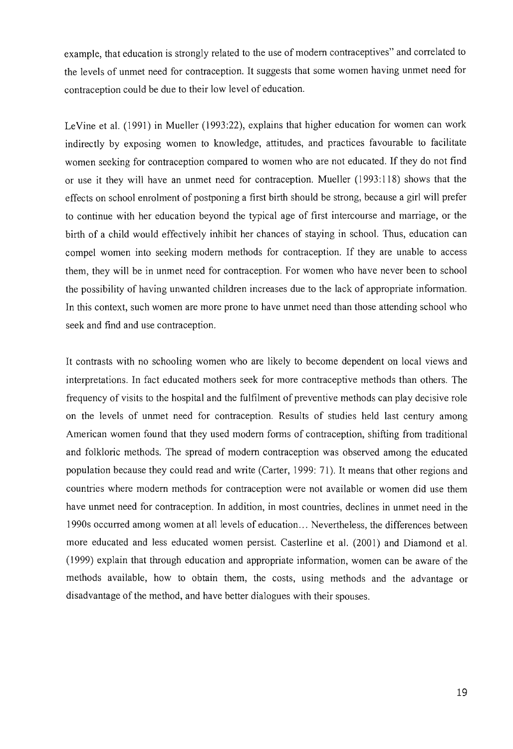example, that education is strongly related to the use of modern contraceptives" and correlated to the levels of unmet need for contraception. It suggests that some women having unmet need for contraception could be due to their low level of education.

LeVine et al. (1991) in Mueller (1993:22), explains that higher education for women can work indirectly by exposing women to knowledge, attitudes, and practices favourable to facilitate women seeking for contraception compared to women who are not educated. If they do not find or use it they will have an unmet need for contraception. Mueller (1993:118) shows that the effects on school enrolment of postponing a first birth should be strong, because a girl will prefer to continue with her education beyond the typical age of first intercourse and marriage, or the birth of a child would effectively inhibit her chances of staying in school. Thus, education can compel women into seeking modern methods for contraception. If they are unable to access them, they will be in unmet need for contraception. For women who have never been to school the possibility of having unwanted children increases due to the lack of appropriate information. In this context, such women are more prone to have unmet need than those attending school who seek and find and use contraception.

It contrasts with no schooling women who are likely to become dependent on local views and interpretations. In fact educated mothers seek for more contraceptive methods than others. The frequency of visits to the hospital and the fulfilment of preventive methods can play decisive role on the levels of unmet need for contraception. Results of studies held last century among American women found that they used modern forms of contraception, shifting from traditional and folkloric methods. The spread of modern contraception was observed among the educated population because they could read and write (Carter, 1999: 71). It means that other regions and countries where modern methods for contraception were not available or women did use them have unmet need for contraception. In addition, in most countries, declines in unmet need in the 1990s occurred among women at all levels of education… Nevertheless, the differences between more educated and less educated women persist. Casterline et al. (2001) and Diamond et al. (1999) explain that through education and appropriate information, women can be aware of the methods available, how to obtain them, the costs, using methods and the advantage or disadvantage of the method, and have better dialogues with their spouses.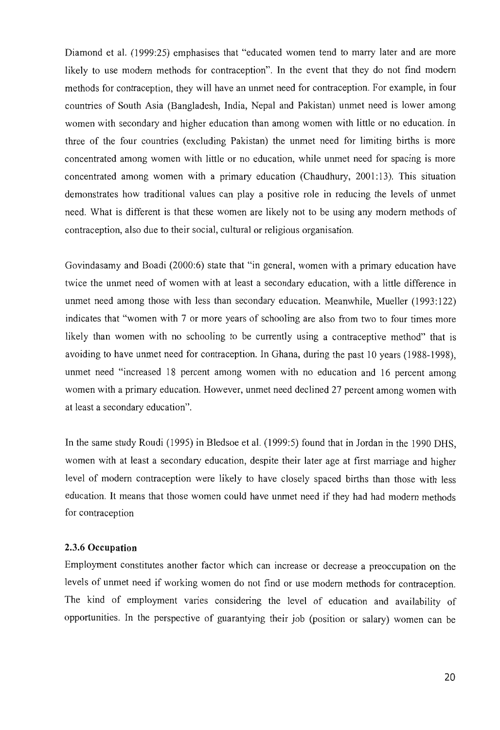Diamond et al. (1999:25) emphasises that "educated women tend to marry later and are more likely to use modern methods for contraception". In the event that they do not find modern methods for contraception, they will have an unmet need for contraception. For example, in four countries of South Asia (Bangladesh, India, Nepal and Pakistan) unmet need is lower among women with secondary and higher education than among women with little or no education. In three of the four countries (excluding Pakistan) the unmet need for limiting births is more concentrated among women with little or no education, while unmet need for spacing is more concentrated among women with a primary education (Chaudhury, 2001:13). This situation demonstrates how traditional values can play a positive role in reducing the levels of unmet need. What is different is that these women are likely not to be using any modern methods of contraception, also due to their social, cultural or religious organisation.

Govindasamy and Boadi (2000:6) state that "in general, women with a primary education have twice the unmet need of women with at least a secondary education, with a little difference in unmet need among those with less than secondary education. Meanwhile, Mueller (1993:122) indicates that "women with 7 or more years of schooling are also from two to four times more likely than women with no schooling to be currently using a contraceptive method" that is avoiding to have unmet need for contraception. In Ghana, during the past 10 years (1988-1998), unmet need "increased 18 percent among women with no education and 16 percent among women with a primary education. However, unmet need declined 27 percent among women with at least a secondary education".

In the same study Roudi (1995) in Bledsoe et al. (1999:5) found that in Jordan in the 1990 DHS, women with at least a secondary education, despite their later age at first marriage and higher level of modern contraception were likely to have closely spaced births than those with less education. It means that those women could have unmet need if they had had modern methods for contraception

### 2.3.6 Occupation

Employment constitutes another factor which can increase or decrease a preoccupation on the levels of unmet need if working women do not find or use modern methods for contraception. The kind of employment varies considering the level of education and availability of opportunities. In the perspective of guarantying their job (position or salary) women can be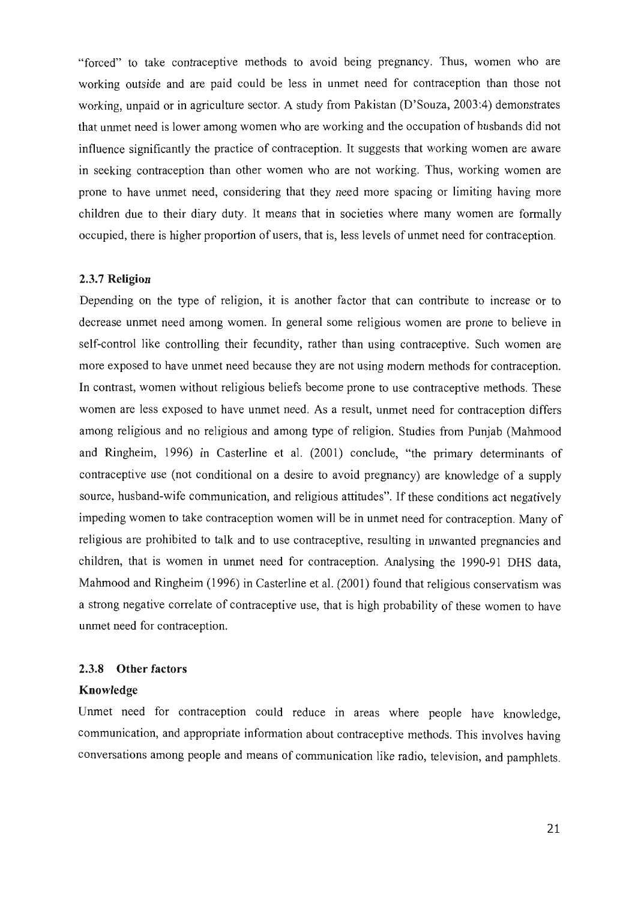"forced" to take contraceptive methods to avoid being pregnancy. Thus, women who are working outside and are paid could be less in unmet need for contraception than those not working, unpaid or in agriculture sector. A study from Pakistan (D'Souza, 2003:4) demonstrates that unmet need is lower among women who are working and the occupation of husbands did not influence significantly the practice of contraception. It suggests that working women are aware in seeking contraception than other women who are not working. Thus, working women are prone to have unmet need, considering that they need more spacing or limiting having more children due to their diary duty. It means that in societies where many women are formally occupied, there is higher proportion of users, that is, less levels of unmet need for contraception.

### 2.3.7 Religion

Depending on the type of religion, it is another factor that can contribute to increase or to decrease unmet need among women. In general some religious women are prone to believe in self-control like controlling their fecundity, rather than using contraceptive. Such women are more exposed to have unmet need because they are not using modern methods for contraception. In contrast, women without religious beliefs become prone to use contraceptive methods. These women are less exposed to have unmet need. As a result, unmet need for contraception differs among religious and no religious and among type of religion. Studies from Punjab (Mahmood and Ringheim, 1996) in Casterline et al. (2001) conclude, "the primary determinants of contraceptive use (not conditional on a desire to avoid pregnancy) are knowledge of a supply source, husband-wife communication, and religious attitudes". If these conditions act negatively impeding women to take contraception women will be in unmet need for contraception. Many of religious are prohibited to talk and to use contraceptive, resulting in unwanted pregnancies and children, that is women in unmet need for contraception. Analysing the 1990-91 DHS data, Mahmood and Ringheim (1996) in Casterline et al. (2001) found that religious conservatism was a strong negative correlate of contraceptive use, that is high probability of these women to have unmet need for contraception.

### 2.3.8 Other factors

**Knowledge**

Unmet need for contraception could reduce in areas where people have knowledge, communication, and appropriate information about contraceptive methods. This involves having conversations among people and means of communication like radio, television, and pamphlets.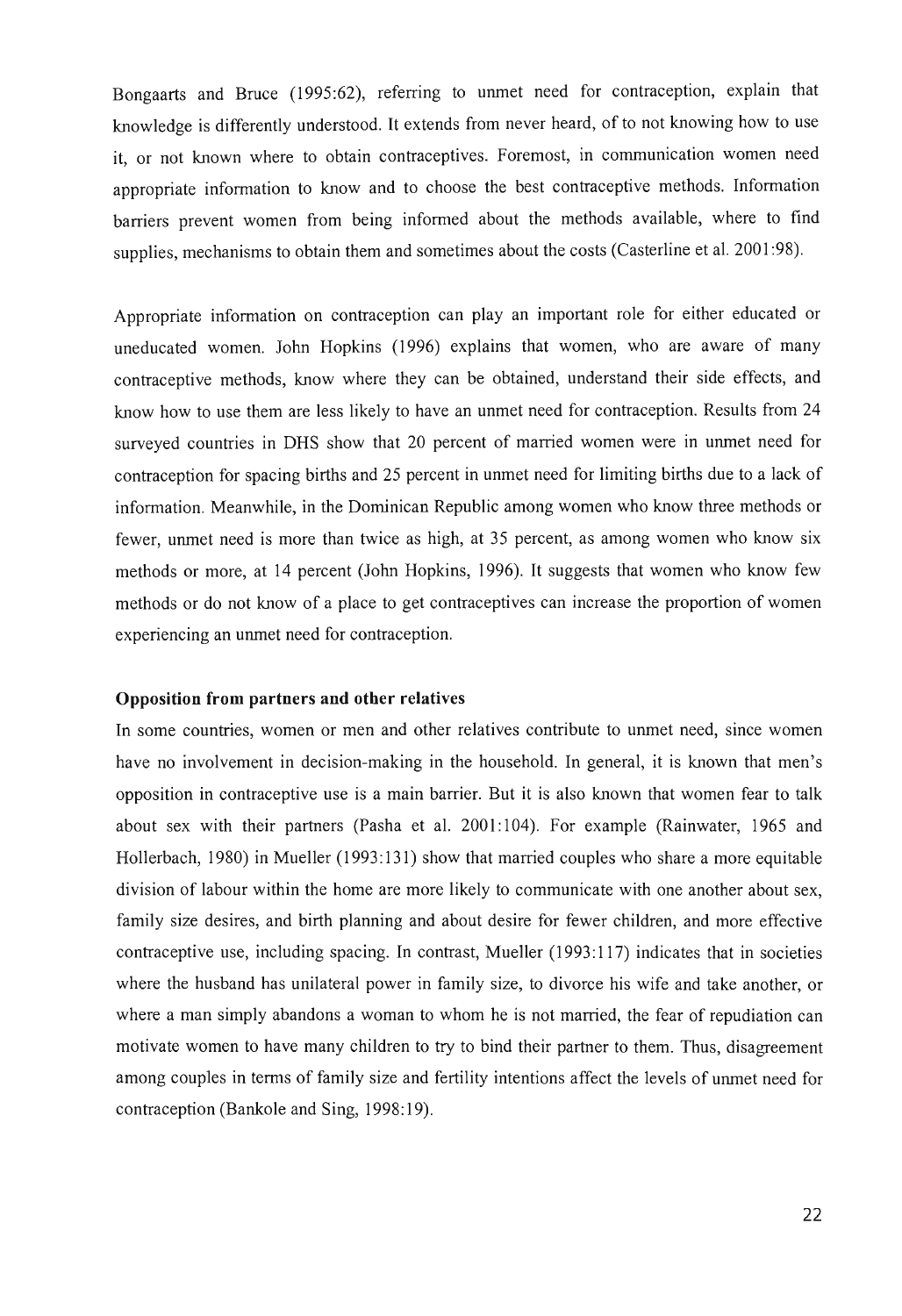Bongaarts and Bruce (1995:62), referring to unmet need for contraception, explain that knowledge is differently understood. It extends from never heard, of to not knowing how to use it, or not known where to obtain contraceptives. Foremost, in communication women need appropriate information to know and to choose the best contraceptive methods. Information barriers prevent women from being informed about the methods available, where to find supplies, mechanisms to obtain them and sometimes about the costs (Casterline et al. 2001:98).

Appropriate information on contraception can play an important role for either educated or uneducated women. John Hopkins (1996) explains that women, who are aware of many contraceptive methods, know where they can be obtained, understand their side effects, and know how to use them are less likely to have an unmet need for contraception. Results from 24 surveyed countries in DHS show that 20 percent of married women were in unmet need for contraception for spacing births and 25 percent in unmet need for limiting births due to a lack of information. Meanwhile, in the Dominican Republic among women who know three methods or fewer, unmet need is more than twice as high, at 35 percent, as among women who know six methods or more, at 14 percent (John Hopkins, 1996). It suggests that women who know few methods or do not know of a place to get contraceptives can increase the proportion of women experiencing an unmet need for contraception.

**Opposition from partners and other relatives**

In some countries, women or men and other relatives contribute to unmet need, since women have no involvement in decision-making in the household. In general, it is known that men's opposition in contraceptive use is a main barrier. But it is also known that women fear to talk about sex with their partners (Pasha et al. 2001:104). For example (Rainwater, 1965 and Hollerbach, 1980) in Mueller (1993:131) show that married couples who share a more equitable division of labour within the home are more likely to communicate with one another about sex, family size desires, and birth planning and about desire for fewer children, and more effective contraceptive use, including spacing. In contrast, Mueller (1993:117) indicates that in societies where the husband has unilateral power in family size, to divorce his wife and take another, or where a man simply abandons a woman to whom he is not married, the fear of repudiation can motivate women to have many children to try to bind their partner to them. Thus, disagreement among couples in terms of family size and fertility intentions affect the levels of unmet need for contraception (Bankole and Sing, 1998:19).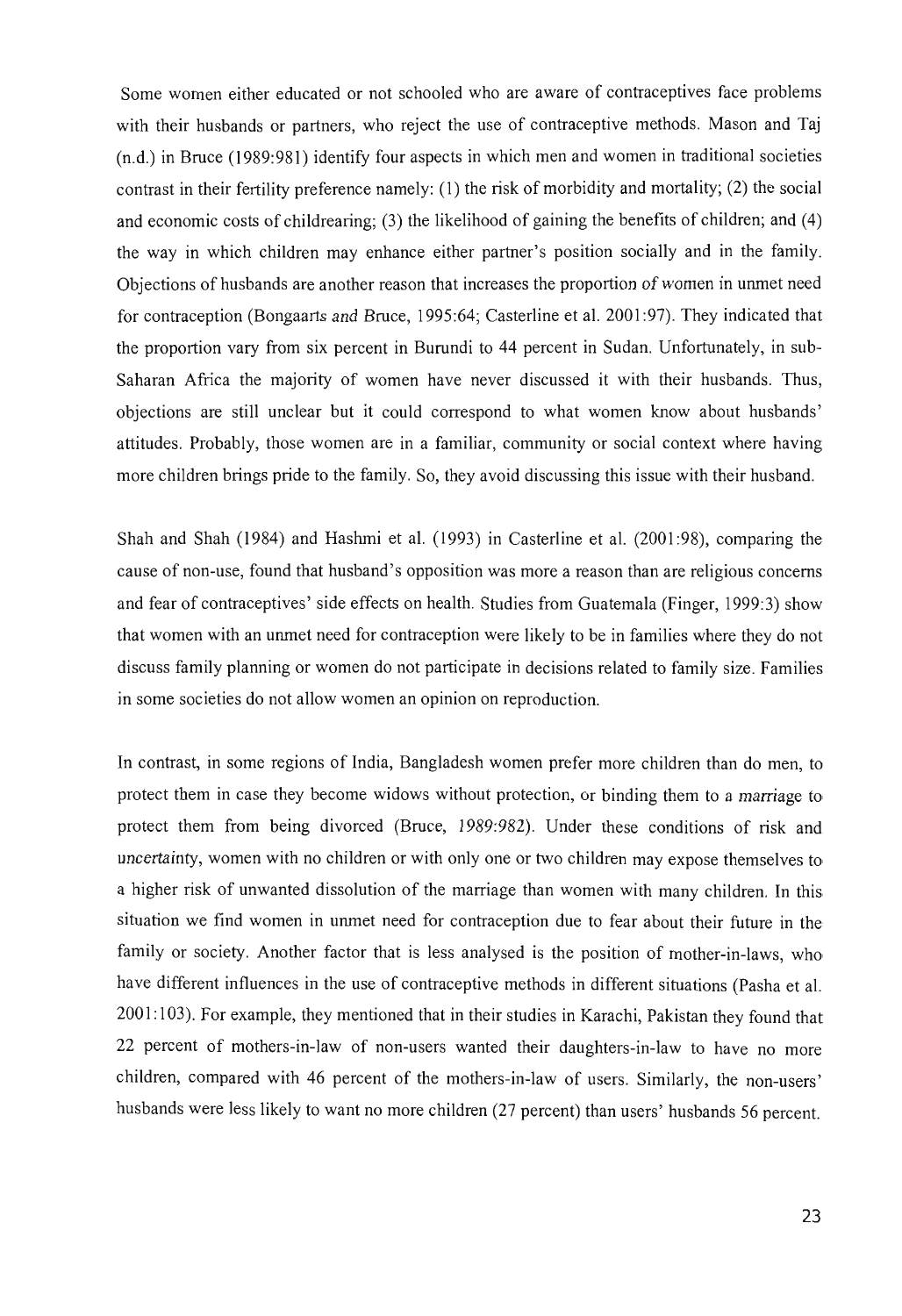Some women either educated or not schooled who are aware of contraceptives face problems with their husbands or partners, who reject the use of contraceptive methods. Mason and Taj (n.d.) in Bruce (1989:981) identify four aspects in which men and women in traditional societies contrast in their fertility preference namely: (1) the risk of morbidity and mortality; (2) the social and economic costs of childrearing; (3) the likelihood of gaining the benefits of children; and (4) the way in which children may enhance either partner's position socially and in the family. Objections of husbands are another reason that increases the proportion of women in unmet need for contraception (Bongaarts and Bruce, 1995:64; Casterline et al. 2001:97). They indicated that the proportion vary from six percent in Burundi to 44 percent in Sudan. Unfortunately, in sub-Saharan Africa the majority of women have never discussed it with their husbands. Thus, objections are still unclear but it could correspond to what women know about husbands' attitudes. Probably, those women are in a familiar, community or social context where having more children brings pride to the family. So, they avoid discussing this issue with their husband.

Shah and Shah (1984) and Hashmi et al. (1993) in Casterline et al. (2001:98), comparing the cause of non-use, found that husband's opposition was more a reason than are religious concerns and fear of contraceptives' side effects on health. Studies from Guatemala (Finger, 1999:3) show that women with an unmet need for contraception were likely to be in families where they do not discuss family planning or women do not participate in decisions related to family size. Families in some societies do not allow women an opinion on reproduction.

In contrast, in some regions of India, Bangladesh women prefer more children than do men, to protect them in case they become widows without protection, or binding them to a marriage to protect them from being divorced (Bruce, 1989:982). Under these conditions of risk and uncertainty, women with no children or with only one or two children may expose themselves to a higher risk of unwanted dissolution of the marriage than women with many children. In this situation we find women in unmet need for contraception due to fear about their future in the family or society. Another factor that is less analysed is the position of mother-in-laws, who have different influences in the use of contraceptive methods in different situations (Pasha et al. 2001:103). For example, they mentioned that in their studies in Karachi, Pakistan they found that 22 percent of mothers-in-law of non-users wanted their daughters-in-law to have no more children, compared with 46 percent of the mothers-in-law of users. Similarly, the non-users' husbands were less likely to want no more children (27 percent) than users' husbands 56 percent.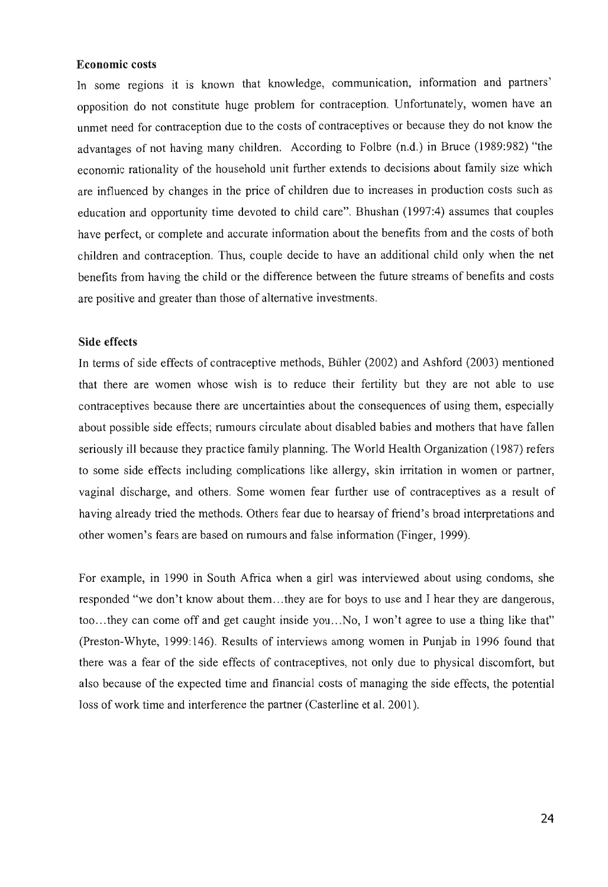### Economic costs

In some regions it is known that knowledge, communication, information and partners' opposition do not constitute huge problem for contraception. Unfortunately, women have an unmet need for contraception due to the costs of contraceptives or because they do not know the advantages of not having many children. According to Folbre (n.d.) in Bruce (1989:982) "the economic rationality of the household unit further extends to decisions about family size which are influenced by changes in the price of children due to increases in production costs such as education and opportunity time devoted to child care". Bhushan (1997:4) assumes that couples have perfect, or complete and accurate information about the benefits from and the costs of both children and contraception. Thus, couple decide to have an additional child only when the net benefits from having the child or the difference between the future streams of benefits and costs are positive and greater than those of alternative investments.

### Side effects

In terms of side effects of contraceptive methods, Bühler (2002) and Ashford (2003) mentioned that there are women whose wish is to reduce their fertility but they are not able to use contraceptives because there are uncertainties about the consequences of using them, especially about possible side effects; rumours circulate about disabled babies and mothers that have fallen seriously ill because they practice family planning. The World Health Organization (1987) refers to some side effects including complications like allergy, skin irritation in women or partner, vaginal discharge, and others. Some women fear further use of contraceptives as a result of having already tried the methods. Others fear due to hearsay of friend's broad interpretations and other women's fears are based on rumours and false information (Finger, 1999).

For example, in 1990 in South Africa when a girl was interviewed about using condoms, she responded "we don't know about them…they are for boys to use and I hear they are dangerous, too…they can come off and get caught inside you…No, I won't agree to use a thing like that" (Preston-Whyte, 1999:146). Results of interviews among women in Punjab in 1996 found that there was a fear of the side effects of contraceptives, not only due to physical discomfort, but also because of the expected time and financial costs of managing the side effects, the potential loss of work time and interference the partner (Casterline et al. 2001).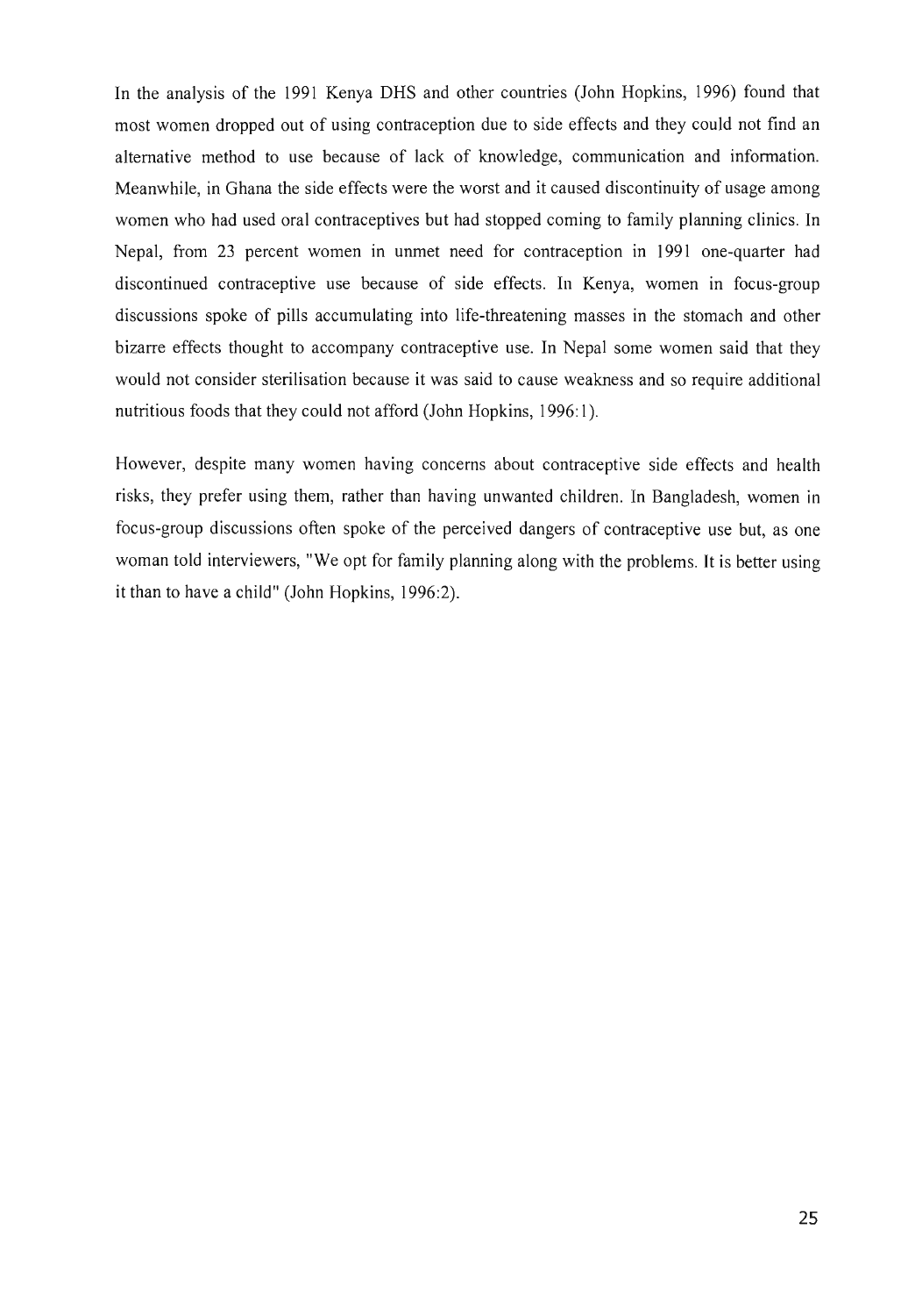In the analysis of the 1991 Kenya DHS and other countries (John Hopkins, 1996) found that most women dropped out of using contraception due to side effects and they could not find an alternative method to use because of lack of knowledge, communication and information. Meanwhile, in Ghana the side effects were the worst and it caused discontinuity of usage among women who had used oral contraceptives but had stopped coming to family planning clinics. In Nepal, from 23 percent women in unmet need for contraception in 1991 one-quarter had discontinued contraceptive use because of side effects. In Kenya, women in focus-group discussions spoke of pills accumulating into life-threatening masses in the stomach and other bizarre effects thought to accompany contraceptive use. In Nepal some women said that they would not consider sterilisation because it was said to cause weakness and so require additional nutritious foods that they could not afford (John Hopkins, 1996:1).

However, despite many women having concerns about contraceptive side effects and health risks, they prefer using them, rather than having unwanted children. In Bangladesh, women in focus-group discussions often spoke of the perceived dangers of contraceptive use but, as one woman told interviewers, "We opt for family planning along with the problems. It is better using it than to have a child" (John Hopkins, 1996:2).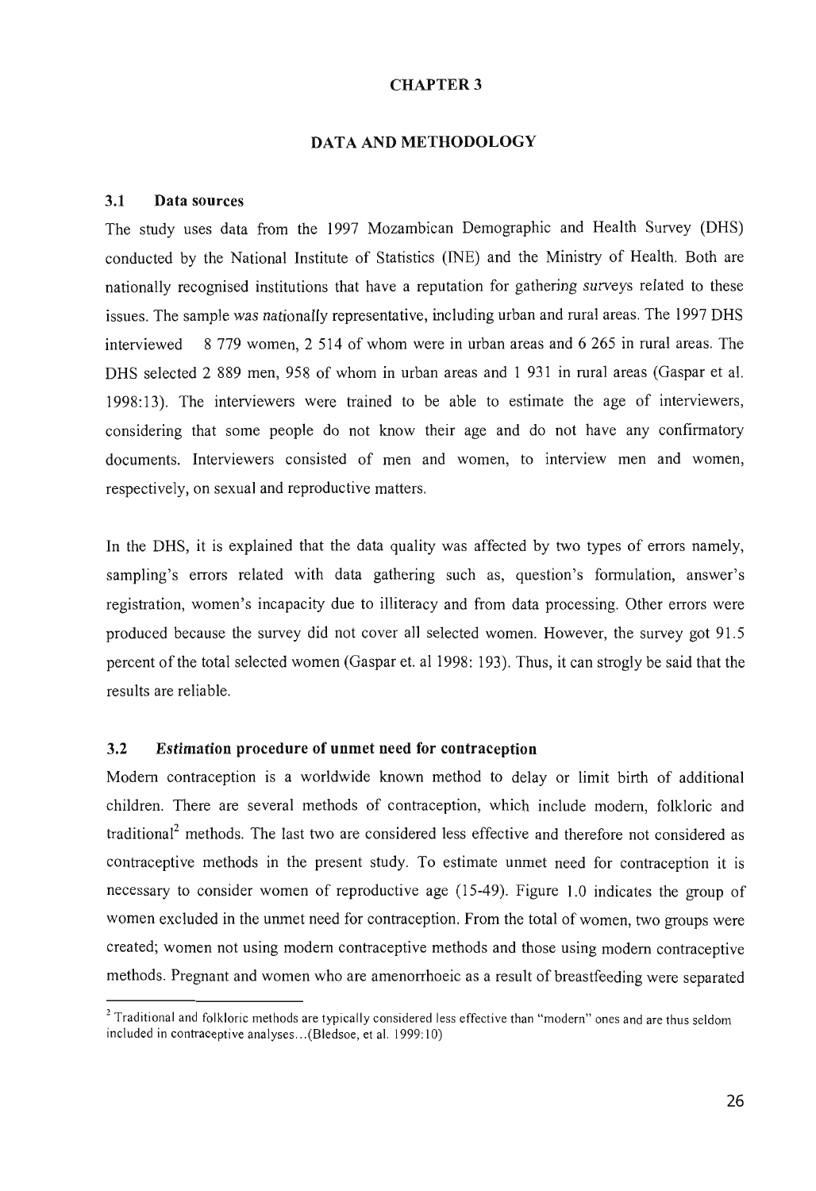# CHAPTER 3

# DATA AND METHODOLOGY

## 3.1 Data sources

The study uses data from the 1997 Mozambican Demographic and Health Survey (DHS) conducted by the National Institute of Statistics (INE) and the Ministry of Health. Both are nationally recognised institutions that have a reputation for gathering surveys related to these issues. The sample was nationally representative, including urban and rural areas. The 1997 DHS interviewed 8 779 women, 2 514 of whom were in urban areas and 6 265 in rural areas. The DHS selected 2 889 men, 958 of whom in urban areas and 1 931 in rural areas (Gaspar et al. 1998:13). The interviewers were trained to be able to estimate the age of interviewers, considering that some people do not know their age and do not have any confirmatory documents. Interviewers consisted of men and women, to interview men and women, respectively, on sexual and reproductive matters.

In the DHS, it is explained that the data quality was affected by two types of errors namely, sampling's errors related with data gathering such as, question's formulation, answer's registration, women's incapacity due to illiteracy and from data processing. Other errors were produced because the survey did not cover all selected women. However, the survey got 91.5 percent of the total selected women (Gaspar et. al 1998: 193). Thus, it can strogly be said that the results are reliable.

## 3.2 *Estimation* procedure of unmet need for contraception

Modern contraception is a worldwide known method to delay or limit birth of additional children. There are several methods of contraception, which include modern, folkloric and traditional[2] methods. The last two are considered less effective and therefore not considered as contraceptive methods in the present study. To estimate unmet need for contraception it is necessary to consider women of reproductive age (15-49). Figure 1.0 indicates the group of women excluded in the unmet need for contraception. From the total of women, two groups were created; women not using modern contraceptive methods and those using modern contraceptive methods. Pregnant and women who are amenorrhoeic as a result of breastfeeding were separated

---

[2] Traditional and folkloric methods are typically considered less effective than "modern" ones and are thus seldom included in contraceptive analyses...(Bledsoe, et al. 1999:10)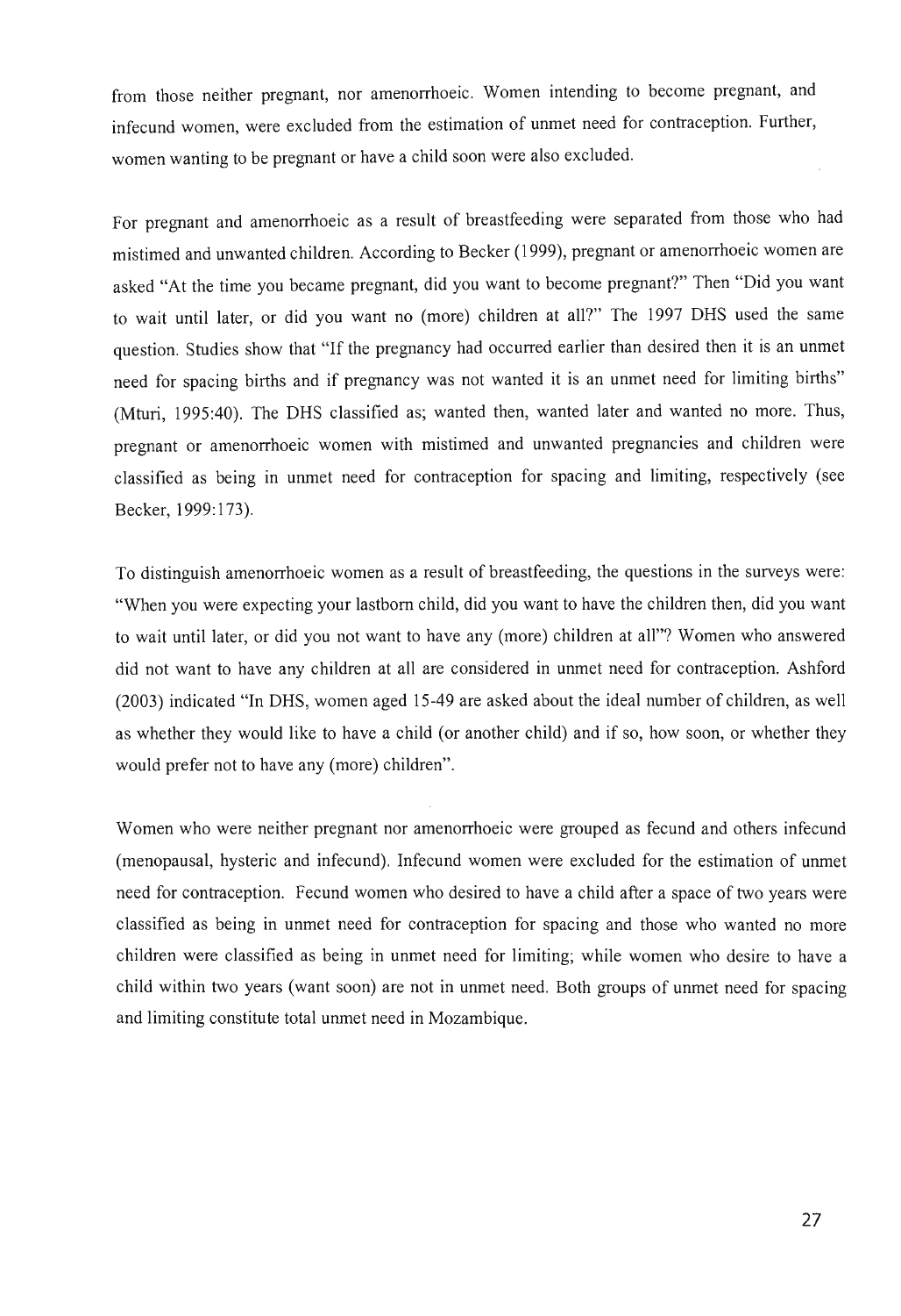from those neither pregnant, nor amenorrhoeic. Women intending to become pregnant, and infecund women, were excluded from the estimation of unmet need for contraception. Further, women wanting to be pregnant or have a child soon were also excluded.

For pregnant and amenorrhoeic as a result of breastfeeding were separated from those who had mistimed and unwanted children. According to Becker (1999), pregnant or amenorrhoeic women are asked "At the time you became pregnant, did you want to become pregnant?" Then "Did you want to wait until later, or did you want no (more) children at all?" The 1997 DHS used the same question. Studies show that "If the pregnancy had occurred earlier than desired then it is an unmet need for spacing births and if pregnancy was not wanted it is an unmet need for limiting births" (Mturi, 1995:40). The DHS classified as; wanted then, wanted later and wanted no more. Thus, pregnant or amenorrhoeic women with mistimed and unwanted pregnancies and children were classified as being in unmet need for contraception for spacing and limiting, respectively (see Becker, 1999:173).

To distinguish amenorrhoeic women as a result of breastfeeding, the questions in the surveys were: "When you were expecting your lastborn child, did you want to have the children then, did you want to wait until later, or did you not want to have any (more) children at all"? Women who answered did not want to have any children at all are considered in unmet need for contraception. Ashford (2003) indicated "In DHS, women aged 15-49 are asked about the ideal number of children, as well as whether they would like to have a child (or another child) and if so, how soon, or whether they would prefer not to have any (more) children".

Women who were neither pregnant nor amenorrhoeic were grouped as fecund and others infecund (menopausal, hysteric and infecund). Infecund women were excluded for the estimation of unmet need for contraception. Fecund women who desired to have a child after a space of two years were classified as being in unmet need for contraception for spacing and those who wanted no more children were classified as being in unmet need for limiting; while women who desire to have a child within two years (want soon) are not in unmet need. Both groups of unmet need for spacing and limiting constitute total unmet need in Mozambique.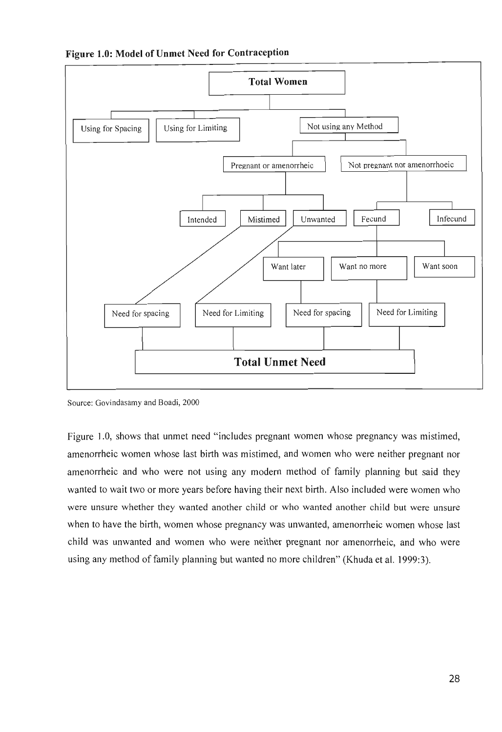**Figure 1.0: Model of Unmet Need for Contraception**

Total Women

Using for Spacing | Using for Limiting | Not using any Method

Pregnant or amenorrheic | Not pregnant nor amenorrhoeic

Intended | Mistimed | Unwanted | Fecund | Infecund

Want later | Want no more | Want soon

Need for spacing | Need for Limiting | Need for spacing | Need for Limiting

**Total Unmet Need**

Source: Govindasamy and Boadi, 2000

Figure 1.0, shows that unmet need "includes pregnant women whose pregnancy was mistimed, amenorrheic women whose last birth was mistimed, and women who were neither pregnant nor amenorrheic and who were not using any modern method of family planning but said they wanted to wait two or more years before having their next birth. Also included were women who were unsure whether they wanted another child or who wanted another child but were unsure when to have the birth, women whose pregnancy was unwanted, amenorrheic women whose last child was unwanted and women who were neither pregnant nor amenorrheic, and who were using any method of family planning but wanted no more children" (Khuda et al. 1999:3).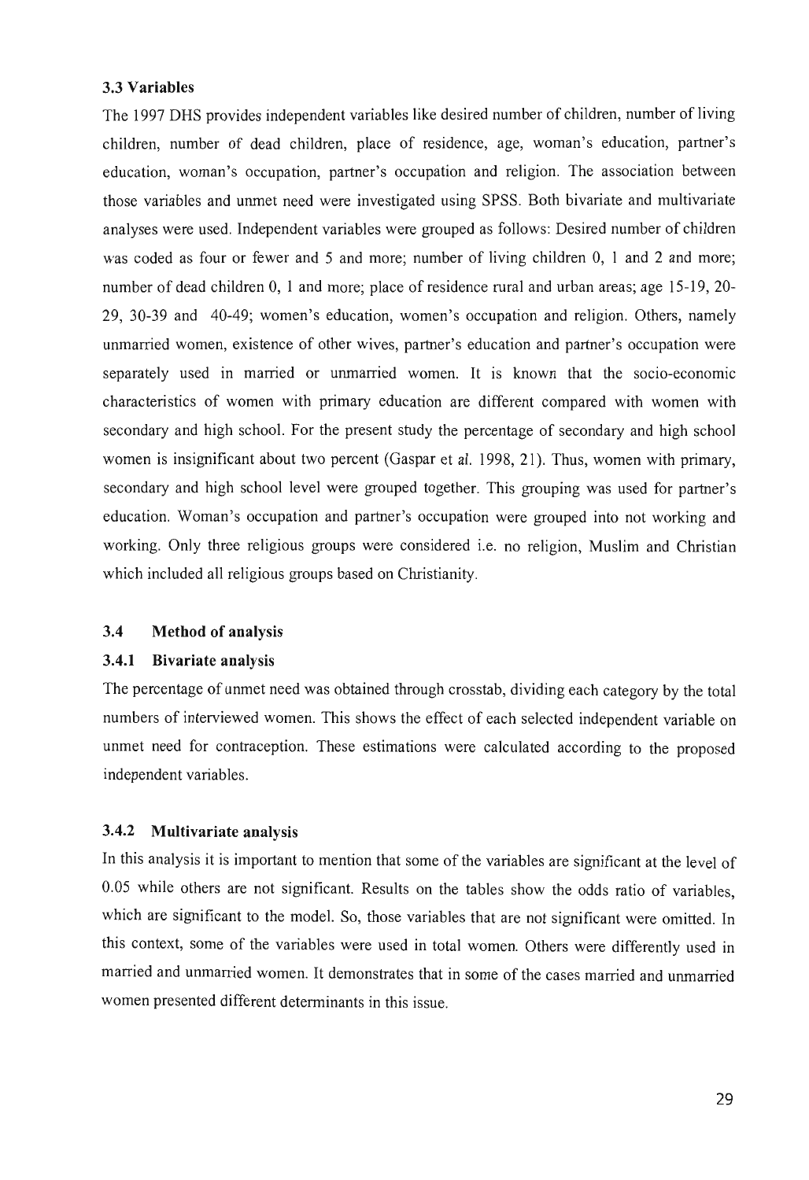### 3.3 Variables

The 1997 DHS provides independent variables like desired number of children, number of living children, number of dead children, place of residence, age, woman's education, partner's education, woman's occupation, partner's occupation and religion. The association between those variables and unmet need were investigated using SPSS. Both bivariate and multivariate analyses were used. Independent variables were grouped as follows: Desired number of children was coded as four or fewer and 5 and more; number of living children 0, 1 and 2 and more; number of dead children 0, 1 and more; place of residence rural and urban areas; age 15-19, 20-29, 30-39 and 40-49; women's education, women's occupation and religion. Others, namely unmarried women, existence of other wives, partner's education and partner's occupation were separately used in married or unmarried women. It is known that the socio-economic characteristics of women with primary education are different compared with women with secondary and high school. For the present study the percentage of secondary and high school women is insignificant about two percent (Gaspar et al. 1998, 21). Thus, women with primary, secondary and high school level were grouped together. This grouping was used for partner's education. Woman's occupation and partner's occupation were grouped into not working and working. Only three religious groups were considered i.e. no religion, Muslim and Christian which included all religious groups based on Christianity.

### 3.4 Method of analysis

#### 3.4.1 Bivariate analysis

The percentage of unmet need was obtained through crosstab, dividing each category by the total numbers of interviewed women. This shows the effect of each selected independent variable on unmet need for contraception. These estimations were calculated according to the proposed independent variables.

#### 3.4.2 Multivariate analysis

In this analysis it is important to mention that some of the variables are significant at the level of 0.05 while others are not significant. Results on the tables show the odds ratio of variables, which are significant to the model. So, those variables that are not significant were omitted. In this context, some of the variables were used in total women. Others were differently used in married and unmarried women. It demonstrates that in some of the cases married and unmarried women presented different determinants in this issue.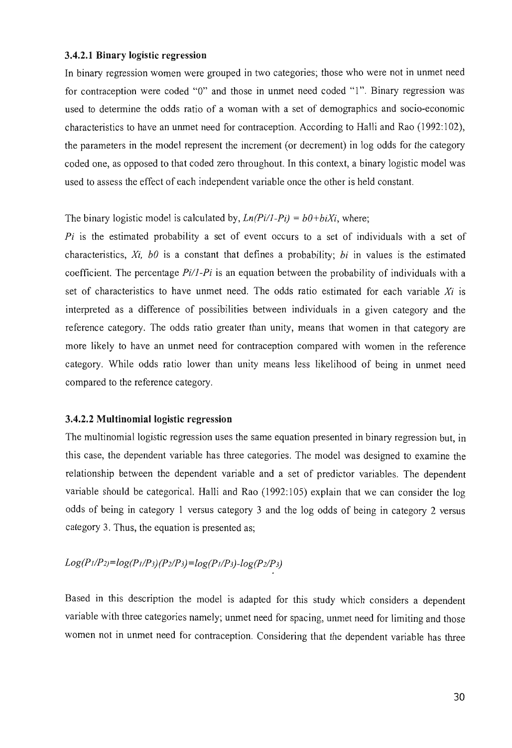#### 3.4.2.1 Binary logistic regression

In binary regression women were grouped in two categories; those who were not in unmet need for contraception were coded "0" and those in unmet need coded "1". Binary regression was used to determine the odds ratio of a woman with a set of demographics and socio-economic characteristics to have an unmet need for contraception. According to Halli and Rao (1992:102), the parameters in the model represent the increment (or decrement) in log odds for the category coded one, as opposed to that coded zero throughout. In this context, a binary logistic model was used to assess the effect of each independent variable once the other is held constant.

The binary logistic model is calculated by, $Ln(Pi/1-Pi) = b0+biXi$, where;

$Pi$ is the estimated probability a set of event occurs to a set of individuals with a set of characteristics, $Xi$, $b0$ is a constant that defines a probability; $bi$ in values is the estimated coefficient. The percentage $Pi/1-Pi$ is an equation between the probability of individuals with a set of characteristics to have unmet need. The odds ratio estimated for each variable $Xi$ is interpreted as a difference of possibilities between individuals in a given category and the reference category. The odds ratio greater than unity, means that women in that category are more likely to have an unmet need for contraception compared with women in the reference category. While odds ratio lower than unity means less likelihood of being in unmet need compared to the reference category.

#### 3.4.2.2 Multinomial logistic regression

The multinomial logistic regression uses the same equation presented in binary regression but, in this case, the dependent variable has three categories. The model was designed to examine the relationship between the dependent variable and a set of predictor variables. The dependent variable should be categorical. Halli and Rao (1992:105) explain that we can consider the log odds of being in category 1 versus category 3 and the log odds of being in category 2 versus category 3. Thus, the equation is presented as;

$$Log(P_1/P_2)=log(P_1/P_3)(P_2/P_3)=log(P_1/P_3)-log(P_2/P_3)$$

Based in this description the model is adapted for this study which considers a dependent variable with three categories namely; unmet need for spacing, unmet need for limiting and those women not in unmet need for contraception. Considering that the dependent variable has three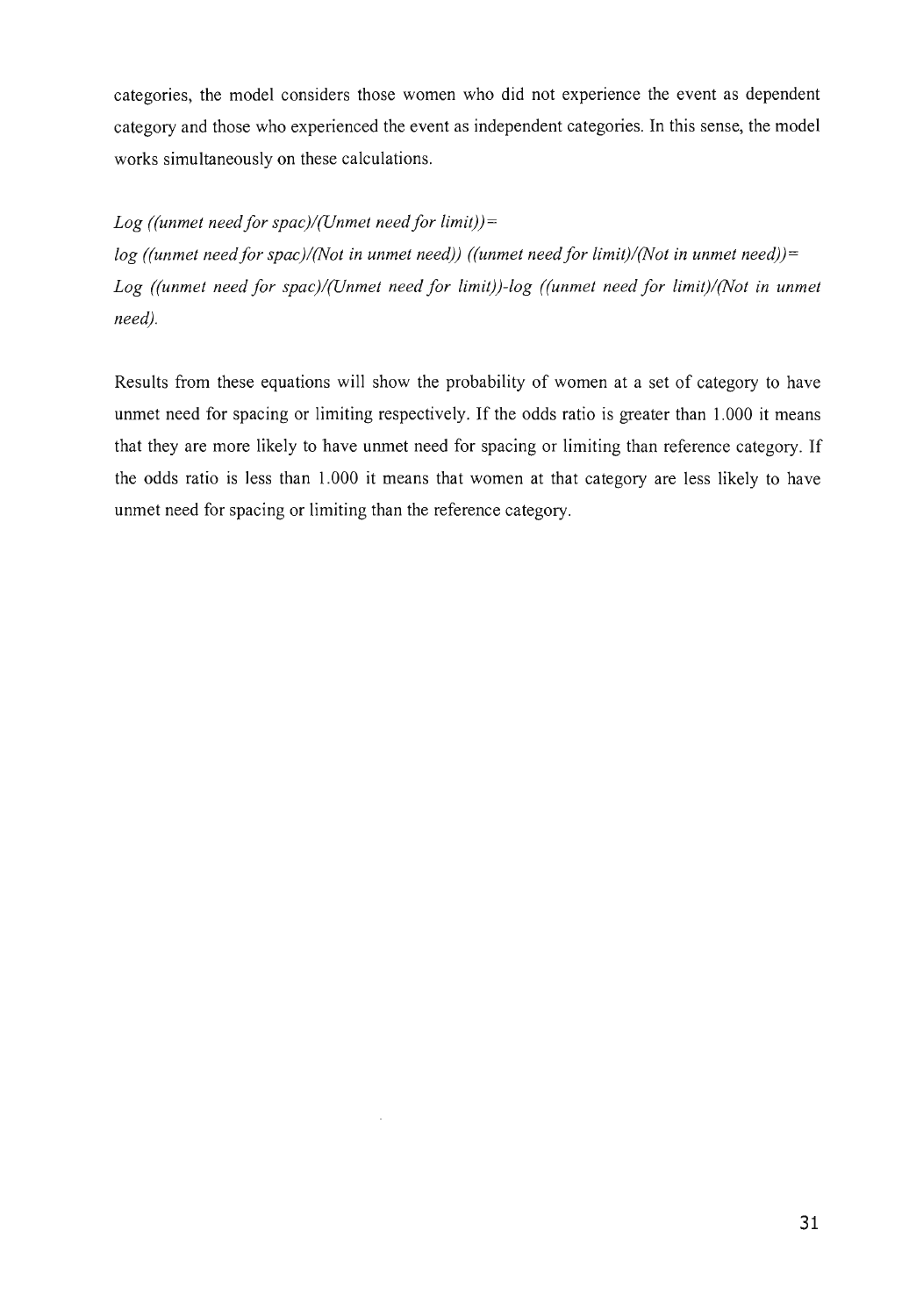categories, the model considers those women who did not experience the event as dependent category and those who experienced the event as independent categories. In this sense, the model works simultaneously on these calculations.

*Log ((unmet need for spac)/(Unmet need for limit))=*
*log ((unmet need for spac)/(Not in unmet need)) ((unmet need for limit)/(Not in unmet need))=*
*Log ((unmet need for spac)/(Unmet need for limit))-log ((unmet need for limit)/(Not in unmet need).*

Results from these equations will show the probability of women at a set of category to have unmet need for spacing or limiting respectively. If the odds ratio is greater than 1.000 it means that they are more likely to have unmet need for spacing or limiting than reference category. If the odds ratio is less than 1.000 it means that women at that category are less likely to have unmet need for spacing or limiting than the reference category.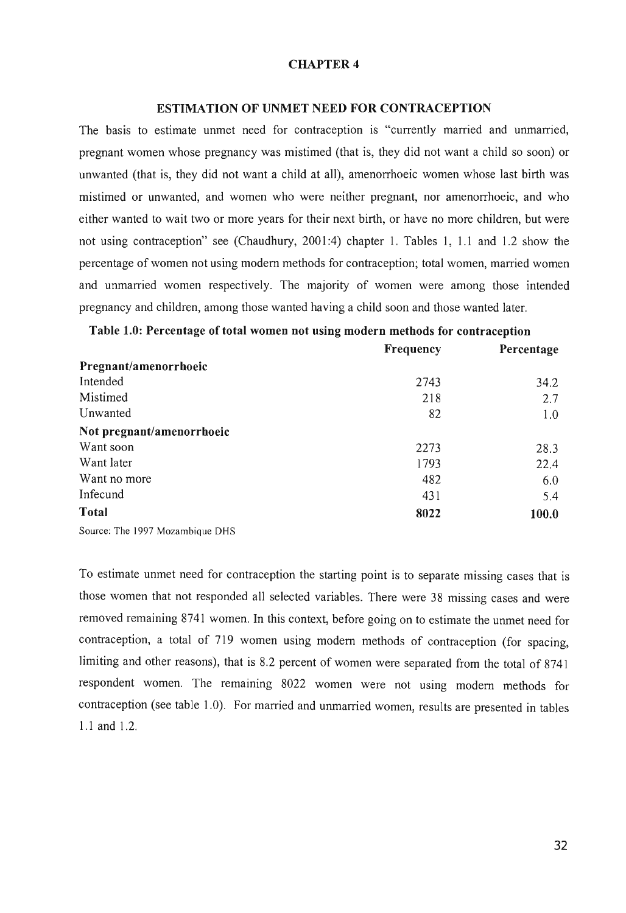# CHAPTER 4

## ESTIMATION OF UNMET NEED FOR CONTRACEPTION

The basis to estimate unmet need for contraception is "currently married and unmarried, pregnant women whose pregnancy was mistimed (that is, they did not want a child so soon) or unwanted (that is, they did not want a child at all), amenorrhoeic women whose last birth was mistimed or unwanted, and women who were neither pregnant, nor amenorrhoeic, and who either wanted to wait two or more years for their next birth, or have no more children, but were not using contraception" see (Chaudhury, 2001:4) chapter 1. Tables 1, 1.1 and 1.2 show the percentage of women not using modern methods for contraception; total women, married women and unmarried women respectively. The majority of women were among those intended pregnancy and children, among those wanted having a child soon and those wanted later.

**Table 1.0: Percentage of total women not using modern methods for contraception**

| | Frequency | Percentage |
|---|---|---|
| **Pregnant/amenorrhoeic** | | |
| Intended | 2743 | 34.2 |
| Mistimed | 218 | 2.7 |
| Unwanted | 82 | 1.0 |
| **Not pregnant/amenorrhoeic** | | |
| Want soon | 2273 | 28.3 |
| Want later | 1793 | 22.4 |
| Want no more | 482 | 6.0 |
| Infecund | 431 | 5.4 |
| **Total** | **8022** | **100.0** |

Source: The 1997 Mozambique DHS

To estimate unmet need for contraception the starting point is to separate missing cases that is those women that not responded all selected variables. There were 38 missing cases and were removed remaining 8741 women. In this context, before going on to estimate the unmet need for contraception, a total of 719 women using modern methods of contraception (for spacing, limiting and other reasons), that is 8.2 percent of women were separated from the total of 8741 respondent women. The remaining 8022 women were not using modern methods for contraception (see table 1.0). For married and unmarried women, results are presented in tables 1.1 and 1.2.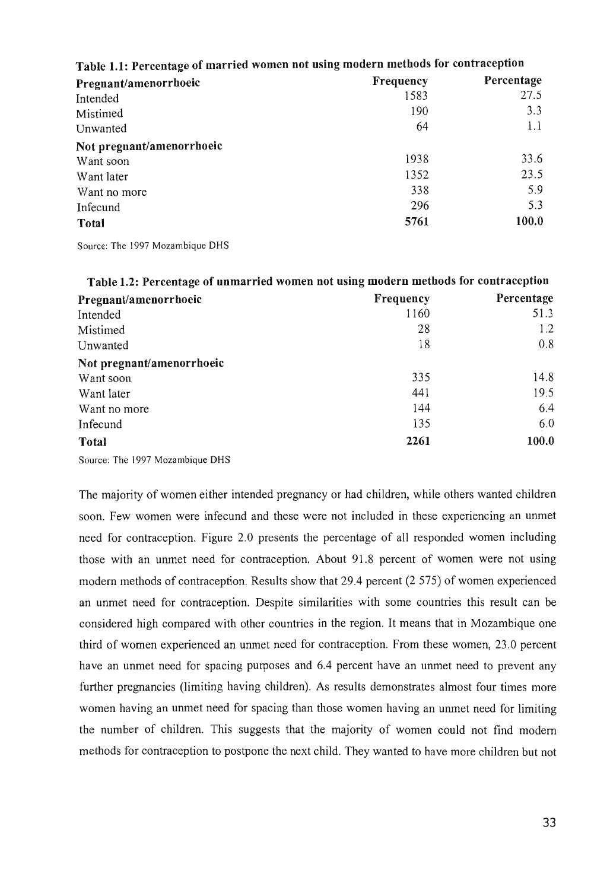**Table 1.1: Percentage of married women not using modern methods for contraception**

| Pregnant/amenorrhoeic | Frequency | Percentage |
|---|---|---|
| Intended | 1583 | 27.5 |
| Mistimed | 190 | 3.3 |
| Unwanted | 64 | 1.1 |
| **Not pregnant/amenorrhoeic** | | |
| Want soon | 1938 | 33.6 |
| Want later | 1352 | 23.5 |
| Want no more | 338 | 5.9 |
| Infecund | 296 | 5.3 |
| **Total** | **5761** | **100.0** |

Source: The 1997 Mozambique DHS

**Table 1.2: Percentage of unmarried women not using modern methods for contraception**

| Pregnant/amenorrhoeic | Frequency | Percentage |
|---|---|---|
| Intended | 1160 | 51.3 |
| Mistimed | 28 | 1.2 |
| Unwanted | 18 | 0.8 |
| **Not pregnant/amenorrhoeic** | | |
| Want soon | 335 | 14.8 |
| Want later | 441 | 19.5 |
| Want no more | 144 | 6.4 |
| Infecund | 135 | 6.0 |
| **Total** | **2261** | **100.0** |

Source: The 1997 Mozambique DHS

The majority of women either intended pregnancy or had children, while others wanted children soon. Few women were infecund and these were not included in these experiencing an unmet need for contraception. Figure 2.0 presents the percentage of all responded women including those with an unmet need for contraception. About 91.8 percent of women were not using modern methods of contraception. Results show that 29.4 percent (2 575) of women experienced an unmet need for contraception. Despite similarities with some countries this result can be considered high compared with other countries in the region. It means that in Mozambique one third of women experienced an unmet need for contraception. From these women, 23.0 percent have an unmet need for spacing purposes and 6.4 percent have an unmet need to prevent any further pregnancies (limiting having children). As results demonstrates almost four times more women having an unmet need for spacing than those women having an unmet need for limiting the number of children. This suggests that the majority of women could not find modern methods for contraception to postpone the next child. They wanted to have more children but not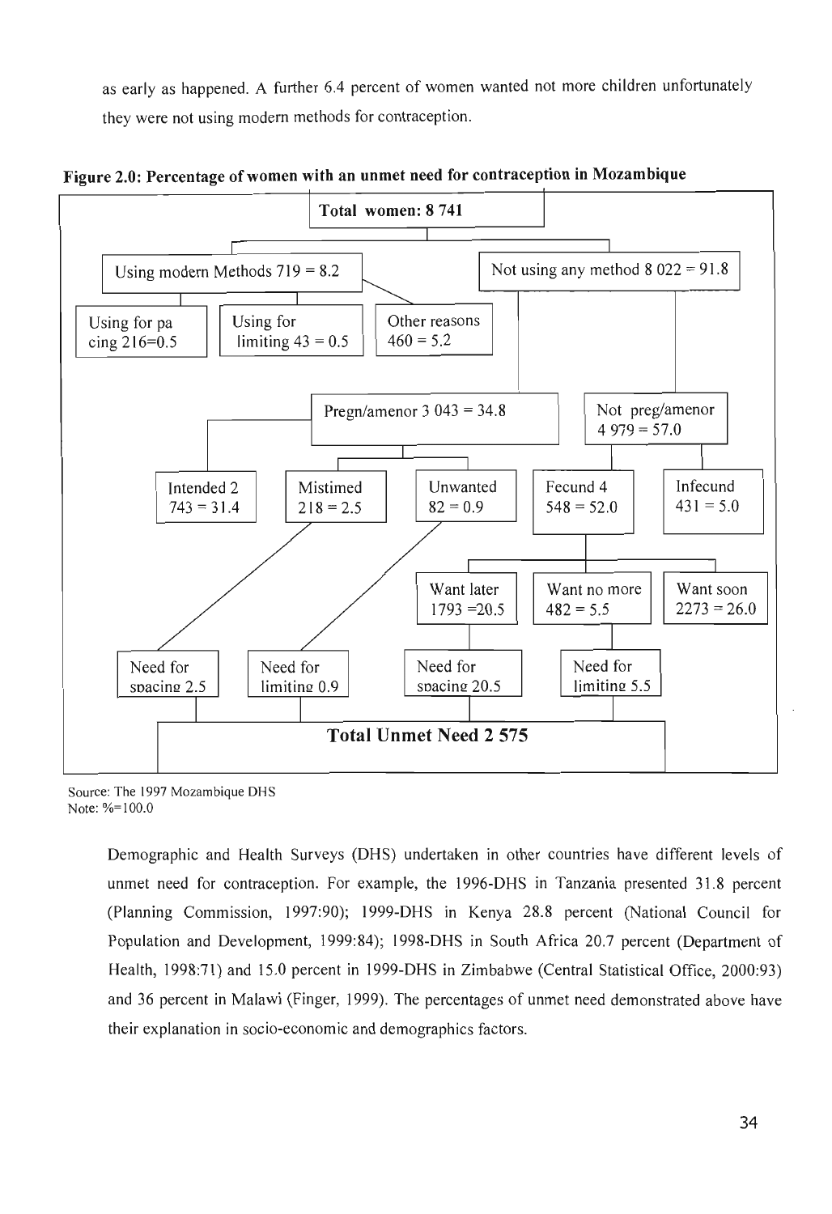as early as happened. A further 6.4 percent of women wanted not more children unfortunately they were not using modern methods for contraception.

**Figure 2.0: Percentage of women with an unmet need for contraception in Mozambique**

- **Total women: 8 741**
  - Using modern Methods 719 = 8.2
    - Using for pa cing 216=0.5
    - Using for limiting 43 = 0.5
    - Other reasons 460 = 5.2
  - Not using any method 8 022 = 91.8
    - Pregn/amenor 3 043 = 34.8
      - Intended 2 743 = 31.4
      - Mistimed 218 = 2.5 → Need for spacing 2.5
      - Unwanted 82 = 0.9 → Need for limiting 0.9
    - Not preg/amenor 4 979 = 57.0
      - Fecund 4 548 = 52.0
        - Want later 1793 =20.5 → Need for spacing 20.5
        - Want no more 482 = 5.5 → Need for limiting 5.5
        - Want soon 2273 = 26.0
      - Infecund 431 = 5.0

**Total Unmet Need 2 575**

Source: The 1997 Mozambique DHS
Note: %=100.0

Demographic and Health Surveys (DHS) undertaken in other countries have different levels of unmet need for contraception. For example, the 1996-DHS in Tanzania presented 31.8 percent (Planning Commission, 1997:90); 1999-DHS in Kenya 28.8 percent (National Council for Population and Development, 1999:84); 1998-DHS in South Africa 20.7 percent (Department of Health, 1998:71) and 15.0 percent in 1999-DHS in Zimbabwe (Central Statistical Office, 2000:93) and 36 percent in Malawi (Finger, 1999). The percentages of unmet need demonstrated above have their explanation in socio-economic and demographics factors.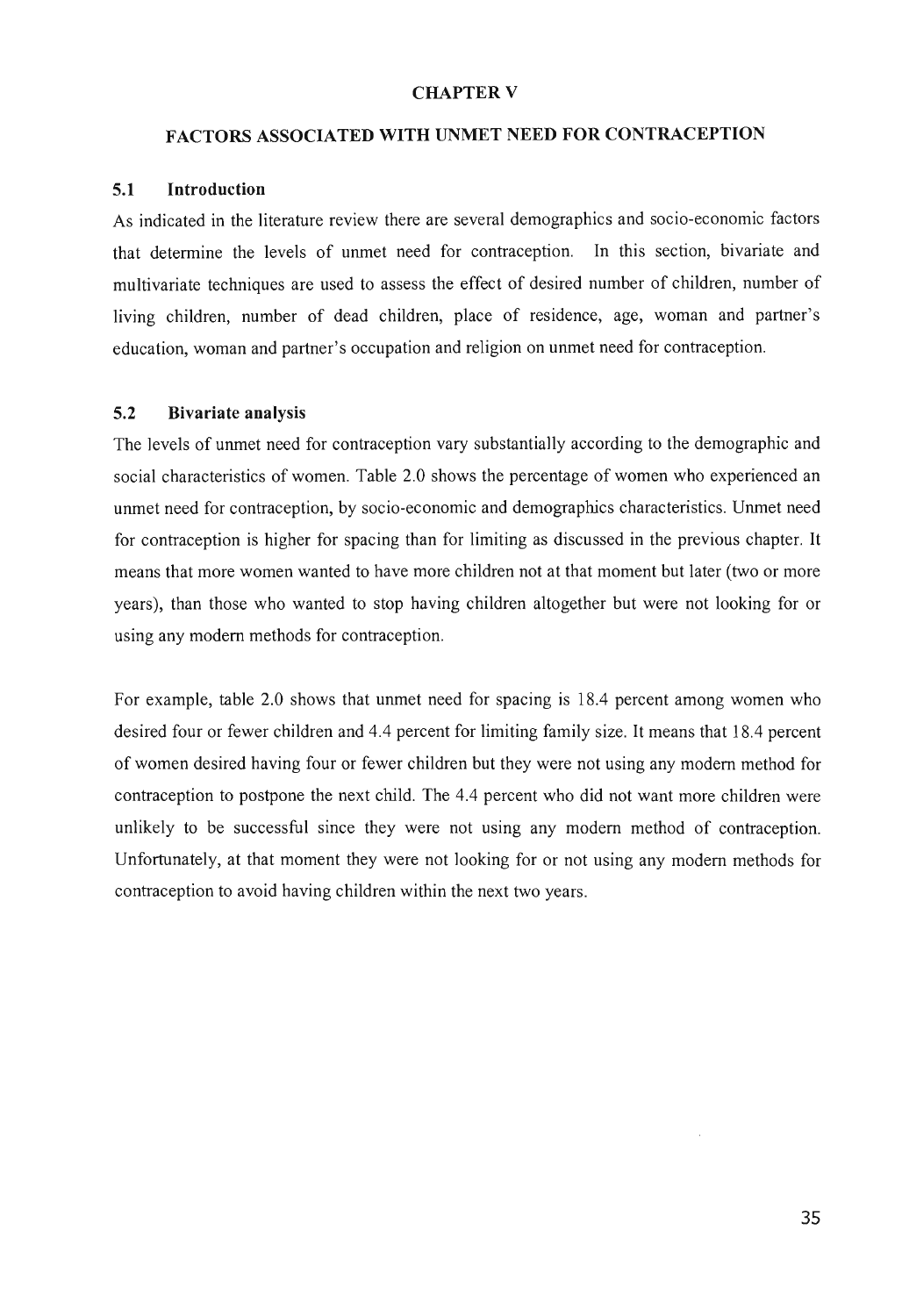# CHAPTER V

## FACTORS ASSOCIATED WITH UNMET NEED FOR CONTRACEPTION

### 5.1 Introduction

As indicated in the literature review there are several demographics and socio-economic factors that determine the levels of unmet need for contraception. In this section, bivariate and multivariate techniques are used to assess the effect of desired number of children, number of living children, number of dead children, place of residence, age, woman and partner's education, woman and partner's occupation and religion on unmet need for contraception.

### 5.2 Bivariate analysis

The levels of unmet need for contraception vary substantially according to the demographic and social characteristics of women. Table 2.0 shows the percentage of women who experienced an unmet need for contraception, by socio-economic and demographics characteristics. Unmet need for contraception is higher for spacing than for limiting as discussed in the previous chapter. It means that more women wanted to have more children not at that moment but later (two or more years), than those who wanted to stop having children altogether but were not looking for or using any modern methods for contraception.

For example, table 2.0 shows that unmet need for spacing is 18.4 percent among women who desired four or fewer children and 4.4 percent for limiting family size. It means that 18.4 percent of women desired having four or fewer children but they were not using any modern method for contraception to postpone the next child. The 4.4 percent who did not want more children were unlikely to be successful since they were not using any modern method of contraception. Unfortunately, at that moment they were not looking for or not using any modern methods for contraception to avoid having children within the next two years.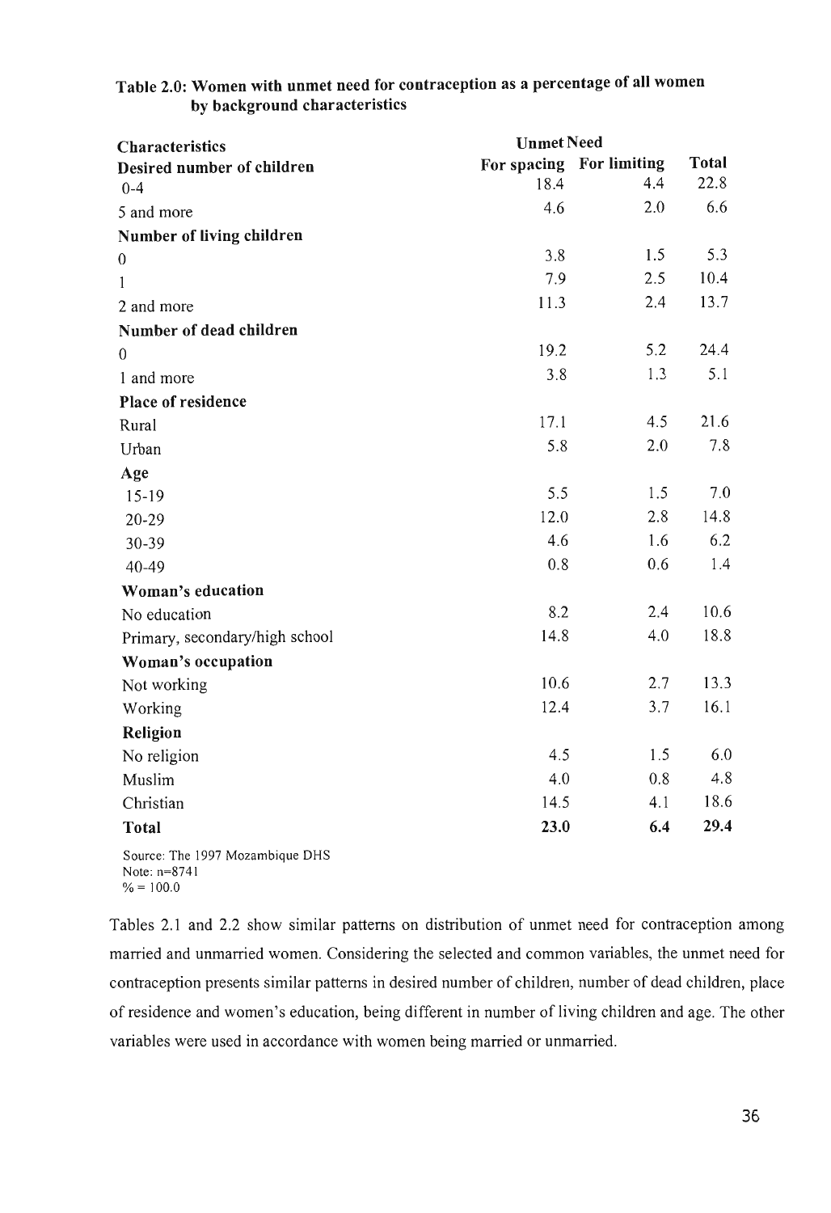**Table 2.0: Women with unmet need for contraception as a percentage of all women by background characteristics**

| Characteristics | Unmet Need | | |
|---|---|---|---|
| **Desired number of children** | **For spacing** | **For limiting** | **Total** |
| 0-4 | 18.4 | 4.4 | 22.8 |
| 5 and more | 4.6 | 2.0 | 6.6 |
| **Number of living children** | | | |
| 0 | 3.8 | 1.5 | 5.3 |
| 1 | 7.9 | 2.5 | 10.4 |
| 2 and more | 11.3 | 2.4 | 13.7 |
| **Number of dead children** | | | |
| 0 | 19.2 | 5.2 | 24.4 |
| 1 and more | 3.8 | 1.3 | 5.1 |
| **Place of residence** | | | |
| Rural | 17.1 | 4.5 | 21.6 |
| Urban | 5.8 | 2.0 | 7.8 |
| **Age** | | | |
| 15-19 | 5.5 | 1.5 | 7.0 |
| 20-29 | 12.0 | 2.8 | 14.8 |
| 30-39 | 4.6 | 1.6 | 6.2 |
| 40-49 | 0.8 | 0.6 | 1.4 |
| **Woman's education** | | | |
| No education | 8.2 | 2.4 | 10.6 |
| Primary, secondary/high school | 14.8 | 4.0 | 18.8 |
| **Woman's occupation** | | | |
| Not working | 10.6 | 2.7 | 13.3 |
| Working | 12.4 | 3.7 | 16.1 |
| **Religion** | | | |
| No religion | 4.5 | 1.5 | 6.0 |
| Muslim | 4.0 | 0.8 | 4.8 |
| Christian | 14.5 | 4.1 | 18.6 |
| **Total** | **23.0** | **6.4** | **29.4** |

Source: The 1997 Mozambique DHS
Note: n=8741
% = 100.0

Tables 2.1 and 2.2 show similar patterns on distribution of unmet need for contraception among married and unmarried women. Considering the selected and common variables, the unmet need for contraception presents similar patterns in desired number of children, number of dead children, place of residence and women's education, being different in number of living children and age. The other variables were used in accordance with women being married or unmarried.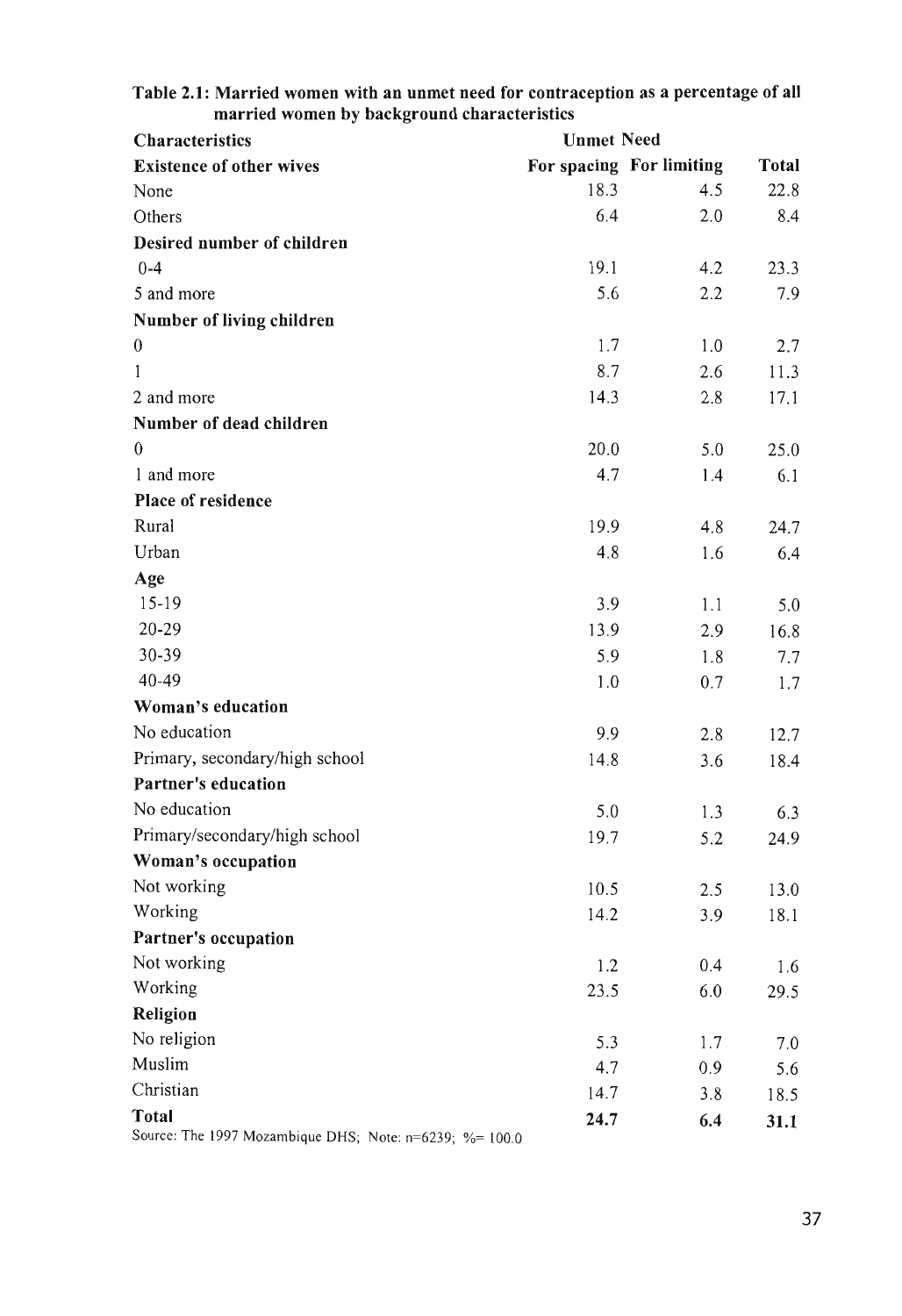**Table 2.1: Married women with an unmet need for contraception as a percentage of all married women by background characteristics**

| Characteristics | Unmet Need | | |
|---|---|---|---|
| | For spacing | For limiting | Total |
| **Existence of other wives** | | | |
| None | 18.3 | 4.5 | 22.8 |
| Others | 6.4 | 2.0 | 8.4 |
| **Desired number of children** | | | |
| 0-4 | 19.1 | 4.2 | 23.3 |
| 5 and more | 5.6 | 2.2 | 7.9 |
| **Number of living children** | | | |
| 0 | 1.7 | 1.0 | 2.7 |
| 1 | 8.7 | 2.6 | 11.3 |
| 2 and more | 14.3 | 2.8 | 17.1 |
| **Number of dead children** | | | |
| 0 | 20.0 | 5.0 | 25.0 |
| 1 and more | 4.7 | 1.4 | 6.1 |
| **Place of residence** | | | |
| Rural | 19.9 | 4.8 | 24.7 |
| Urban | 4.8 | 1.6 | 6.4 |
| **Age** | | | |
| 15-19 | 3.9 | 1.1 | 5.0 |
| 20-29 | 13.9 | 2.9 | 16.8 |
| 30-39 | 5.9 | 1.8 | 7.7 |
| 40-49 | 1.0 | 0.7 | 1.7 |
| **Woman's education** | | | |
| No education | 9.9 | 2.8 | 12.7 |
| Primary, secondary/high school | 14.8 | 3.6 | 18.4 |
| **Partner's education** | | | |
| No education | 5.0 | 1.3 | 6.3 |
| Primary/secondary/high school | 19.7 | 5.2 | 24.9 |
| **Woman's occupation** | | | |
| Not working | 10.5 | 2.5 | 13.0 |
| Working | 14.2 | 3.9 | 18.1 |
| **Partner's occupation** | | | |
| Not working | 1.2 | 0.4 | 1.6 |
| Working | 23.5 | 6.0 | 29.5 |
| **Religion** | | | |
| No religion | 5.3 | 1.7 | 7.0 |
| Muslim | 4.7 | 0.9 | 5.6 |
| Christian | 14.7 | 3.8 | 18.5 |
| **Total** | **24.7** | **6.4** | **31.1** |

Source: The 1997 Mozambique DHS; Note: n=6239; %= 100.0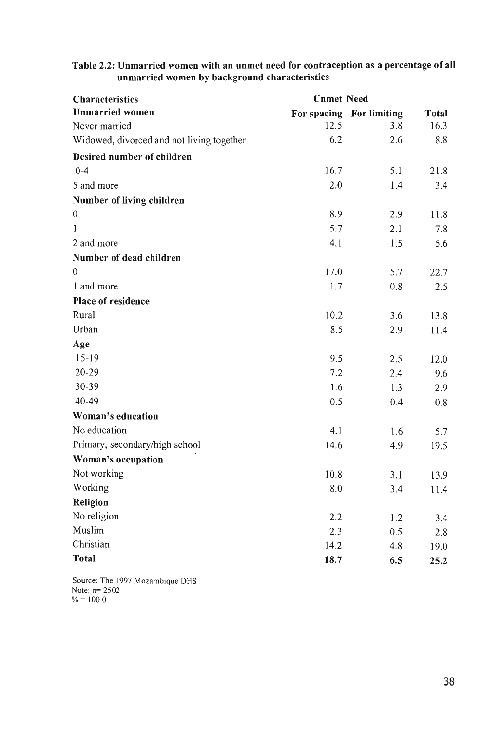**Table 2.2: Unmarried women with an unmet need for contraception as a percentage of all unmarried women by background characteristics**

| Characteristics | Unmet Need | | |
|---|---|---|---|
| **Unmarried women** | **For spacing** | **For limiting** | **Total** |
| Never married | 12.5 | 3.8 | 16.3 |
| Widowed, divorced and not living together | 6.2 | 2.6 | 8.8 |
| **Desired number of children** | | | |
| 0-4 | 16.7 | 5.1 | 21.8 |
| 5 and more | 2.0 | 1.4 | 3.4 |
| **Number of living children** | | | |
| 0 | 8.9 | 2.9 | 11.8 |
| 1 | 5.7 | 2.1 | 7.8 |
| 2 and more | 4.1 | 1.5 | 5.6 |
| **Number of dead children** | | | |
| 0 | 17.0 | 5.7 | 22.7 |
| 1 and more | 1.7 | 0.8 | 2.5 |
| **Place of residence** | | | |
| Rural | 10.2 | 3.6 | 13.8 |
| Urban | 8.5 | 2.9 | 11.4 |
| **Age** | | | |
| 15-19 | 9.5 | 2.5 | 12.0 |
| 20-29 | 7.2 | 2.4 | 9.6 |
| 30-39 | 1.6 | 1.3 | 2.9 |
| 40-49 | 0.5 | 0.4 | 0.8 |
| **Woman's education** | | | |
| No education | 4.1 | 1.6 | 5.7 |
| Primary, secondary/high school | 14.6 | 4.9 | 19.5 |
| **Woman's occupation** | | | |
| Not working | 10.8 | 3.1 | 13.9 |
| Working | 8.0 | 3.4 | 11.4 |
| **Religion** | | | |
| No religion | 2.2 | 1.2 | 3.4 |
| Muslim | 2.3 | 0.5 | 2.8 |
| Christian | 14.2 | 4.8 | 19.0 |
| **Total** | **18.7** | **6.5** | **25.2** |

Source: The 1997 Mozambique DHS
Note: n= 2502
% = 100.0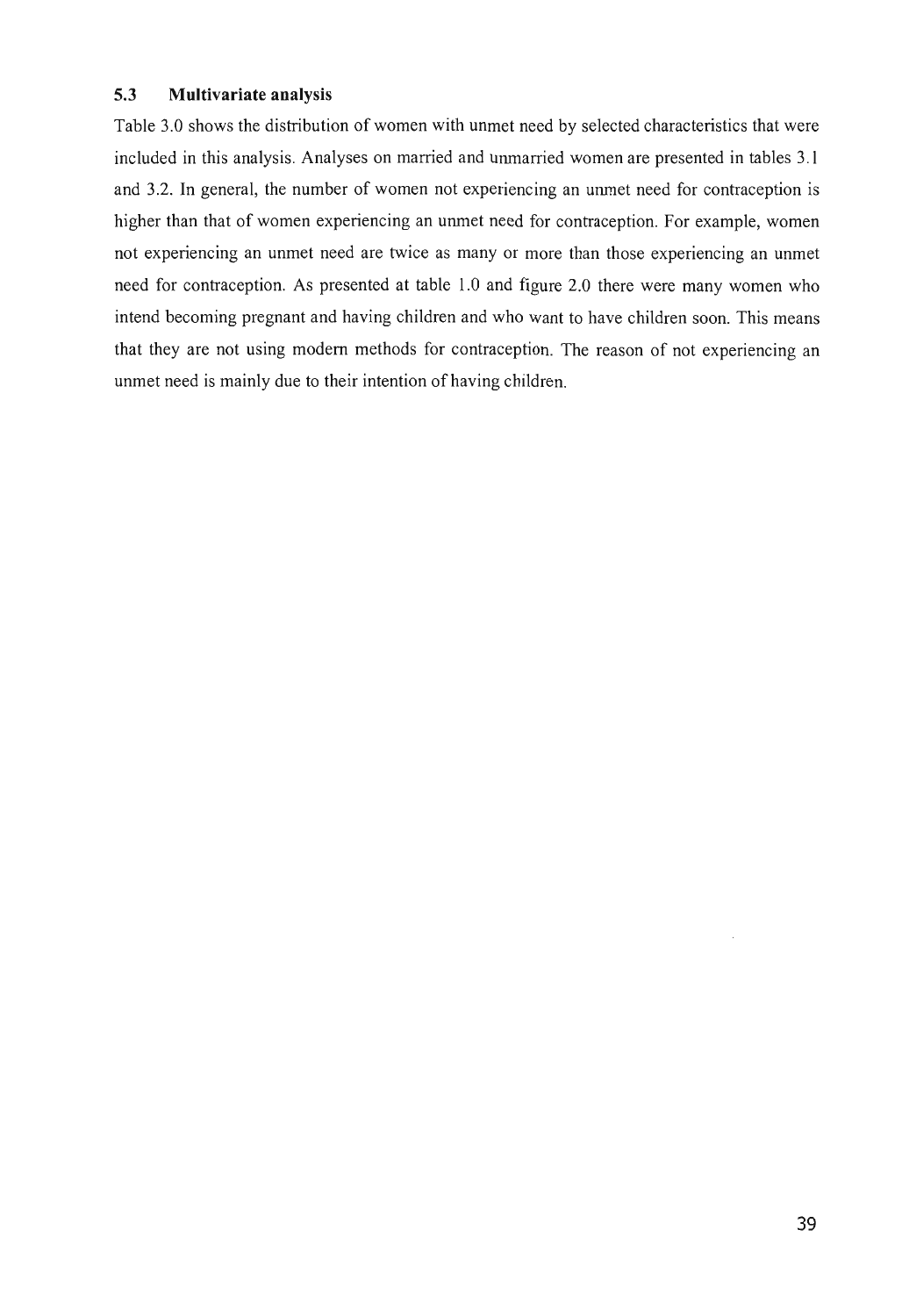### 5.3 Multivariate analysis

Table 3.0 shows the distribution of women with unmet need by selected characteristics that were included in this analysis. Analyses on married and unmarried women are presented in tables 3.1 and 3.2. In general, the number of women not experiencing an unmet need for contraception is higher than that of women experiencing an unmet need for contraception. For example, women not experiencing an unmet need are twice as many or more than those experiencing an unmet need for contraception. As presented at table 1.0 and figure 2.0 there were many women who intend becoming pregnant and having children and who want to have children soon. This means that they are not using modern methods for contraception. The reason of not experiencing an unmet need is mainly due to their intention of having children.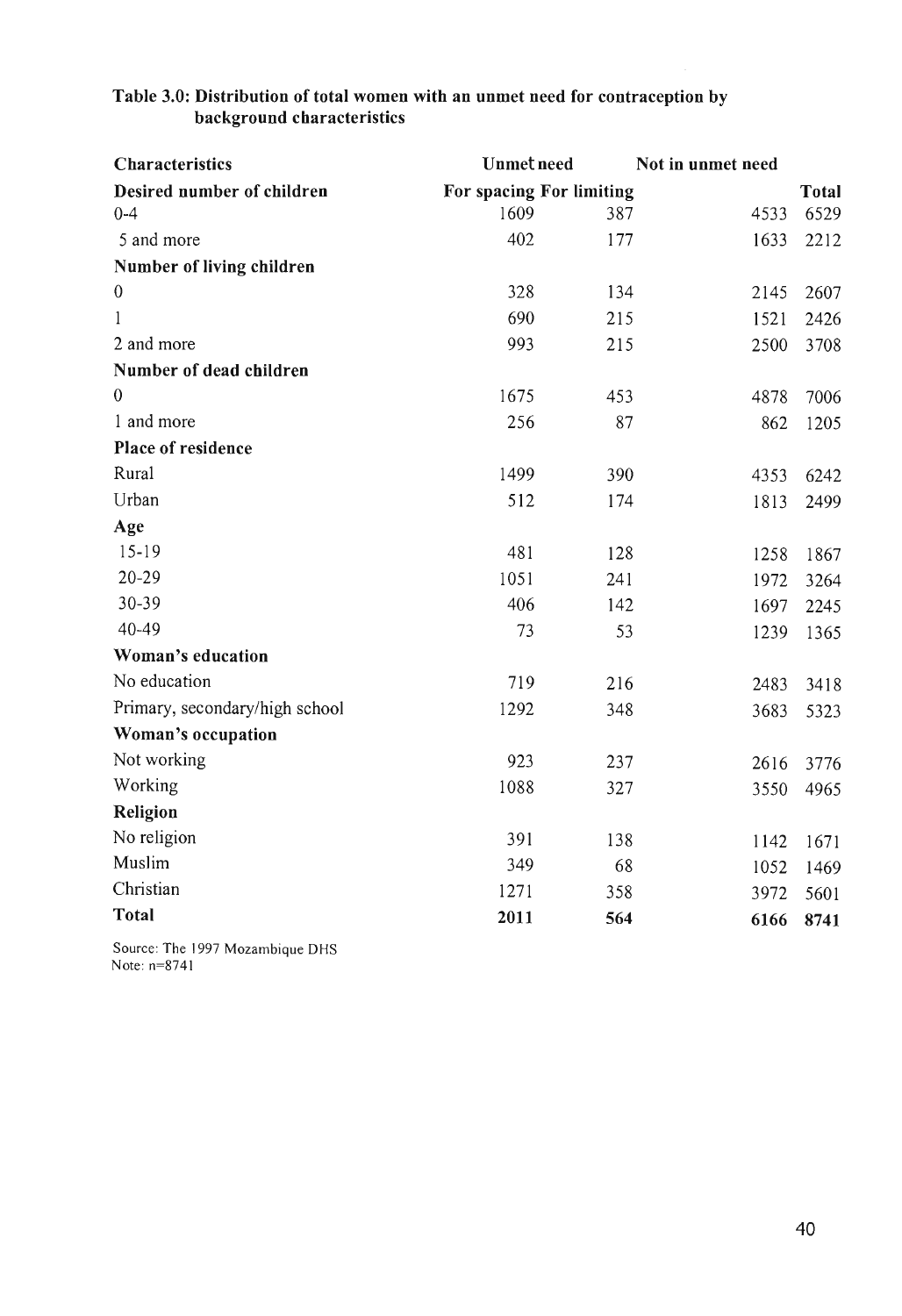**Table 3.0: Distribution of total women with an unmet need for contraception by background characteristics**

| Characteristics | Unmet need | | Not in unmet need | |
|---|---|---|---|---|
| **Desired number of children** | For spacing | For limiting | | **Total** |
| 0-4 | 1609 | 387 | 4533 | 6529 |
| 5 and more | 402 | 177 | 1633 | 2212 |
| **Number of living children** | | | | |
| 0 | 328 | 134 | 2145 | 2607 |
| 1 | 690 | 215 | 1521 | 2426 |
| 2 and more | 993 | 215 | 2500 | 3708 |
| **Number of dead children** | | | | |
| 0 | 1675 | 453 | 4878 | 7006 |
| 1 and more | 256 | 87 | 862 | 1205 |
| **Place of residence** | | | | |
| Rural | 1499 | 390 | 4353 | 6242 |
| Urban | 512 | 174 | 1813 | 2499 |
| **Age** | | | | |
| 15-19 | 481 | 128 | 1258 | 1867 |
| 20-29 | 1051 | 241 | 1972 | 3264 |
| 30-39 | 406 | 142 | 1697 | 2245 |
| 40-49 | 73 | 53 | 1239 | 1365 |
| **Woman's education** | | | | |
| No education | 719 | 216 | 2483 | 3418 |
| Primary, secondary/high school | 1292 | 348 | 3683 | 5323 |
| **Woman's occupation** | | | | |
| Not working | 923 | 237 | 2616 | 3776 |
| Working | 1088 | 327 | 3550 | 4965 |
| **Religion** | | | | |
| No religion | 391 | 138 | 1142 | 1671 |
| Muslim | 349 | 68 | 1052 | 1469 |
| Christian | 1271 | 358 | 3972 | 5601 |
| **Total** | **2011** | **564** | **6166** | **8741** |

Source: The 1997 Mozambique DHS
Note: n=8741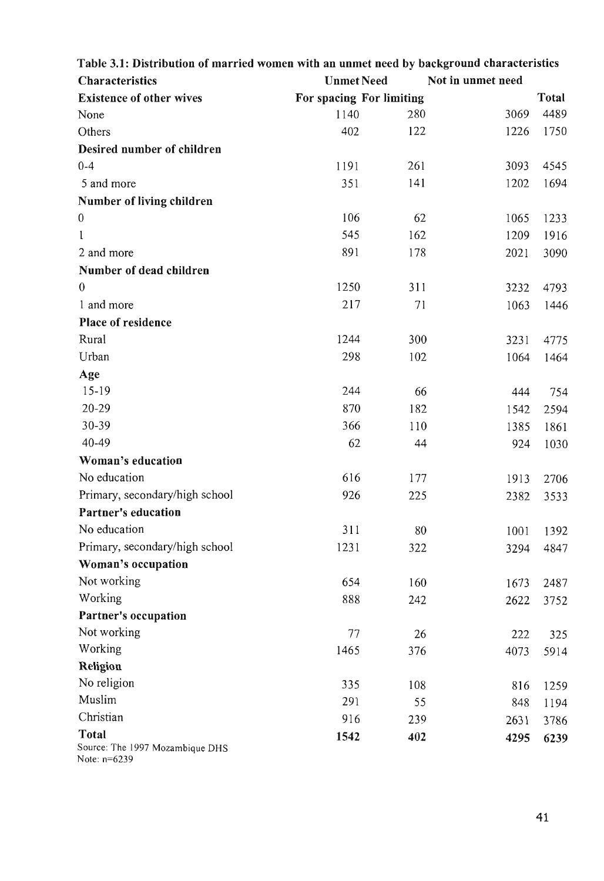**Table 3.1: Distribution of married women with an unmet need by background characteristics**

| Characteristics | Unmet Need | | Not in unmet need | |
|---|---|---|---|---|
| **Existence of other wives** | For spacing | For limiting | | Total |
| None | 1140 | 280 | 3069 | 4489 |
| Others | 402 | 122 | 1226 | 1750 |
| **Desired number of children** | | | | |
| 0-4 | 1191 | 261 | 3093 | 4545 |
| 5 and more | 351 | 141 | 1202 | 1694 |
| **Number of living children** | | | | |
| 0 | 106 | 62 | 1065 | 1233 |
| 1 | 545 | 162 | 1209 | 1916 |
| 2 and more | 891 | 178 | 2021 | 3090 |
| **Number of dead children** | | | | |
| 0 | 1250 | 311 | 3232 | 4793 |
| 1 and more | 217 | 71 | 1063 | 1446 |
| **Place of residence** | | | | |
| Rural | 1244 | 300 | 3231 | 4775 |
| Urban | 298 | 102 | 1064 | 1464 |
| **Age** | | | | |
| 15-19 | 244 | 66 | 444 | 754 |
| 20-29 | 870 | 182 | 1542 | 2594 |
| 30-39 | 366 | 110 | 1385 | 1861 |
| 40-49 | 62 | 44 | 924 | 1030 |
| **Woman's education** | | | | |
| No education | 616 | 177 | 1913 | 2706 |
| Primary, secondary/high school | 926 | 225 | 2382 | 3533 |
| **Partner's education** | | | | |
| No education | 311 | 80 | 1001 | 1392 |
| Primary, secondary/high school | 1231 | 322 | 3294 | 4847 |
| **Woman's occupation** | | | | |
| Not working | 654 | 160 | 1673 | 2487 |
| Working | 888 | 242 | 2622 | 3752 |
| **Partner's occupation** | | | | |
| Not working | 77 | 26 | 222 | 325 |
| Working | 1465 | 376 | 4073 | 5914 |
| **Religion** | | | | |
| No religion | 335 | 108 | 816 | 1259 |
| Muslim | 291 | 55 | 848 | 1194 |
| Christian | 916 | 239 | 2631 | 3786 |
| **Total** | **1542** | **402** | **4295** | **6239** |

Source: The 1997 Mozambique DHS
Note: n=6239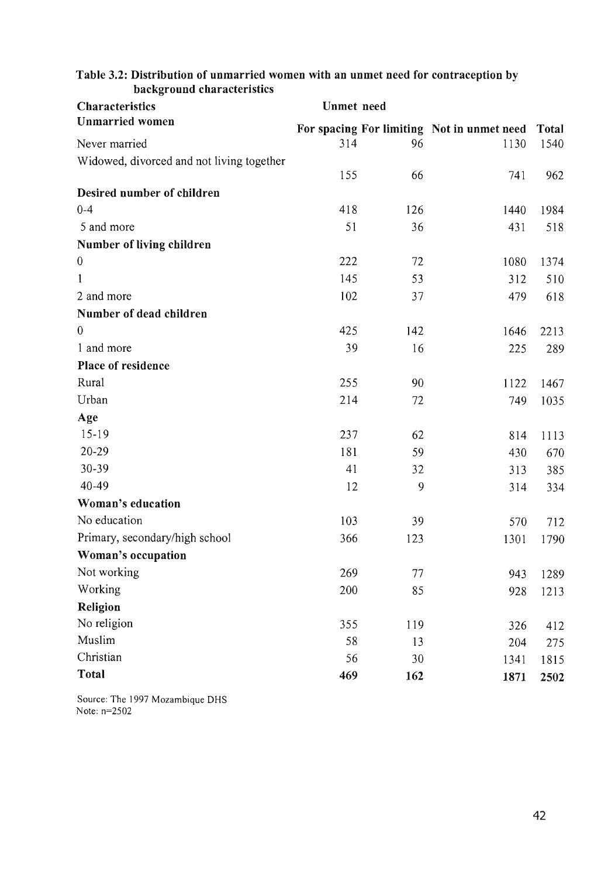**Table 3.2: Distribution of unmarried women with an unmet need for contraception by background characteristics**

| Characteristics | Unmet need | | | |
|---|---|---|---|---|
| **Unmarried women** | For spacing | For limiting | Not in unmet need | Total |
| Never married | 314 | 96 | 1130 | 1540 |
| Widowed, divorced and not living together | 155 | 66 | 741 | 962 |
| **Desired number of children** | | | | |
| 0-4 | 418 | 126 | 1440 | 1984 |
| 5 and more | 51 | 36 | 431 | 518 |
| **Number of living children** | | | | |
| 0 | 222 | 72 | 1080 | 1374 |
| 1 | 145 | 53 | 312 | 510 |
| 2 and more | 102 | 37 | 479 | 618 |
| **Number of dead children** | | | | |
| 0 | 425 | 142 | 1646 | 2213 |
| 1 and more | 39 | 16 | 225 | 289 |
| **Place of residence** | | | | |
| Rural | 255 | 90 | 1122 | 1467 |
| Urban | 214 | 72 | 749 | 1035 |
| **Age** | | | | |
| 15-19 | 237 | 62 | 814 | 1113 |
| 20-29 | 181 | 59 | 430 | 670 |
| 30-39 | 41 | 32 | 313 | 385 |
| 40-49 | 12 | 9 | 314 | 334 |
| **Woman's education** | | | | |
| No education | 103 | 39 | 570 | 712 |
| Primary, secondary/high school | 366 | 123 | 1301 | 1790 |
| **Woman's occupation** | | | | |
| Not working | 269 | 77 | 943 | 1289 |
| Working | 200 | 85 | 928 | 1213 |
| **Religion** | | | | |
| No religion | 355 | 119 | 326 | 412 |
| Muslim | 58 | 13 | 204 | 275 |
| Christian | 56 | 30 | 1341 | 1815 |
| **Total** | **469** | **162** | **1871** | **2502** |

Source: The 1997 Mozambique DHS
Note: n=2502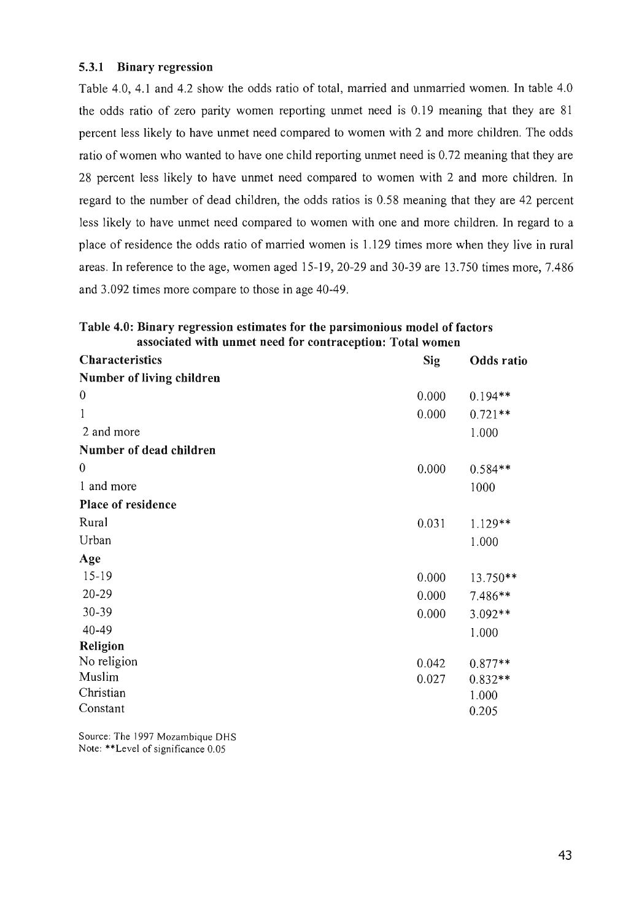### 5.3.1 Binary regression

Table 4.0, 4.1 and 4.2 show the odds ratio of total, married and unmarried women. In table 4.0 the odds ratio of zero parity women reporting unmet need is 0.19 meaning that they are 81 percent less likely to have unmet need compared to women with 2 and more children. The odds ratio of women who wanted to have one child reporting unmet need is 0.72 meaning that they are 28 percent less likely to have unmet need compared to women with 2 and more children. In regard to the number of dead children, the odds ratios is 0.58 meaning that they are 42 percent less likely to have unmet need compared to women with one and more children. In regard to a place of residence the odds ratio of married women is 1.129 times more when they live in rural areas. In reference to the age, women aged 15-19, 20-29 and 30-39 are 13.750 times more, 7.486 and 3.092 times more compare to those in age 40-49.

**Table 4.0: Binary regression estimates for the parsimonious model of factors associated with unmet need for contraception: Total women**

| Characteristics | Sig | Odds ratio |
|---|---|---|
| **Number of living children** | | |
| 0 | 0.000 | 0.194** |
| 1 | 0.000 | 0.721** |
| 2 and more | | 1.000 |
| **Number of dead children** | | |
| 0 | 0.000 | 0.584** |
| 1 and more | | 1000 |
| **Place of residence** | | |
| Rural | 0.031 | 1.129** |
| Urban | | 1.000 |
| **Age** | | |
| 15-19 | 0.000 | 13.750** |
| 20-29 | 0.000 | 7.486** |
| 30-39 | 0.000 | 3.092** |
| 40-49 | | 1.000 |
| **Religion** | | |
| No religion | 0.042 | 0.877** |
| Muslim | 0.027 | 0.832** |
| Christian | | 1.000 |
| Constant | | 0.205 |

Source: The 1997 Mozambique DHS
Note: **Level of significance 0.05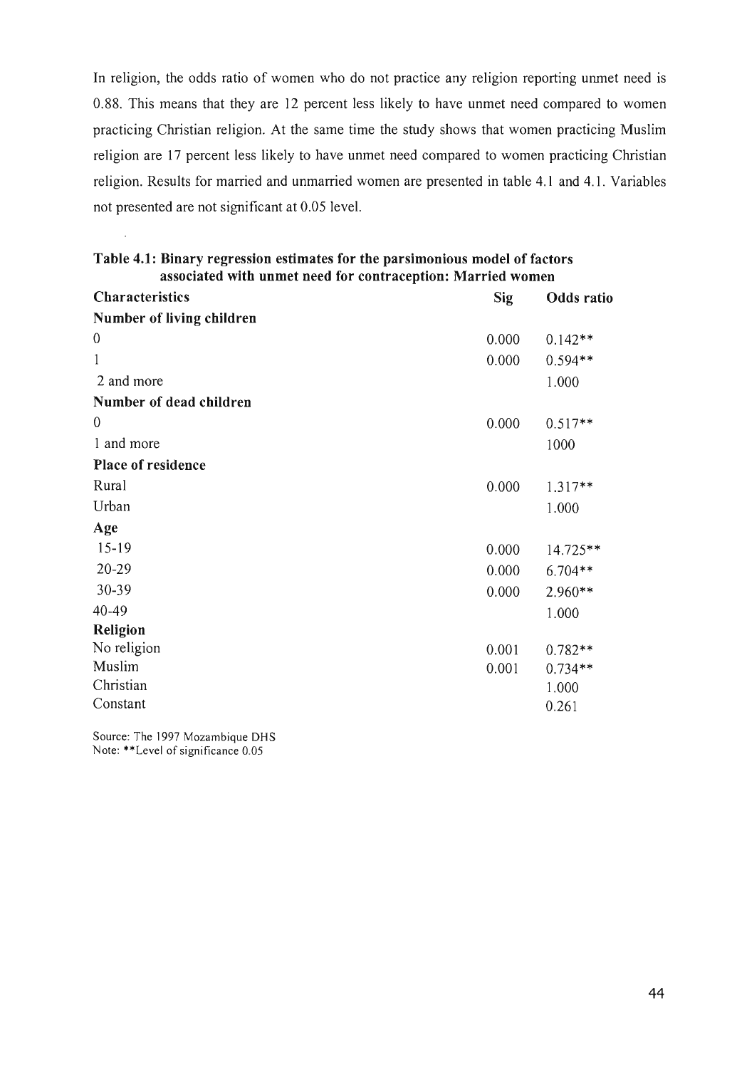In religion, the odds ratio of women who do not practice any religion reporting unmet need is 0.88. This means that they are 12 percent less likely to have unmet need compared to women practicing Christian religion. At the same time the study shows that women practicing Muslim religion are 17 percent less likely to have unmet need compared to women practicing Christian religion. Results for married and unmarried women are presented in table 4.1 and 4.1. Variables not presented are not significant at 0.05 level.

**Table 4.1: Binary regression estimates for the parsimonious model of factors associated with unmet need for contraception: Married women**

| Characteristics | Sig | Odds ratio |
|---|---|---|
| **Number of living children** | | |
| 0 | 0.000 | 0.142** |
| 1 | 0.000 | 0.594** |
| 2 and more | | 1.000 |
| **Number of dead children** | | |
| 0 | 0.000 | 0.517** |
| 1 and more | | 1000 |
| **Place of residence** | | |
| Rural | 0.000 | 1.317** |
| Urban | | 1.000 |
| **Age** | | |
| 15-19 | 0.000 | 14.725** |
| 20-29 | 0.000 | 6.704** |
| 30-39 | 0.000 | 2.960** |
| 40-49 | | 1.000 |
| **Religion** | | |
| No religion | 0.001 | 0.782** |
| Muslim | 0.001 | 0.734** |
| Christian | | 1.000 |
| Constant | | 0.261 |

Source: The 1997 Mozambique DHS
Note: **Level of significance 0.05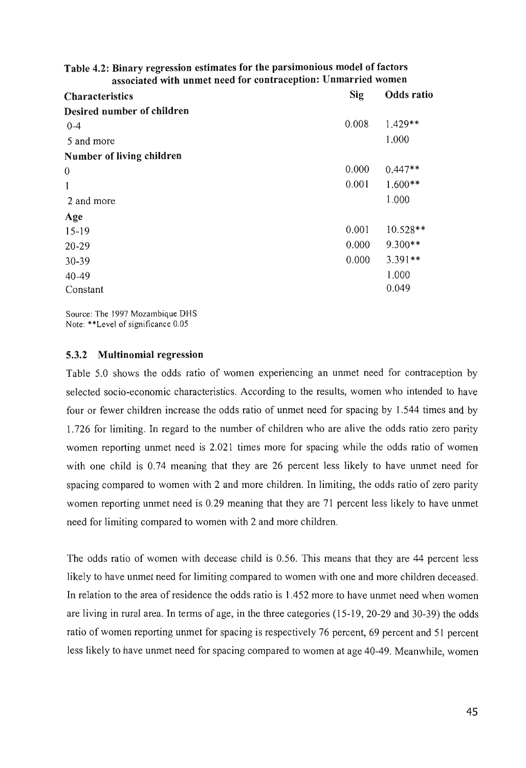**Table 4.2: Binary regression estimates for the parsimonious model of factors associated with unmet need for contraception: Unmarried women**

| Characteristics | Sig | Odds ratio |
|---|---|---|
| **Desired number of children** | | |
| 0-4 | 0.008 | 1.429** |
| 5 and more | | 1.000 |
| **Number of living children** | | |
| 0 | 0.000 | 0.447** |
| 1 | 0.001 | 1.600** |
| 2 and more | | 1.000 |
| **Age** | | |
| 15-19 | 0.001 | 10.528** |
| 20-29 | 0.000 | 9.300** |
| 30-39 | 0.000 | 3.391** |
| 40-49 | | 1.000 |
| Constant | | 0.049 |

Source: The 1997 Mozambique DHS
Note: **Level of significance 0.05

### 5.3.2 Multinomial regression

Table 5.0 shows the odds ratio of women experiencing an unmet need for contraception by selected socio-economic characteristics. According to the results, women who intended to have four or fewer children increase the odds ratio of unmet need for spacing by 1.544 times and by 1.726 for limiting. In regard to the number of children who are alive the odds ratio zero parity women reporting unmet need is 2.021 times more for spacing while the odds ratio of women with one child is 0.74 meaning that they are 26 percent less likely to have unmet need for spacing compared to women with 2 and more children. In limiting, the odds ratio of zero parity women reporting unmet need is 0.29 meaning that they are 71 percent less likely to have unmet need for limiting compared to women with 2 and more children.

The odds ratio of women with decease child is 0.56. This means that they are 44 percent less likely to have unmet need for limiting compared to women with one and more children deceased. In relation to the area of residence the odds ratio is 1.452 more to have unmet need when women are living in rural area. In terms of age, in the three categories (15-19, 20-29 and 30-39) the odds ratio of women reporting unmet for spacing is respectively 76 percent, 69 percent and 51 percent less likely to have unmet need for spacing compared to women at age 40-49. Meanwhile, women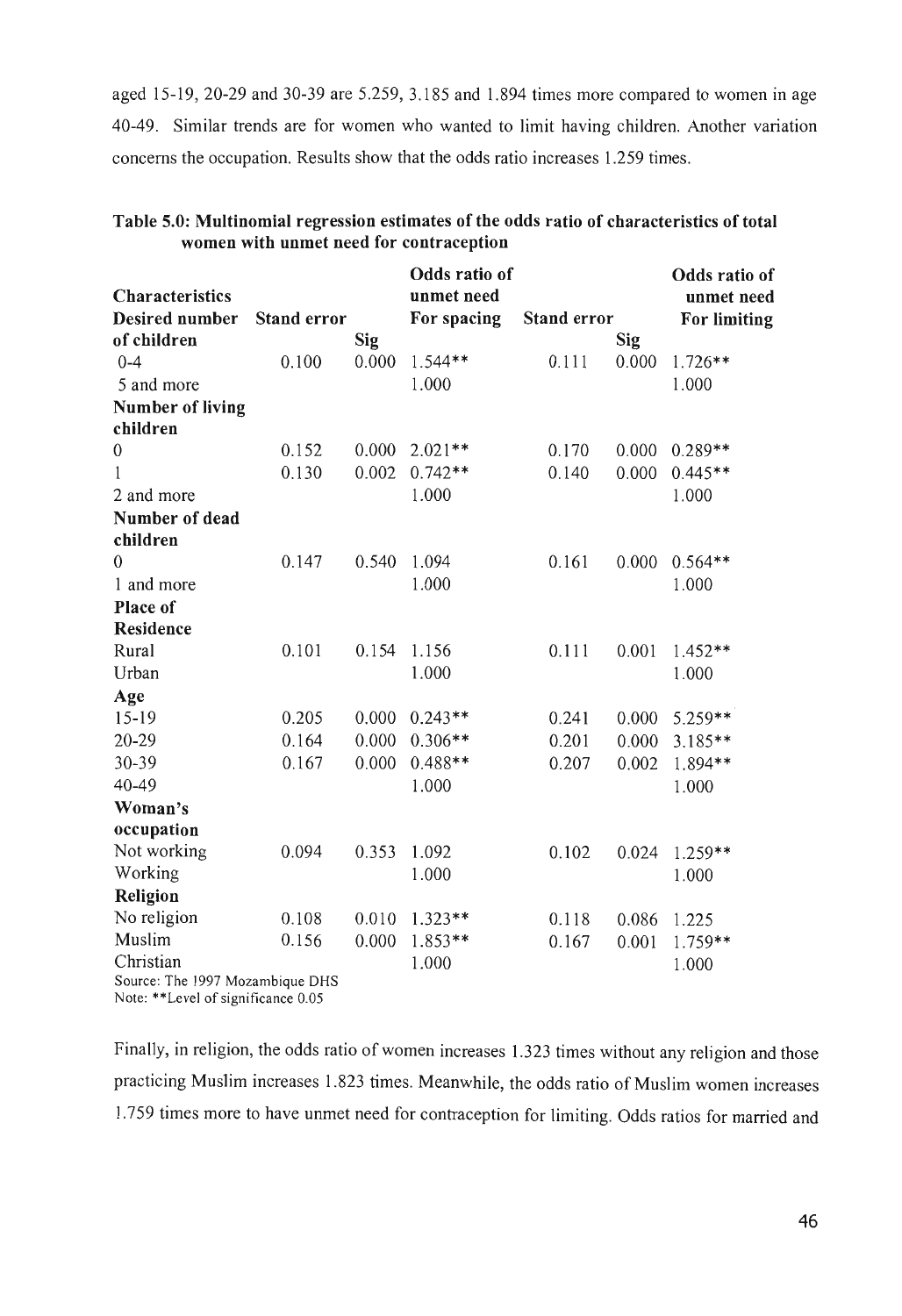aged 15-19, 20-29 and 30-39 are 5.259, 3.185 and 1.894 times more compared to women in age 40-49. Similar trends are for women who wanted to limit having children. Another variation concerns the occupation. Results show that the odds ratio increases 1.259 times.

**Table 5.0: Multinomial regression estimates of the odds ratio of characteristics of total women with unmet need for contraception**

| Characteristics | Stand error | Sig | Odds ratio of unmet need For spacing | Stand error | Sig | Odds ratio of unmet need For limiting |
|---|---|---|---|---|---|---|
| **Desired number of children** | | | | | | |
| 0-4 | 0.100 | 0.000 | 1.544** | 0.111 | 0.000 | 1.726** |
| 5 and more | | | 1.000 | | | 1.000 |
| **Number of living children** | | | | | | |
| 0 | 0.152 | 0.000 | 2.021** | 0.170 | 0.000 | 0.289** |
| 1 | 0.130 | 0.002 | 0.742** | 0.140 | 0.000 | 0.445** |
| 2 and more | | | 1.000 | | | 1.000 |
| **Number of dead children** | | | | | | |
| 0 | 0.147 | 0.540 | 1.094 | 0.161 | 0.000 | 0.564** |
| 1 and more | | | 1.000 | | | 1.000 |
| **Place of Residence** | | | | | | |
| Rural | 0.101 | 0.154 | 1.156 | 0.111 | 0.001 | 1.452** |
| Urban | | | 1.000 | | | 1.000 |
| **Age** | | | | | | |
| 15-19 | 0.205 | 0.000 | 0.243** | 0.241 | 0.000 | 5.259** |
| 20-29 | 0.164 | 0.000 | 0.306** | 0.201 | 0.000 | 3.185** |
| 30-39 | 0.167 | 0.000 | 0.488** | 0.207 | 0.002 | 1.894** |
| 40-49 | | | 1.000 | | | 1.000 |
| **Woman's occupation** | | | | | | |
| Not working | 0.094 | 0.353 | 1.092 | 0.102 | 0.024 | 1.259** |
| Working | | | 1.000 | | | 1.000 |
| **Religion** | | | | | | |
| No religion | 0.108 | 0.010 | 1.323** | 0.118 | 0.086 | 1.225 |
| Muslim | 0.156 | 0.000 | 1.853** | 0.167 | 0.001 | 1.759** |
| Christian | | | 1.000 | | | 1.000 |

Source: The 1997 Mozambique DHS
Note: **Level of significance 0.05

Finally, in religion, the odds ratio of women increases 1.323 times without any religion and those practicing Muslim increases 1.823 times. Meanwhile, the odds ratio of Muslim women increases 1.759 times more to have unmet need for contraception for limiting. Odds ratios for married and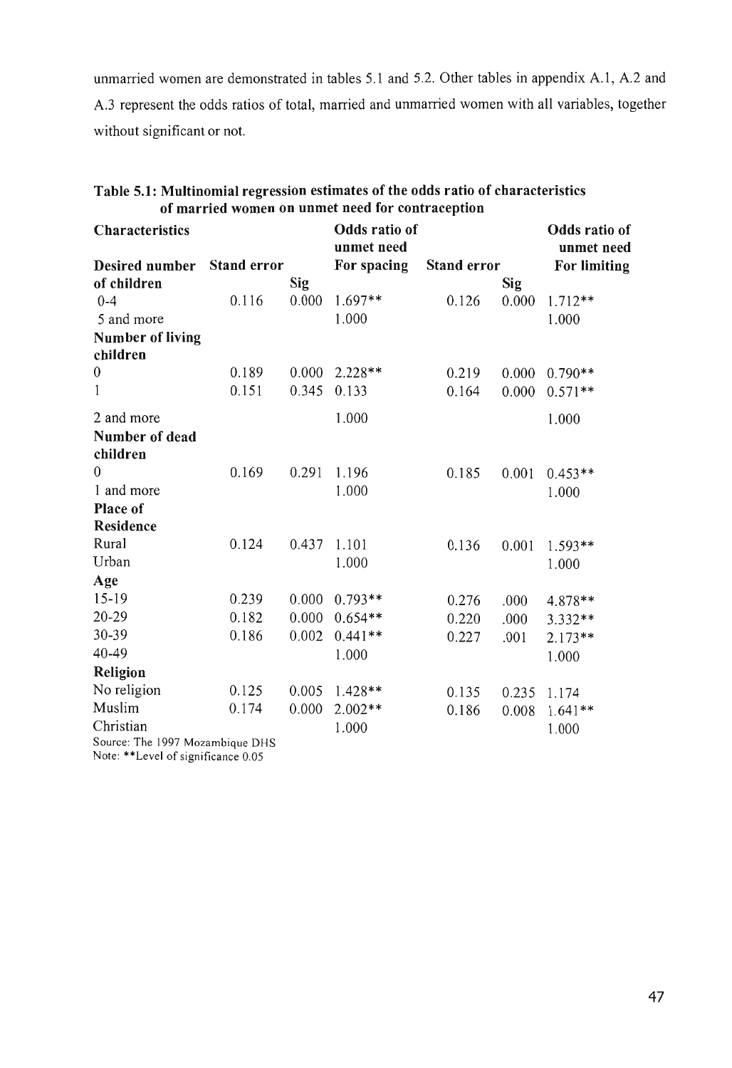unmarried women are demonstrated in tables 5.1 and 5.2. Other tables in appendix A.1, A.2 and A.3 represent the odds ratios of total, married and unmarried women with all variables, together without significant or not.

**Table 5.1: Multinomial regression estimates of the odds ratio of characteristics of married women on unmet need for contraception**

| Characteristics | Stand error | Sig | Odds ratio of unmet need For spacing | Stand error | Sig | Odds ratio of unmet need For limiting |
|---|---|---|---|---|---|---|
| **Desired number of children** | | | | | | |
| 0-4 | 0.116 | 0.000 | 1.697** | 0.126 | 0.000 | 1.712** |
| 5 and more | | | 1.000 | | | 1.000 |
| **Number of living children** | | | | | | |
| 0 | 0.189 | 0.000 | 2.228** | 0.219 | 0.000 | 0.790** |
| 1 | 0.151 | 0.345 | 0.133 | 0.164 | 0.000 | 0.571** |
| 2 and more | | | 1.000 | | | 1.000 |
| **Number of dead children** | | | | | | |
| 0 | 0.169 | 0.291 | 1.196 | 0.185 | 0.001 | 0.453** |
| 1 and more | | | 1.000 | | | 1.000 |
| **Place of Residence** | | | | | | |
| Rural | 0.124 | 0.437 | 1.101 | 0.136 | 0.001 | 1.593** |
| Urban | | | 1.000 | | | 1.000 |
| **Age** | | | | | | |
| 15-19 | 0.239 | 0.000 | 0.793** | 0.276 | .000 | 4.878** |
| 20-29 | 0.182 | 0.000 | 0.654** | 0.220 | .000 | 3.332** |
| 30-39 | 0.186 | 0.002 | 0.441** | 0.227 | .001 | 2.173** |
| 40-49 | | | 1.000 | | | 1.000 |
| **Religion** | | | | | | |
| No religion | 0.125 | 0.005 | 1.428** | 0.135 | 0.235 | 1.174 |
| Muslim | 0.174 | 0.000 | 2.002** | 0.186 | 0.008 | 1.641** |
| Christian | | | 1.000 | | | 1.000 |

Source: The 1997 Mozambique DHS
Note: **Level of significance 0.05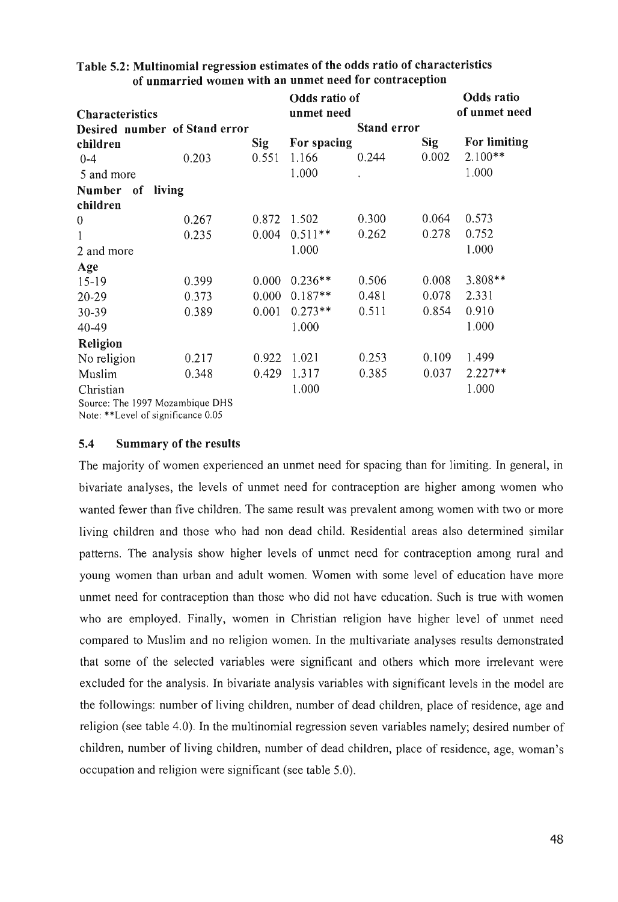**Table 5.2: Multinomial regression estimates of the odds ratio of characteristics of unmarried women with an unmet need for contraception**

| Characteristics | Stand error | Sig | Odds ratio of unmet need For spacing | Stand error | Sig | Odds ratio of unmet need For limiting |
|---|---|---|---|---|---|---|
| **Desired number of children** | | | | | | |
| 0-4 | 0.203 | 0.551 | 1.166 | 0.244 | 0.002 | 2.100** |
| 5 and more | | | 1.000 | . | | 1.000 |
| **Number of living children** | | | | | | |
| 0 | 0.267 | 0.872 | 1.502 | 0.300 | 0.064 | 0.573 |
| 1 | 0.235 | 0.004 | 0.511** | 0.262 | 0.278 | 0.752 |
| 2 and more | | | 1.000 | | | 1.000 |
| **Age** | | | | | | |
| 15-19 | 0.399 | 0.000 | 0.236** | 0.506 | 0.008 | 3.808** |
| 20-29 | 0.373 | 0.000 | 0.187** | 0.481 | 0.078 | 2.331 |
| 30-39 | 0.389 | 0.001 | 0.273** | 0.511 | 0.854 | 0.910 |
| 40-49 | | | 1.000 | | | 1.000 |
| **Religion** | | | | | | |
| No religion | 0.217 | 0.922 | 1.021 | 0.253 | 0.109 | 1.499 |
| Muslim | 0.348 | 0.429 | 1.317 | 0.385 | 0.037 | 2.227** |
| Christian | | | 1.000 | | | 1.000 |

Source: The 1997 Mozambique DHS
Note: **Level of significance 0.05

### 5.4 Summary of the results

The majority of women experienced an unmet need for spacing than for limiting. In general, in bivariate analyses, the levels of unmet need for contraception are higher among women who wanted fewer than five children. The same result was prevalent among women with two or more living children and those who had non dead child. Residential areas also determined similar patterns. The analysis show higher levels of unmet need for contraception among rural and young women than urban and adult women. Women with some level of education have more unmet need for contraception than those who did not have education. Such is true with women who are employed. Finally, women in Christian religion have higher level of unmet need compared to Muslim and no religion women. In the multivariate analyses results demonstrated that some of the selected variables were significant and others which more irrelevant were excluded for the analysis. In bivariate analysis variables with significant levels in the model are the followings: number of living children, number of dead children, place of residence, age and religion (see table 4.0). In the multinomial regression seven variables namely; desired number of children, number of living children, number of dead children, place of residence, age, woman's occupation and religion were significant (see table 5.0).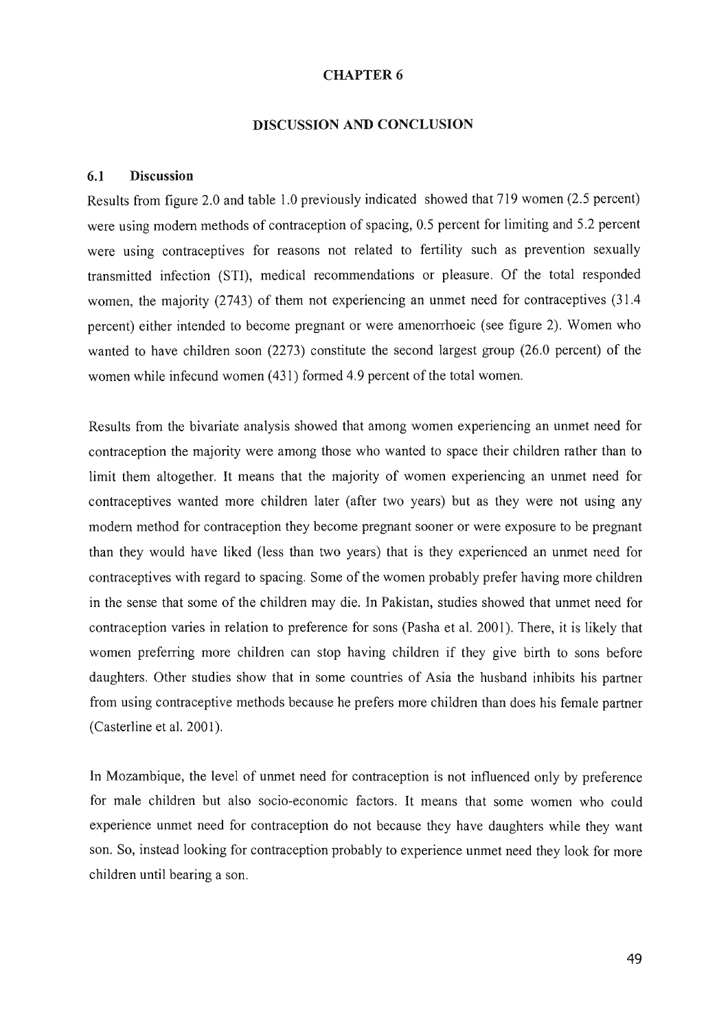# CHAPTER 6

# DISCUSSION AND CONCLUSION

## 6.1 Discussion

Results from figure 2.0 and table 1.0 previously indicated showed that 719 women (2.5 percent) were using modern methods of contraception of spacing, 0.5 percent for limiting and 5.2 percent were using contraceptives for reasons not related to fertility such as prevention sexually transmitted infection (STI), medical recommendations or pleasure. Of the total responded women, the majority (2743) of them not experiencing an unmet need for contraceptives (31.4 percent) either intended to become pregnant or were amenorrhoeic (see figure 2). Women who wanted to have children soon (2273) constitute the second largest group (26.0 percent) of the women while infecund women (431) formed 4.9 percent of the total women.

Results from the bivariate analysis showed that among women experiencing an unmet need for contraception the majority were among those who wanted to space their children rather than to limit them altogether. It means that the majority of women experiencing an unmet need for contraceptives wanted more children later (after two years) but as they were not using any modern method for contraception they become pregnant sooner or were exposure to be pregnant than they would have liked (less than two years) that is they experienced an unmet need for contraceptives with regard to spacing. Some of the women probably prefer having more children in the sense that some of the children may die. In Pakistan, studies showed that unmet need for contraception varies in relation to preference for sons (Pasha et al. 2001). There, it is likely that women preferring more children can stop having children if they give birth to sons before daughters. Other studies show that in some countries of Asia the husband inhibits his partner from using contraceptive methods because he prefers more children than does his female partner (Casterline et al. 2001).

In Mozambique, the level of unmet need for contraception is not influenced only by preference for male children but also socio-economic factors. It means that some women who could experience unmet need for contraception do not because they have daughters while they want son. So, instead looking for contraception probably to experience unmet need they look for more children until bearing a son.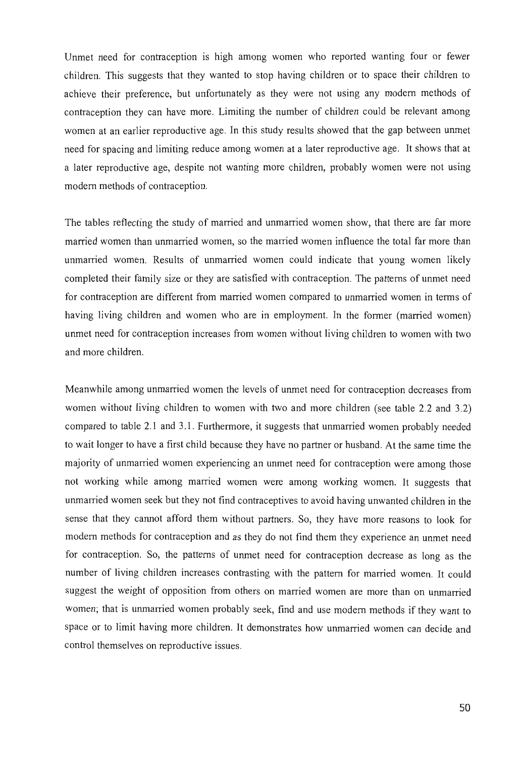Unmet need for contraception is high among women who reported wanting four or fewer children. This suggests that they wanted to stop having children or to space their children to achieve their preference, but unfortunately as they were not using any modern methods of contraception they can have more. Limiting the number of children could be relevant among women at an earlier reproductive age. In this study results showed that the gap between unmet need for spacing and limiting reduce among women at a later reproductive age. It shows that at a later reproductive age, despite not wanting more children, probably women were not using modern methods of contraception.

The tables reflecting the study of married and unmarried women show, that there are far more married women than unmarried women, so the married women influence the total far more than unmarried women. Results of unmarried women could indicate that young women likely completed their family size or they are satisfied with contraception. The patterns of unmet need for contraception are different from married women compared to unmarried women in terms of having living children and women who are in employment. In the former (married women) unmet need for contraception increases from women without living children to women with two and more children.

Meanwhile among unmarried women the levels of unmet need for contraception decreases from women without living children to women with two and more children (see table 2.2 and 3.2) compared to table 2.1 and 3.1. Furthermore, it suggests that unmarried women probably needed to wait longer to have a first child because they have no partner or husband. At the same time the majority of unmarried women experiencing an unmet need for contraception were among those not working while among married women were among working women. It suggests that unmarried women seek but they not find contraceptives to avoid having unwanted children in the sense that they cannot afford them without partners. So, they have more reasons to look for modern methods for contraception and as they do not find them they experience an unmet need for contraception. So, the patterns of unmet need for contraception decrease as long as the number of living children increases contrasting with the pattern for married women. It could suggest the weight of opposition from others on married women are more than on unmarried women; that is unmarried women probably seek, find and use modern methods if they want to space or to limit having more children. It demonstrates how unmarried women can decide and control themselves on reproductive issues.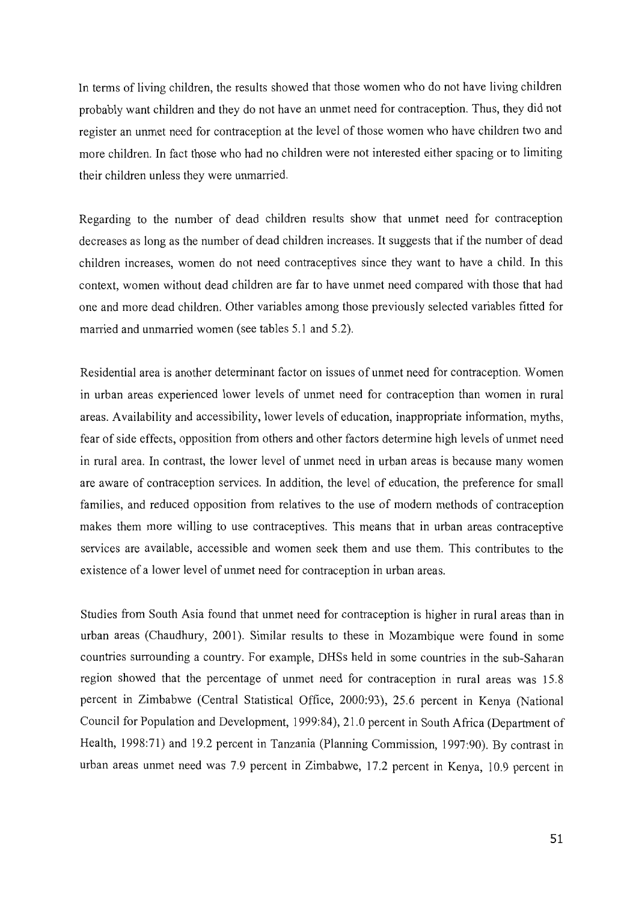In terms of living children, the results showed that those women who do not have living children probably want children and they do not have an unmet need for contraception. Thus, they did not register an unmet need for contraception at the level of those women who have children two and more children. In fact those who had no children were not interested either spacing or to limiting their children unless they were unmarried.

Regarding to the number of dead children results show that unmet need for contraception decreases as long as the number of dead children increases. It suggests that if the number of dead children increases, women do not need contraceptives since they want to have a child. In this context, women without dead children are far to have unmet need compared with those that had one and more dead children. Other variables among those previously selected variables fitted for married and unmarried women (see tables 5.1 and 5.2).

Residential area is another determinant factor on issues of unmet need for contraception. Women in urban areas experienced lower levels of unmet need for contraception than women in rural areas. Availability and accessibility, lower levels of education, inappropriate information, myths, fear of side effects, opposition from others and other factors determine high levels of unmet need in rural area. In contrast, the lower level of unmet need in urban areas is because many women are aware of contraception services. In addition, the level of education, the preference for small families, and reduced opposition from relatives to the use of modern methods of contraception makes them more willing to use contraceptives. This means that in urban areas contraceptive services are available, accessible and women seek them and use them. This contributes to the existence of a lower level of unmet need for contraception in urban areas.

Studies from South Asia found that unmet need for contraception is higher in rural areas than in urban areas (Chaudhury, 2001). Similar results to these in Mozambique were found in some countries surrounding a country. For example, DHSs held in some countries in the sub-Saharan region showed that the percentage of unmet need for contraception in rural areas was 15.8 percent in Zimbabwe (Central Statistical Office, 2000:93), 25.6 percent in Kenya (National Council for Population and Development, 1999:84), 21.0 percent in South Africa (Department of Health, 1998:71) and 19.2 percent in Tanzania (Planning Commission, 1997:90). By contrast in urban areas unmet need was 7.9 percent in Zimbabwe, 17.2 percent in Kenya, 10.9 percent in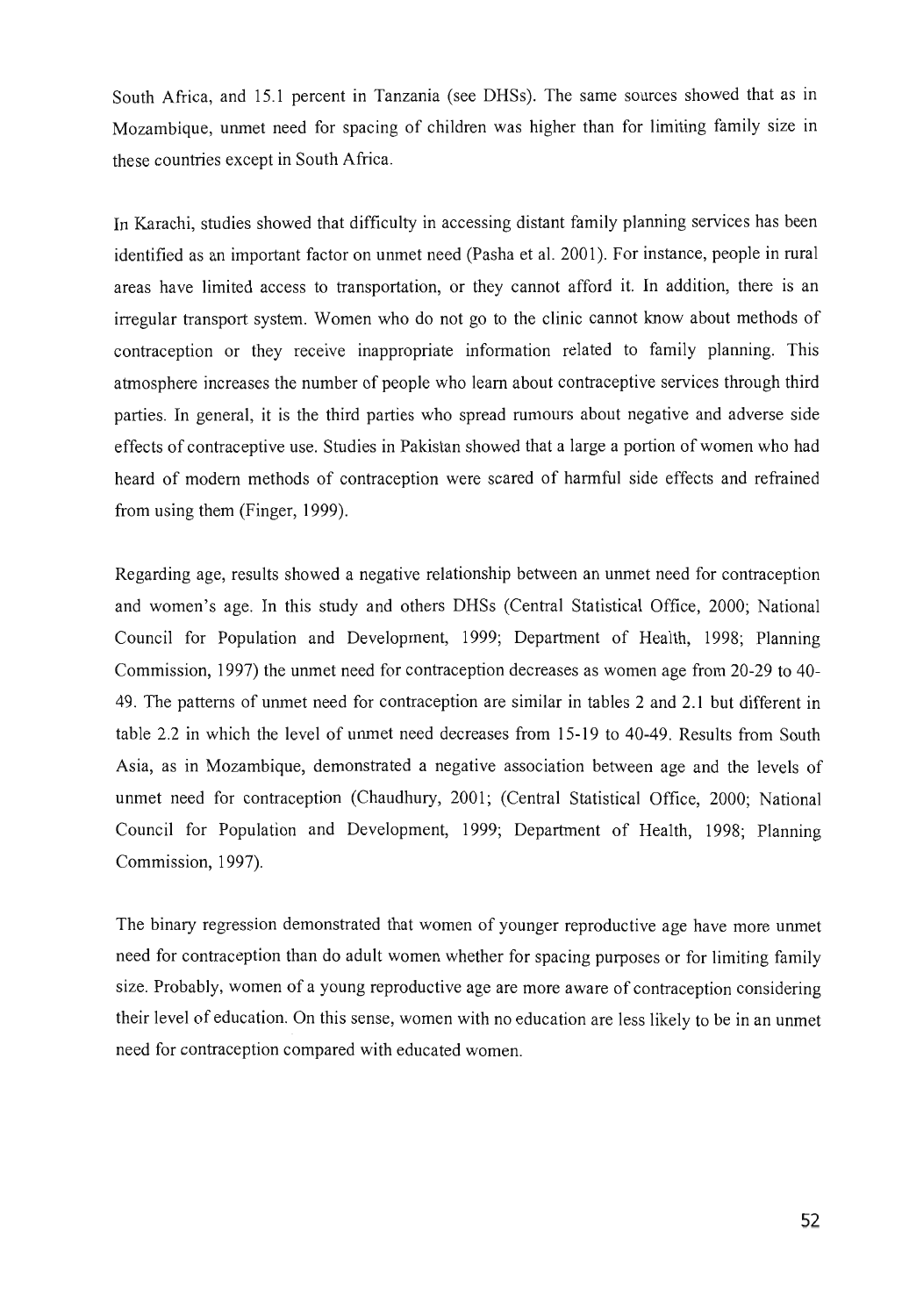South Africa, and 15.1 percent in Tanzania (see DHSs). The same sources showed that as in Mozambique, unmet need for spacing of children was higher than for limiting family size in these countries except in South Africa.

In Karachi, studies showed that difficulty in accessing distant family planning services has been identified as an important factor on unmet need (Pasha et al. 2001). For instance, people in rural areas have limited access to transportation, or they cannot afford it. In addition, there is an irregular transport system. Women who do not go to the clinic cannot know about methods of contraception or they receive inappropriate information related to family planning. This atmosphere increases the number of people who learn about contraceptive services through third parties. In general, it is the third parties who spread rumours about negative and adverse side effects of contraceptive use. Studies in Pakistan showed that a large a portion of women who had heard of modern methods of contraception were scared of harmful side effects and refrained from using them (Finger, 1999).

Regarding age, results showed a negative relationship between an unmet need for contraception and women's age. In this study and others DHSs (Central Statistical Office, 2000; National Council for Population and Development, 1999; Department of Health, 1998; Planning Commission, 1997) the unmet need for contraception decreases as women age from 20-29 to 40-49. The patterns of unmet need for contraception are similar in tables 2 and 2.1 but different in table 2.2 in which the level of unmet need decreases from 15-19 to 40-49. Results from South Asia, as in Mozambique, demonstrated a negative association between age and the levels of unmet need for contraception (Chaudhury, 2001; (Central Statistical Office, 2000; National Council for Population and Development, 1999; Department of Health, 1998; Planning Commission, 1997).

The binary regression demonstrated that women of younger reproductive age have more unmet need for contraception than do adult women whether for spacing purposes or for limiting family size. Probably, women of a young reproductive age are more aware of contraception considering their level of education. On this sense, women with no education are less likely to be in an unmet need for contraception compared with educated women.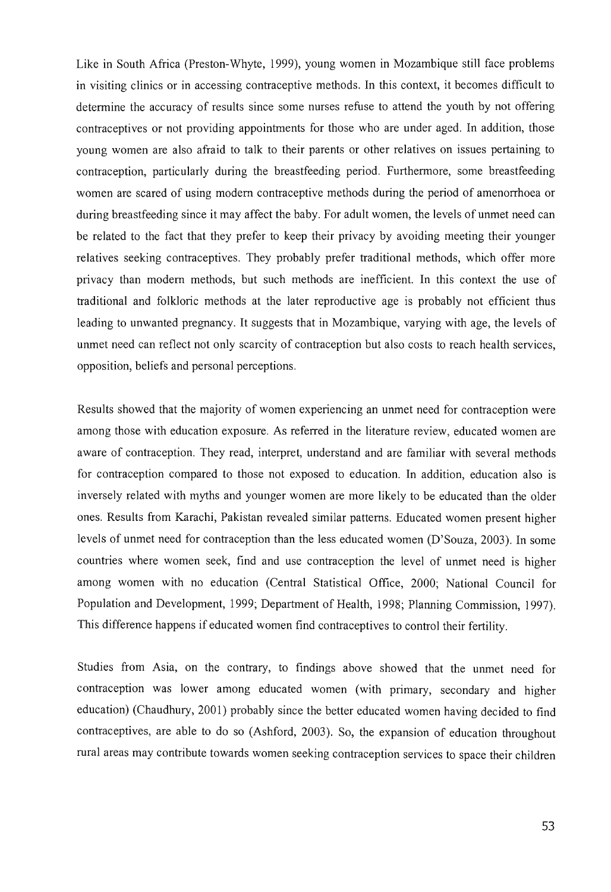Like in South Africa (Preston-Whyte, 1999), young women in Mozambique still face problems in visiting clinics or in accessing contraceptive methods. In this context, it becomes difficult to determine the accuracy of results since some nurses refuse to attend the youth by not offering contraceptives or not providing appointments for those who are under aged. In addition, those young women are also afraid to talk to their parents or other relatives on issues pertaining to contraception, particularly during the breastfeeding period. Furthermore, some breastfeeding women are scared of using modern contraceptive methods during the period of amenorrhoea or during breastfeeding since it may affect the baby. For adult women, the levels of unmet need can be related to the fact that they prefer to keep their privacy by avoiding meeting their younger relatives seeking contraceptives. They probably prefer traditional methods, which offer more privacy than modern methods, but such methods are inefficient. In this context the use of traditional and folkloric methods at the later reproductive age is probably not efficient thus leading to unwanted pregnancy. It suggests that in Mozambique, varying with age, the levels of unmet need can reflect not only scarcity of contraception but also costs to reach health services, opposition, beliefs and personal perceptions.

Results showed that the majority of women experiencing an unmet need for contraception were among those with education exposure. As referred in the literature review, educated women are aware of contraception. They read, interpret, understand and are familiar with several methods for contraception compared to those not exposed to education. In addition, education also is inversely related with myths and younger women are more likely to be educated than the older ones. Results from Karachi, Pakistan revealed similar patterns. Educated women present higher levels of unmet need for contraception than the less educated women (D'Souza, 2003). In some countries where women seek, find and use contraception the level of unmet need is higher among women with no education (Central Statistical Office, 2000; National Council for Population and Development, 1999; Department of Health, 1998; Planning Commission, 1997). This difference happens if educated women find contraceptives to control their fertility.

Studies from Asia, on the contrary, to findings above showed that the unmet need for contraception was lower among educated women (with primary, secondary and higher education) (Chaudhury, 2001) probably since the better educated women having decided to find contraceptives, are able to do so (Ashford, 2003). So, the expansion of education throughout rural areas may contribute towards women seeking contraception services to space their children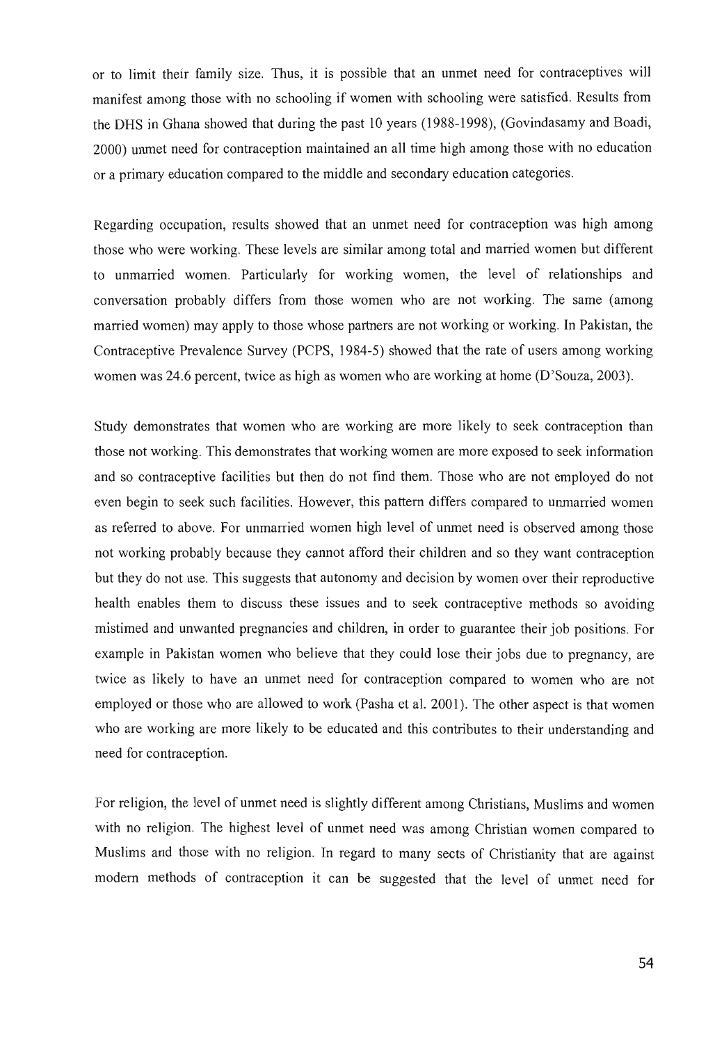or to limit their family size. Thus, it is possible that an unmet need for contraceptives will manifest among those with no schooling if women with schooling were satisfied. Results from the DHS in Ghana showed that during the past 10 years (1988-1998), (Govindasamy and Boadi, 2000) unmet need for contraception maintained an all time high among those with no education or a primary education compared to the middle and secondary education categories.

Regarding occupation, results showed that an unmet need for contraception was high among those who were working. These levels are similar among total and married women but different to unmarried women. Particularly for working women, the level of relationships and conversation probably differs from those women who are not working. The same (among married women) may apply to those whose partners are not working or working. In Pakistan, the Contraceptive Prevalence Survey (PCPS, 1984-5) showed that the rate of users among working women was 24.6 percent, twice as high as women who are working at home (D'Souza, 2003).

Study demonstrates that women who are working are more likely to seek contraception than those not working. This demonstrates that working women are more exposed to seek information and so contraceptive facilities but then do not find them. Those who are not employed do not even begin to seek such facilities. However, this pattern differs compared to unmarried women as referred to above. For unmarried women high level of unmet need is observed among those not working probably because they cannot afford their children and so they want contraception but they do not use. This suggests that autonomy and decision by women over their reproductive health enables them to discuss these issues and to seek contraceptive methods so avoiding mistimed and unwanted pregnancies and children, in order to guarantee their job positions. For example in Pakistan women who believe that they could lose their jobs due to pregnancy, are twice as likely to have an unmet need for contraception compared to women who are not employed or those who are allowed to work (Pasha et al. 2001). The other aspect is that women who are working are more likely to be educated and this contributes to their understanding and need for contraception.

For religion, the level of unmet need is slightly different among Christians, Muslims and women with no religion. The highest level of unmet need was among Christian women compared to Muslims and those with no religion. In regard to many sects of Christianity that are against modern methods of contraception it can be suggested that the level of unmet need for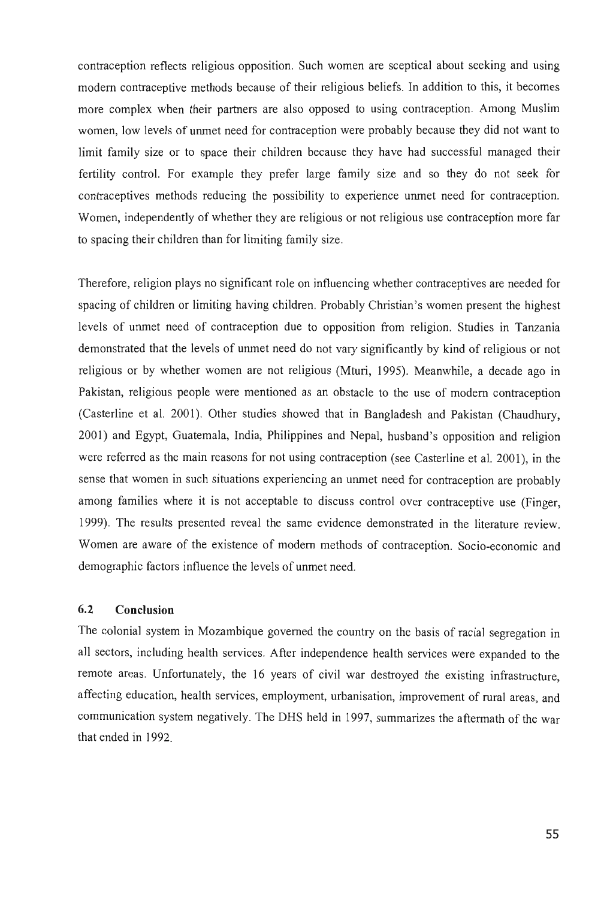contraception reflects religious opposition. Such women are sceptical about seeking and using modern contraceptive methods because of their religious beliefs. In addition to this, it becomes more complex when their partners are also opposed to using contraception. Among Muslim women, low levels of unmet need for contraception were probably because they did not want to limit family size or to space their children because they have had successful managed their fertility control. For example they prefer large family size and so they do not seek for contraceptives methods reducing the possibility to experience unmet need for contraception. Women, independently of whether they are religious or not religious use contraception more far to spacing their children than for limiting family size.

Therefore, religion plays no significant role on influencing whether contraceptives are needed for spacing of children or limiting having children. Probably Christian's women present the highest levels of unmet need of contraception due to opposition from religion. Studies in Tanzania demonstrated that the levels of unmet need do not vary significantly by kind of religious or not religious or by whether women are not religious (Mturi, 1995). Meanwhile, a decade ago in Pakistan, religious people were mentioned as an obstacle to the use of modern contraception (Casterline et al. 2001). Other studies showed that in Bangladesh and Pakistan (Chaudhury, 2001) and Egypt, Guatemala, India, Philippines and Nepal, husband's opposition and religion were referred as the main reasons for not using contraception (see Casterline et al. 2001), in the sense that women in such situations experiencing an unmet need for contraception are probably among families where it is not acceptable to discuss control over contraceptive use (Finger, 1999). The results presented reveal the same evidence demonstrated in the literature review. Women are aware of the existence of modern methods of contraception. Socio-economic and demographic factors influence the levels of unmet need.

### 6.2 Conclusion

The colonial system in Mozambique governed the country on the basis of racial segregation in all sectors, including health services. After independence health services were expanded to the remote areas. Unfortunately, the 16 years of civil war destroyed the existing infrastructure, affecting education, health services, employment, urbanisation, improvement of rural areas, and communication system negatively. The DHS held in 1997, summarizes the aftermath of the war that ended in 1992.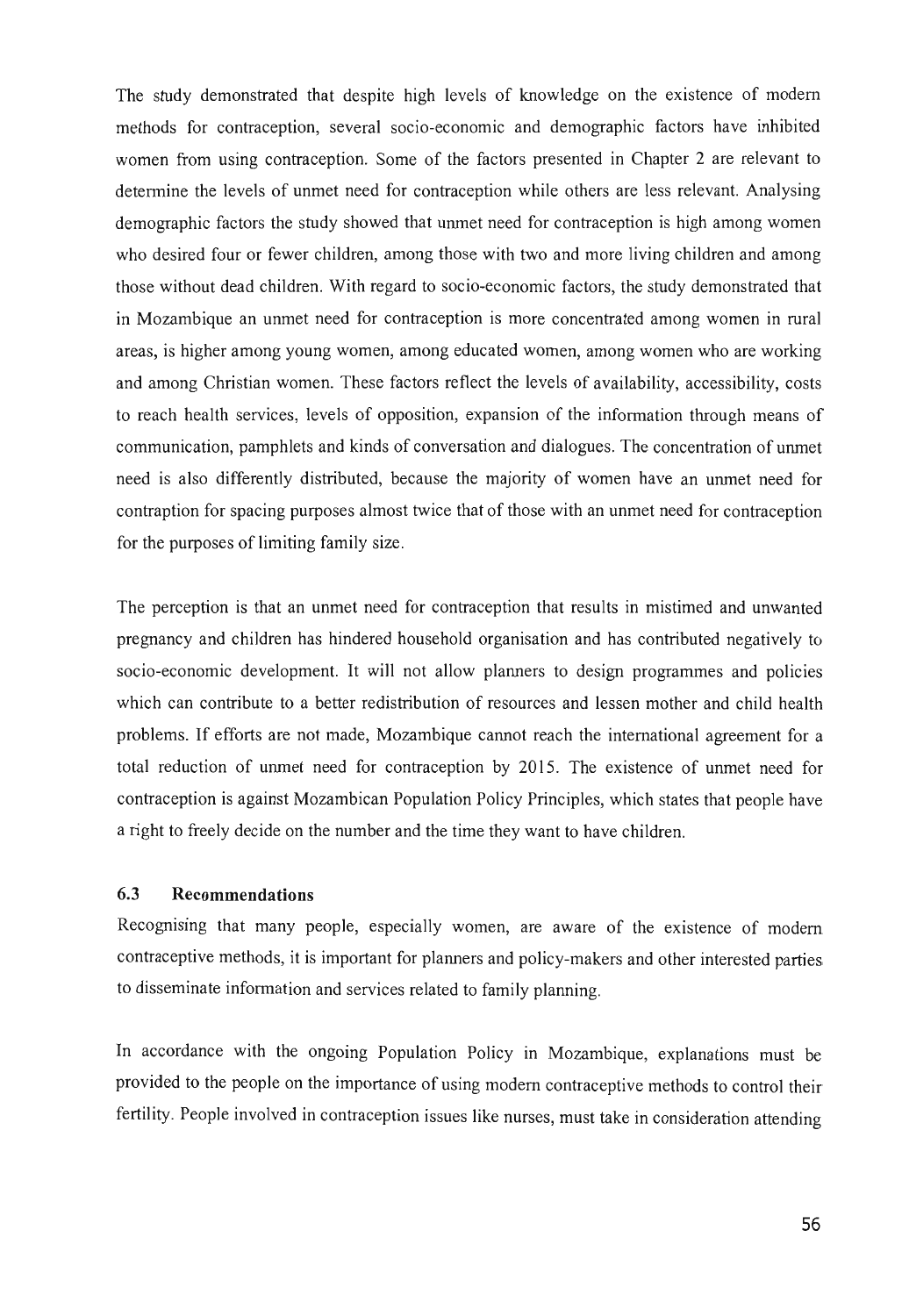The study demonstrated that despite high levels of knowledge on the existence of modern methods for contraception, several socio-economic and demographic factors have inhibited women from using contraception. Some of the factors presented in Chapter 2 are relevant to determine the levels of unmet need for contraception while others are less relevant. Analysing demographic factors the study showed that unmet need for contraception is high among women who desired four or fewer children, among those with two and more living children and among those without dead children. With regard to socio-economic factors, the study demonstrated that in Mozambique an unmet need for contraception is more concentrated among women in rural areas, is higher among young women, among educated women, among women who are working and among Christian women. These factors reflect the levels of availability, accessibility, costs to reach health services, levels of opposition, expansion of the information through means of communication, pamphlets and kinds of conversation and dialogues. The concentration of unmet need is also differently distributed, because the majority of women have an unmet need for contraption for spacing purposes almost twice that of those with an unmet need for contraception for the purposes of limiting family size.

The perception is that an unmet need for contraception that results in mistimed and unwanted pregnancy and children has hindered household organisation and has contributed negatively to socio-economic development. It will not allow planners to design programmes and policies which can contribute to a better redistribution of resources and lessen mother and child health problems. If efforts are not made, Mozambique cannot reach the international agreement for a total reduction of unmet need for contraception by 2015. The existence of unmet need for contraception is against Mozambican Population Policy Principles, which states that people have a right to freely decide on the number and the time they want to have children.

### 6.3 Recommendations

Recognising that many people, especially women, are aware of the existence of modern contraceptive methods, it is important for planners and policy-makers and other interested parties to disseminate information and services related to family planning.

In accordance with the ongoing Population Policy in Mozambique, explanations must be provided to the people on the importance of using modern contraceptive methods to control their fertility. People involved in contraception issues like nurses, must take in consideration attending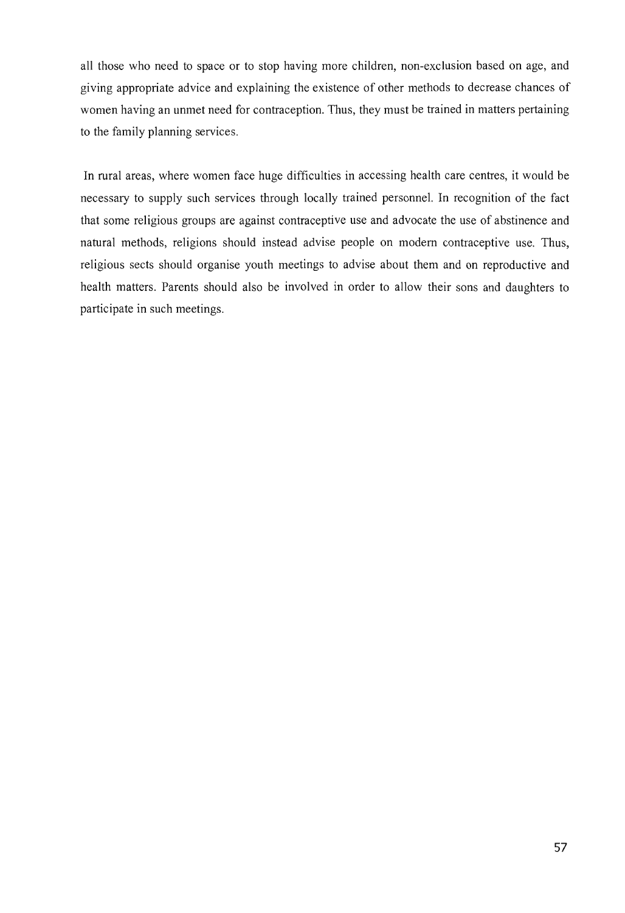all those who need to space or to stop having more children, non-exclusion based on age, and giving appropriate advice and explaining the existence of other methods to decrease chances of women having an unmet need for contraception. Thus, they must be trained in matters pertaining to the family planning services.

In rural areas, where women face huge difficulties in accessing health care centres, it would be necessary to supply such services through locally trained personnel. In recognition of the fact that some religious groups are against contraceptive use and advocate the use of abstinence and natural methods, religions should instead advise people on modern contraceptive use. Thus, religious sects should organise youth meetings to advise about them and on reproductive and health matters. Parents should also be involved in order to allow their sons and daughters to participate in such meetings.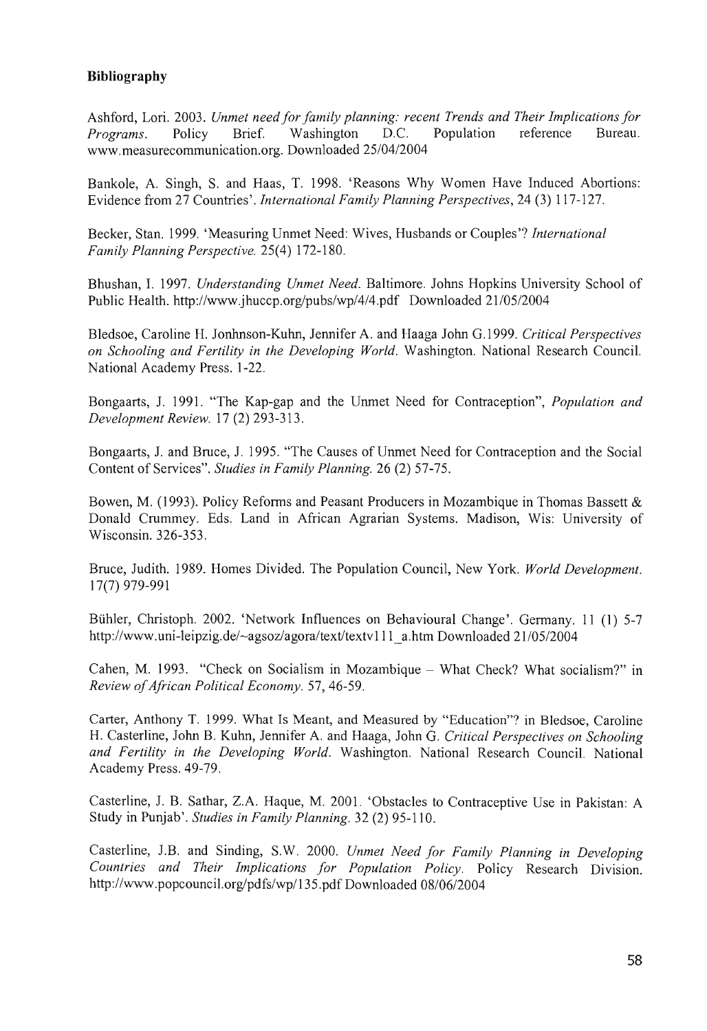**Bibliography**

Ashford, Lori. 2003. *Unmet need for family planning: recent Trends and Their Implications for Programs.* Policy Brief. Washington D.C. Population reference Bureau. www.measurecommunication.org. Downloaded 25/04/2004

Bankole, A. Singh, S. and Haas, T. 1998. 'Reasons Why Women Have Induced Abortions: Evidence from 27 Countries'. *International Family Planning Perspectives*, 24 (3) 117-127.

Becker, Stan. 1999. 'Measuring Unmet Need: Wives, Husbands or Couples'? *International Family Planning Perspective.* 25(4) 172-180.

Bhushan, I. 1997. *Understanding Unmet Need.* Baltimore. Johns Hopkins University School of Public Health. http://www.jhuccp.org/pubs/wp/4/4.pdf Downloaded 21/05/2004

Bledsoe, Caroline H. Jonhnson-Kuhn, Jennifer A. and Haaga John G.1999. *Critical Perspectives on Schooling and Fertility in the Developing World.* Washington. National Research Council. National Academy Press. 1-22.

Bongaarts, J. 1991. "The Kap-gap and the Unmet Need for Contraception", *Population and Development Review.* 17 (2) 293-313.

Bongaarts, J. and Bruce, J. 1995. "The Causes of Unmet Need for Contraception and the Social Content of Services". *Studies in Family Planning.* 26 (2) 57-75.

Bowen, M. (1993). Policy Reforms and Peasant Producers in Mozambique in Thomas Bassett & Donald Crummey. Eds. Land in African Agrarian Systems. Madison, Wis: University of Wisconsin. 326-353.

Bruce, Judith. 1989. Homes Divided. The Population Council, New York. *World Development.* 17(7) 979-991

Bühler, Christoph. 2002. 'Network Influences on Behavioural Change'. Germany. 11 (1) 5-7 http://www.uni-leipzig.de/~agsoz/agora/text/textv111_a.htm Downloaded 21/05/2004

Cahen, M. 1993. "Check on Socialism in Mozambique – What Check? What socialism?" in *Review of African Political Economy.* 57, 46-59.

Carter, Anthony T. 1999. What Is Meant, and Measured by "Education"? in Bledsoe, Caroline H. Casterline, John B. Kuhn, Jennifer A. and Haaga, John G. *Critical Perspectives on Schooling and Fertility in the Developing World.* Washington. National Research Council. National Academy Press. 49-79.

Casterline, J. B. Sathar, Z.A. Haque, M. 2001. 'Obstacles to Contraceptive Use in Pakistan: A Study in Punjab'. *Studies in Family Planning.* 32 (2) 95-110.

Casterline, J.B. and Sinding, S.W. 2000. *Unmet Need for Family Planning in Developing Countries and Their Implications for Population Policy.* Policy Research Division. http://www.popcouncil.org/pdfs/wp/135.pdf Downloaded 08/06/2004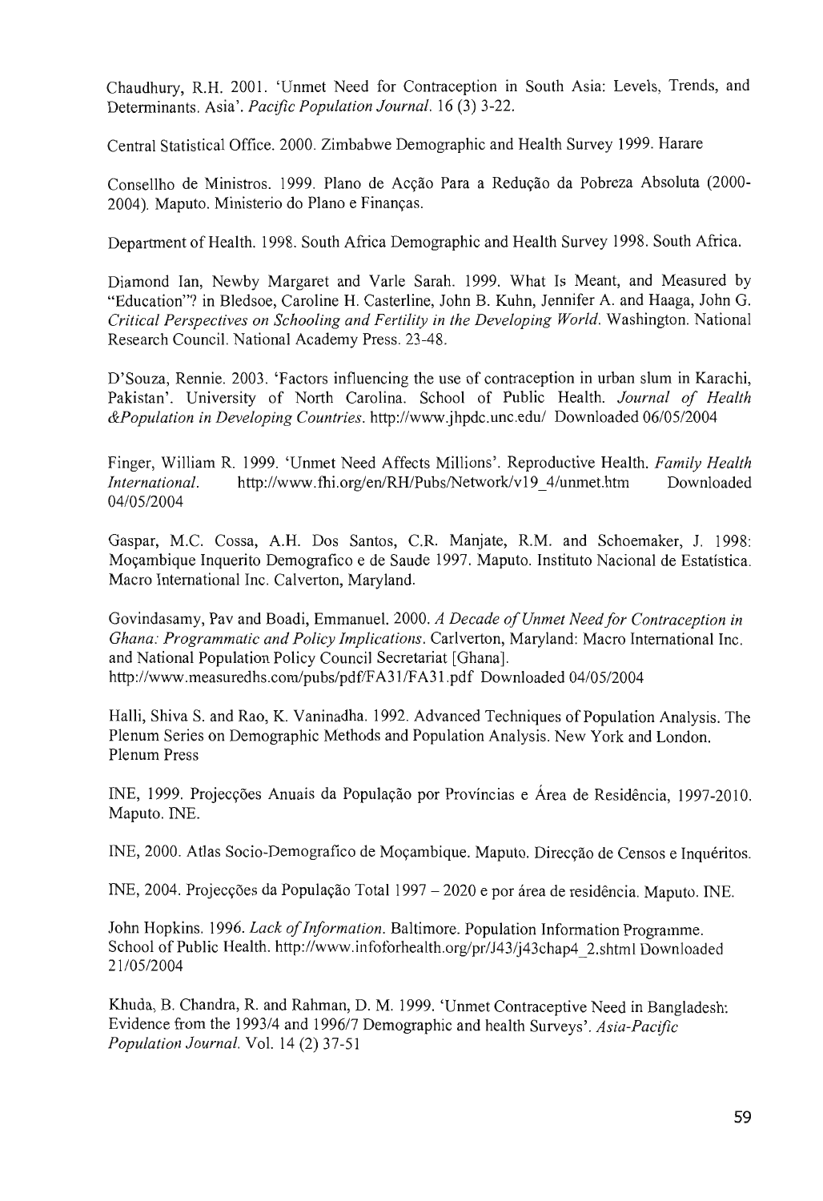Chaudhury, R.H. 2001. 'Unmet Need for Contraception in South Asia: Levels, Trends, and Determinants. Asia'. *Pacific Population Journal.* 16 (3) 3-22.

Central Statistical Office. 2000. Zimbabwe Demographic and Health Survey 1999. Harare

Consellho de Ministros. 1999. Plano de Acção Para a Redução da Pobreza Absoluta (2000-2004). Maputo. Ministerio do Plano e Finanças.

Department of Health. 1998. South Africa Demographic and Health Survey 1998. South Africa.

Diamond Ian, Newby Margaret and Varle Sarah. 1999. What Is Meant, and Measured by "Education"? in Bledsoe, Caroline H. Casterline, John B. Kuhn, Jennifer A. and Haaga, John G. *Critical Perspectives on Schooling and Fertility in the Developing World.* Washington. National Research Council. National Academy Press. 23-48.

D'Souza, Rennie. 2003. 'Factors influencing the use of contraception in urban slum in Karachi, Pakistan'. University of North Carolina. School of Public Health. *Journal of Health &Population in Developing Countries.* http://www.jhpdc.unc.edu/ Downloaded 06/05/2004

Finger, William R. 1999. 'Unmet Need Affects Millions'. Reproductive Health. *Family Health International.* http://www.fhi.org/en/RH/Pubs/Network/v19_4/unmet.htm Downloaded 04/05/2004

Gaspar, M.C. Cossa, A.H. Dos Santos, C.R. Manjate, R.M. and Schoemaker, J. 1998: Moçambique Inquerito Demografico e de Saude 1997. Maputo. Instituto Nacional de Estatística. Macro International Inc. Calverton, Maryland.

Govindasamy, Pav and Boadi, Emmanuel. 2000. *A Decade of Unmet Need for Contraception in Ghana: Programmatic and Policy Implications.* Carlverton, Maryland: Macro International Inc. and National Population Policy Council Secretariat [Ghana]. http://www.measuredhs.com/pubs/pdf/FA31/FA31.pdf Downloaded 04/05/2004

Halli, Shiva S. and Rao, K. Vaninadha. 1992. Advanced Techniques of Population Analysis. The Plenum Series on Demographic Methods and Population Analysis. New York and London. Plenum Press

INE, 1999. Projecções Anuais da População por Províncias e Área de Residência, 1997-2010. Maputo. INE.

INE, 2000. Atlas Socio-Demografico de Moçambique. Maputo. Direcção de Censos e Inquéritos.

INE, 2004. Projecções da População Total 1997 – 2020 e por área de residência. Maputo. INE.

John Hopkins. 1996. *Lack of Information.* Baltimore. Population Information Programme. School of Public Health. http://www.infoforhealth.org/pr/J43/j43chap4_2.shtml Downloaded 21/05/2004

Khuda, B. Chandra, R. and Rahman, D. M. 1999. 'Unmet Contraceptive Need in Bangladesh: Evidence from the 1993/4 and 1996/7 Demographic and health Surveys'. *Asia-Pacific Population Journal.* Vol. 14 (2) 37-51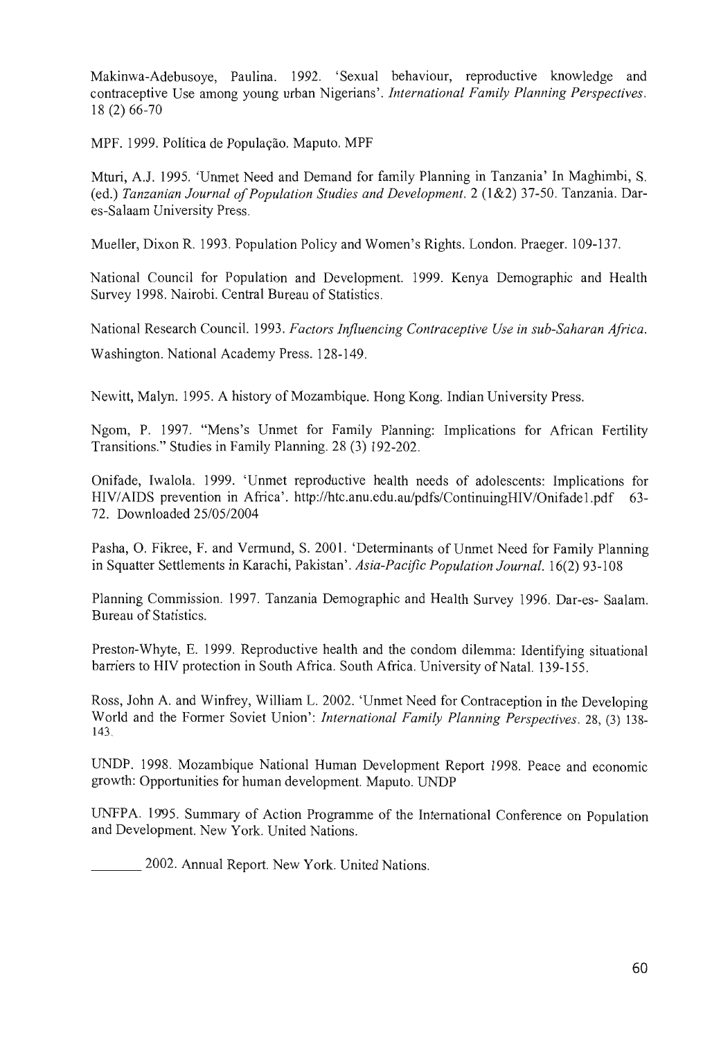Makinwa-Adebusoye, Paulina. 1992. 'Sexual behaviour, reproductive knowledge and contraceptive Use among young urban Nigerians'. *International Family Planning Perspectives.* 18 (2) 66-70

MPF. 1999. Política de População. Maputo. MPF

Mturi, A.J. 1995. 'Unmet Need and Demand for family Planning in Tanzania' In Maghimbi, S. (ed.) *Tanzanian Journal of Population Studies and Development.* 2 (1&2) 37-50. Tanzania. Dar-es-Salaam University Press.

Mueller, Dixon R. 1993. Population Policy and Women's Rights. London. Praeger. 109-137.

National Council for Population and Development. 1999. Kenya Demographic and Health Survey 1998. Nairobi. Central Bureau of Statistics.

National Research Council. 1993. *Factors Influencing Contraceptive Use in sub-Saharan Africa.* Washington. National Academy Press. 128-149.

Newitt, Malyn. 1995. A history of Mozambique. Hong Kong. Indian University Press.

Ngom, P. 1997. "Mens's Unmet for Family Planning: Implications for African Fertility Transitions." Studies in Family Planning. 28 (3) 192-202.

Onifade, Iwalola. 1999. 'Unmet reproductive health needs of adolescents: Implications for HIV/AIDS prevention in Africa'. http://htc.anu.edu.au/pdfs/ContinuingHIV/Onifade1.pdf 63-72. Downloaded 25/05/2004

Pasha, O. Fikree, F. and Vermund, S. 2001. 'Determinants of Unmet Need for Family Planning in Squatter Settlements in Karachi, Pakistan'. *Asia-Pacific Population Journal.* 16(2) 93-108

Planning Commission. 1997. Tanzania Demographic and Health Survey 1996. Dar-es- Saalam. Bureau of Statistics.

Preston-Whyte, E. 1999. Reproductive health and the condom dilemma: Identifying situational barriers to HIV protection in South Africa. South Africa. University of Natal. 139-155.

Ross, John A. and Winfrey, William L. 2002. 'Unmet Need for Contraception in the Developing World and the Former Soviet Union': *International Family Planning Perspectives.* 28, (3) 138-143.

UNDP. 1998. Mozambique National Human Development Report 1998. Peace and economic growth: Opportunities for human development. Maputo. UNDP

UNFPA. 1995. Summary of Action Programme of the International Conference on Population and Development. New York. United Nations.

_______ 2002. Annual Report. New York. United Nations.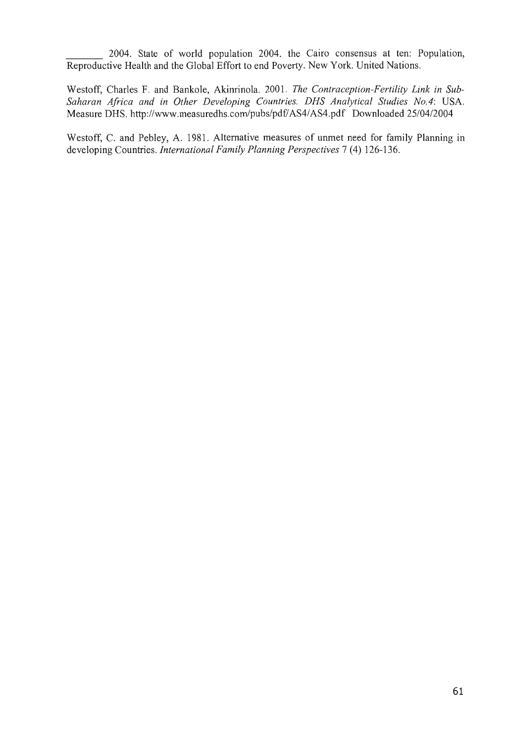_______ 2004. State of world population 2004. the Cairo consensus at ten: Population, Reproductive Health and the Global Effort to end Poverty. New York. United Nations.

Westoff, Charles F. and Bankole, Akinrinola. 2001. *The Contraception-Fertility Link in Sub-Saharan Africa and in Other Developing Countries. DHS Analytical Studies No.4*: USA. Measure DHS. http://www.measuredhs.com/pubs/pdf/AS4/AS4.pdf Downloaded 25/04/2004

Westoff, C. and Pebley, A. 1981. Alternative measures of unmet need for family Planning in developing Countries. *International Family Planning Perspectives* 7 (4) 126-136.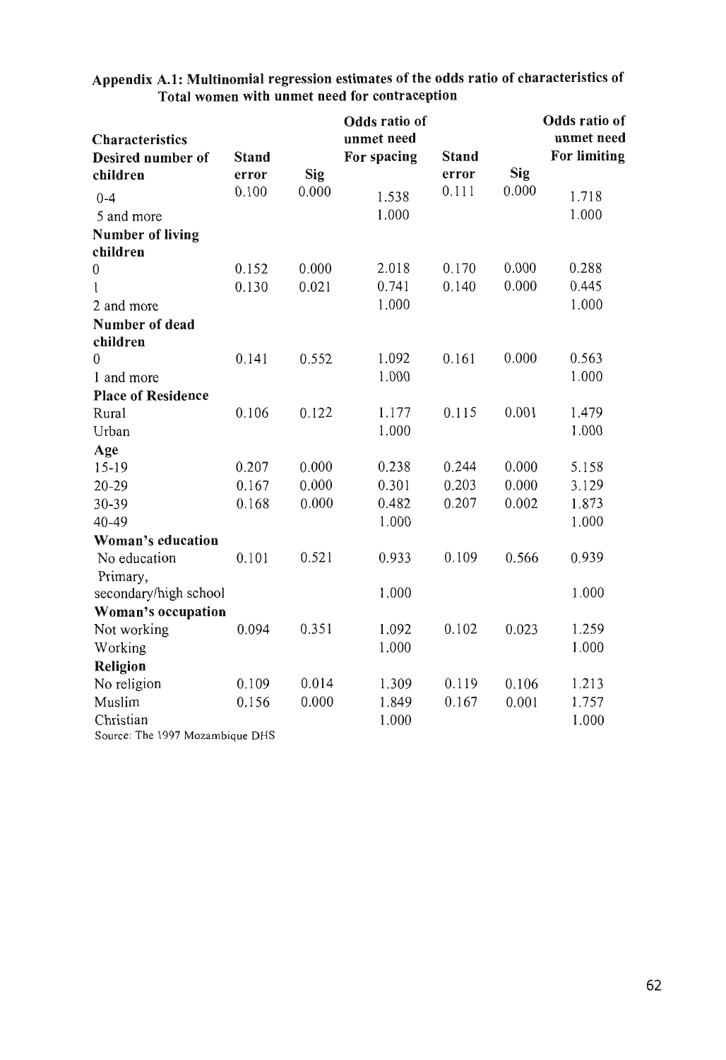**Appendix A.1: Multinomial regression estimates of the odds ratio of characteristics of Total women with unmet need for contraception**

| Characteristics | Stand error | Sig | Odds ratio of unmet need For spacing | Stand error | Sig | Odds ratio of unmet need For limiting |
|---|---|---|---|---|---|---|
| **Desired number of children** | | | | | | |
| 0-4 | 0.100 | 0.000 | 1.538 | 0.111 | 0.000 | 1.718 |
| 5 and more | | | 1.000 | | | 1.000 |
| **Number of living children** | | | | | | |
| 0 | 0.152 | 0.000 | 2.018 | 0.170 | 0.000 | 0.288 |
| 1 | 0.130 | 0.021 | 0.741 | 0.140 | 0.000 | 0.445 |
| 2 and more | | | 1.000 | | | 1.000 |
| **Number of dead children** | | | | | | |
| 0 | 0.141 | 0.552 | 1.092 | 0.161 | 0.000 | 0.563 |
| 1 and more | | | 1.000 | | | 1.000 |
| **Place of Residence** | | | | | | |
| Rural | 0.106 | 0.122 | 1.177 | 0.115 | 0.001 | 1.479 |
| Urban | | | 1.000 | | | 1.000 |
| **Age** | | | | | | |
| 15-19 | 0.207 | 0.000 | 0.238 | 0.244 | 0.000 | 5.158 |
| 20-29 | 0.167 | 0.000 | 0.301 | 0.203 | 0.000 | 3.129 |
| 30-39 | 0.168 | 0.000 | 0.482 | 0.207 | 0.002 | 1.873 |
| 40-49 | | | 1.000 | | | 1.000 |
| **Woman's education** | | | | | | |
| No education | 0.101 | 0.521 | 0.933 | 0.109 | 0.566 | 0.939 |
| Primary, secondary/high school | | | 1.000 | | | 1.000 |
| **Woman's occupation** | | | | | | |
| Not working | 0.094 | 0.351 | 1.092 | 0.102 | 0.023 | 1.259 |
| Working | | | 1.000 | | | 1.000 |
| **Religion** | | | | | | |
| No religion | 0.109 | 0.014 | 1.309 | 0.119 | 0.106 | 1.213 |
| Muslim | 0.156 | 0.000 | 1.849 | 0.167 | 0.001 | 1.757 |
| Christian | | | 1.000 | | | 1.000 |

Source: The 1997 Mozambique DHS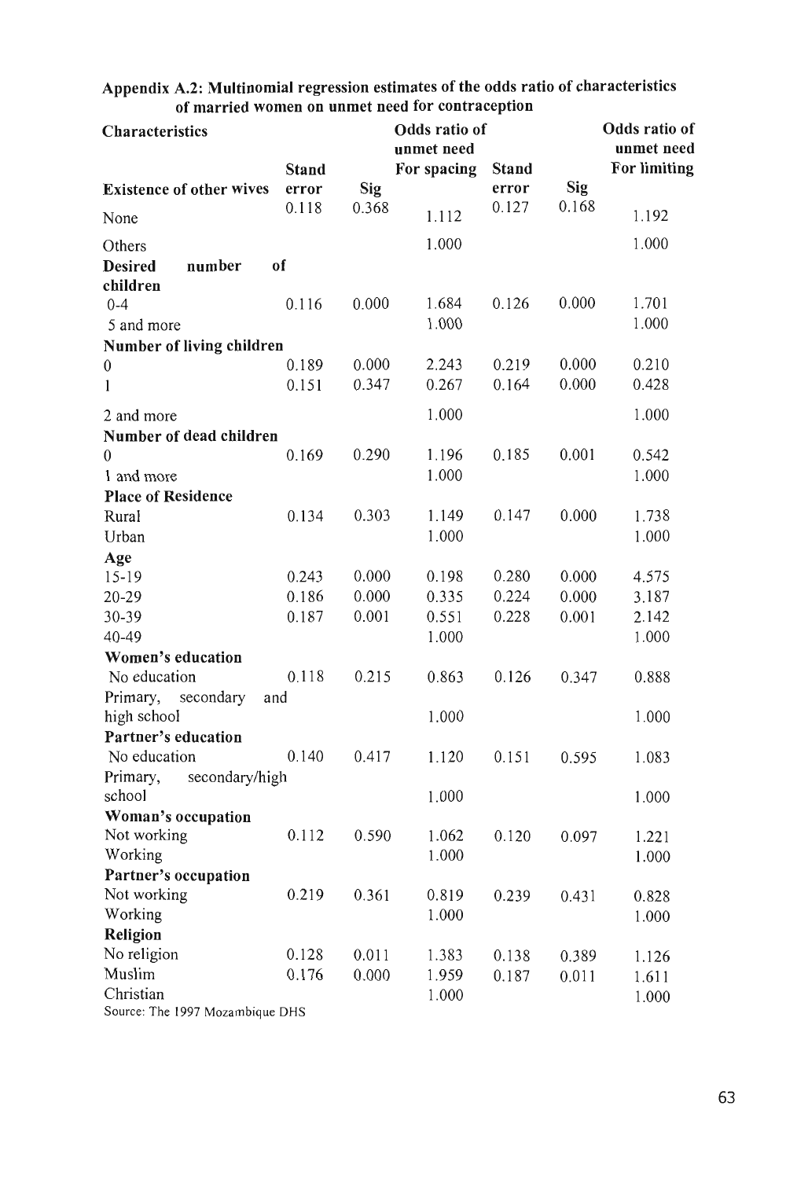**Appendix A.2: Multinomial regression estimates of the odds ratio of characteristics of married women on unmet need for contraception**

| Characteristics | Stand error | Sig | Odds ratio of unmet need For spacing | Stand error | Sig | Odds ratio of unmet need For limiting |
|---|---|---|---|---|---|---|
| **Existence of other wives** | | | | | | |
| None | 0.118 | 0.368 | 1.112 | 0.127 | 0.168 | 1.192 |
| Others | | | 1.000 | | | 1.000 |
| **Desired number of children** | | | | | | |
| 0-4 | 0.116 | 0.000 | 1.684 | 0.126 | 0.000 | 1.701 |
| 5 and more | | | 1.000 | | | 1.000 |
| **Number of living children** | | | | | | |
| 0 | 0.189 | 0.000 | 2.243 | 0.219 | 0.000 | 0.210 |
| 1 | 0.151 | 0.347 | 0.267 | 0.164 | 0.000 | 0.428 |
| 2 and more | | | 1.000 | | | 1.000 |
| **Number of dead children** | | | | | | |
| 0 | 0.169 | 0.290 | 1.196 | 0.185 | 0.001 | 0.542 |
| 1 and more | | | 1.000 | | | 1.000 |
| **Place of Residence** | | | | | | |
| Rural | 0.134 | 0.303 | 1.149 | 0.147 | 0.000 | 1.738 |
| Urban | | | 1.000 | | | 1.000 |
| **Age** | | | | | | |
| 15-19 | 0.243 | 0.000 | 0.198 | 0.280 | 0.000 | 4.575 |
| 20-29 | 0.186 | 0.000 | 0.335 | 0.224 | 0.000 | 3.187 |
| 30-39 | 0.187 | 0.001 | 0.551 | 0.228 | 0.001 | 2.142 |
| 40-49 | | | 1.000 | | | 1.000 |
| **Women's education** | | | | | | |
| No education | 0.118 | 0.215 | 0.863 | 0.126 | 0.347 | 0.888 |
| Primary, secondary and high school | | | 1.000 | | | 1.000 |
| **Partner's education** | | | | | | |
| No education | 0.140 | 0.417 | 1.120 | 0.151 | 0.595 | 1.083 |
| Primary, secondary/high school | | | 1.000 | | | 1.000 |
| **Woman's occupation** | | | | | | |
| Not working | 0.112 | 0.590 | 1.062 | 0.120 | 0.097 | 1.221 |
| Working | | | 1.000 | | | 1.000 |
| **Partner's occupation** | | | | | | |
| Not working | 0.219 | 0.361 | 0.819 | 0.239 | 0.431 | 0.828 |
| Working | | | 1.000 | | | 1.000 |
| **Religion** | | | | | | |
| No religion | 0.128 | 0.011 | 1.383 | 0.138 | 0.389 | 1.126 |
| Muslim | 0.176 | 0.000 | 1.959 | 0.187 | 0.011 | 1.611 |
| Christian | | | 1.000 | | | 1.000 |

Source: The 1997 Mozambique DHS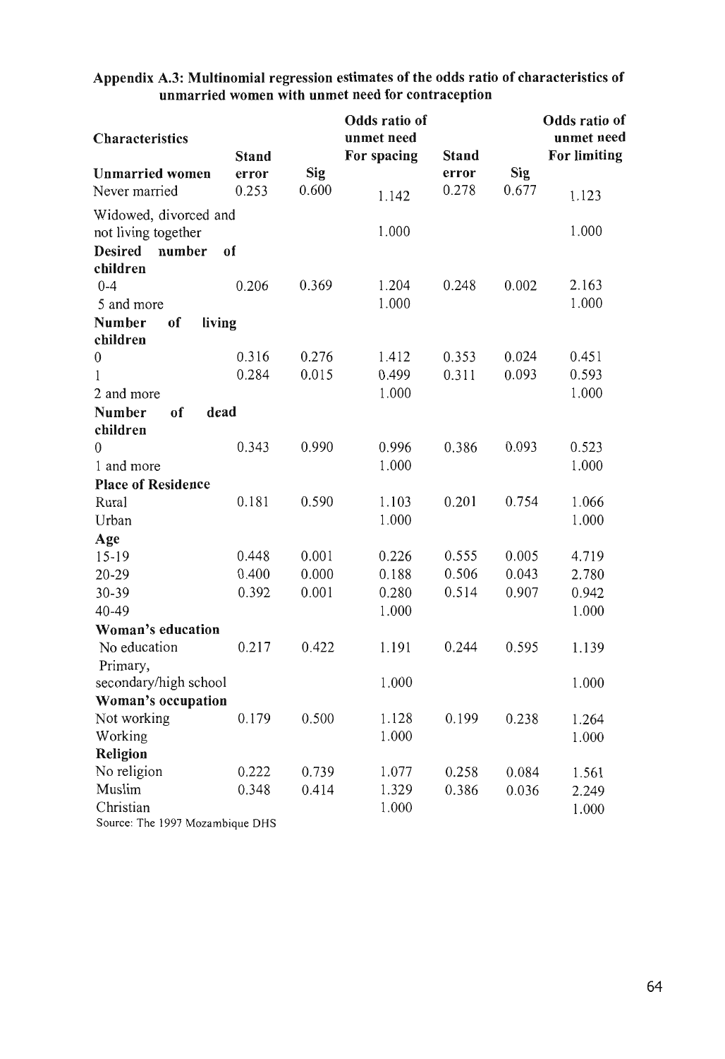**Appendix A.3: Multinomial regression estimates of the odds ratio of characteristics of unmarried women with unmet need for contraception**

| Characteristics | Stand error | Sig | Odds ratio of unmet need For spacing | Stand error | Sig | Odds ratio of unmet need For limiting |
|---|---|---|---|---|---|---|
| **Unmarried women** | | | | | | |
| Never married | 0.253 | 0.600 | 1.142 | 0.278 | 0.677 | 1.123 |
| Widowed, divorced and not living together | | | 1.000 | | | 1.000 |
| **Desired number of children** | | | | | | |
| 0-4 | 0.206 | 0.369 | 1.204 | 0.248 | 0.002 | 2.163 |
| 5 and more | | | 1.000 | | | 1.000 |
| **Number of living children** | | | | | | |
| 0 | 0.316 | 0.276 | 1.412 | 0.353 | 0.024 | 0.451 |
| 1 | 0.284 | 0.015 | 0.499 | 0.311 | 0.093 | 0.593 |
| 2 and more | | | 1.000 | | | 1.000 |
| **Number of dead children** | | | | | | |
| 0 | 0.343 | 0.990 | 0.996 | 0.386 | 0.093 | 0.523 |
| 1 and more | | | 1.000 | | | 1.000 |
| **Place of Residence** | | | | | | |
| Rural | 0.181 | 0.590 | 1.103 | 0.201 | 0.754 | 1.066 |
| Urban | | | 1.000 | | | 1.000 |
| **Age** | | | | | | |
| 15-19 | 0.448 | 0.001 | 0.226 | 0.555 | 0.005 | 4.719 |
| 20-29 | 0.400 | 0.000 | 0.188 | 0.506 | 0.043 | 2.780 |
| 30-39 | 0.392 | 0.001 | 0.280 | 0.514 | 0.907 | 0.942 |
| 40-49 | | | 1.000 | | | 1.000 |
| **Woman's education** | | | | | | |
| No education | 0.217 | 0.422 | 1.191 | 0.244 | 0.595 | 1.139 |
| Primary, secondary/high school | | | 1.000 | | | 1.000 |
| **Woman's occupation** | | | | | | |
| Not working | 0.179 | 0.500 | 1.128 | 0.199 | 0.238 | 1.264 |
| Working | | | 1.000 | | | 1.000 |
| **Religion** | | | | | | |
| No religion | 0.222 | 0.739 | 1.077 | 0.258 | 0.084 | 1.561 |
| Muslim | 0.348 | 0.414 | 1.329 | 0.386 | 0.036 | 2.249 |
| Christian | | | 1.000 | | | 1.000 |

Source: The 1997 Mozambique DHS